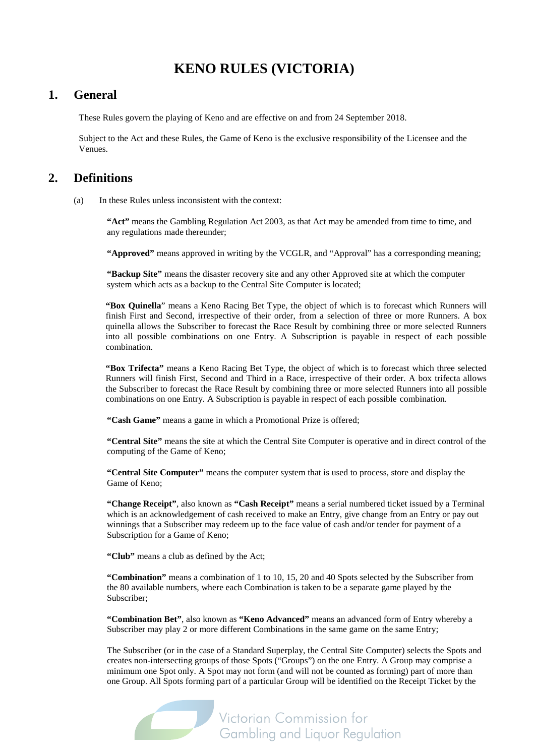# KENO RULES (VICTORIA)

## 1. General

These Rules govern the playing of Keno and are effective on and from 24 September 2018.

Subject to the Act and these Rules, the Game of Keno is the exclusive responsibility of the Licensee and the Venues.

## 2. Definitions

(a) In these Rules unless inconsistent with the context:

**"Act"** means the Gambling Regulation Act 2003, as that Act may be amended from time to time, and any regulations made thereunder;

**"Approved"** means approved in writing by the VCGLR, and "Approval" has a corresponding meaning;

**"Backup Site"** means the disaster recovery site and any other Approved site at which the computer system which acts as a backup to the Central Site Computer is located;

**"Box Quinella"** means a Keno Racing Bet Type, the object of which is to forecast which Runners will finish First and Second, irrespective of their order, from a selection of three or more Runners. A box quinella allows the Subscriber to forecast the Race Result by combining three or more selected Runners into all possible combinations on one Entry. A Subscription is payable in respect of each possible combination.

**"Box Trifecta"** means a Keno Racing Bet Type, the object of which is to forecast which three selected Runners will finish First, Second and Third in a Race, irrespective of their order. A box trifecta allows the Subscriber to forecast the Race Result by combining three or more selected Runners into all possible combinations on one Entry. A Subscription is payable in respect of each possible combination.

**"Cash Game"** means a game in which a Promotional Prize is offered;

**"Central Site"** means the site at which the Central Site Computer is operative and in direct control of the computing of the Game of Keno;

**"Central Site Computer"** means the computer system that is used to process, store and display the Game of Keno;

**"Change Receipt"**, also known as **"Cash Receipt"** means a serial numbered ticket issued by a Terminal which is an acknowledgement of cash received to make an Entry, give change from an Entry or pay out winnings that a Subscriber may redeem up to the face value of cash and/or tender for payment of a Subscription for a Game of Keno;

**"Club"** means a club as defined by the Act;

**"Combination"** means a combination of 1 to 10, 15, 20 and 40 Spots selected by the Subscriber from the 80 available numbers, where each Combination is taken to be a separate game played by the Subscriber;

**"Combination Bet"**, also known as **"Keno Advanced"** means an advanced form of Entry whereby a Subscriber may play 2 or more different Combinations in the same game on the same Entry;

The Subscriber (or in the case of a Standard Superplay, the Central Site Computer) selects the Spots and creates non-intersecting groups of those Spots ("Groups") on the one Entry. A Group may comprise a minimum one Spot only. A Spot may not form (and will not be counted as forming) part of more than one Group. All Spots forming part of a particular Group will be identified on the Receipt Ticket by the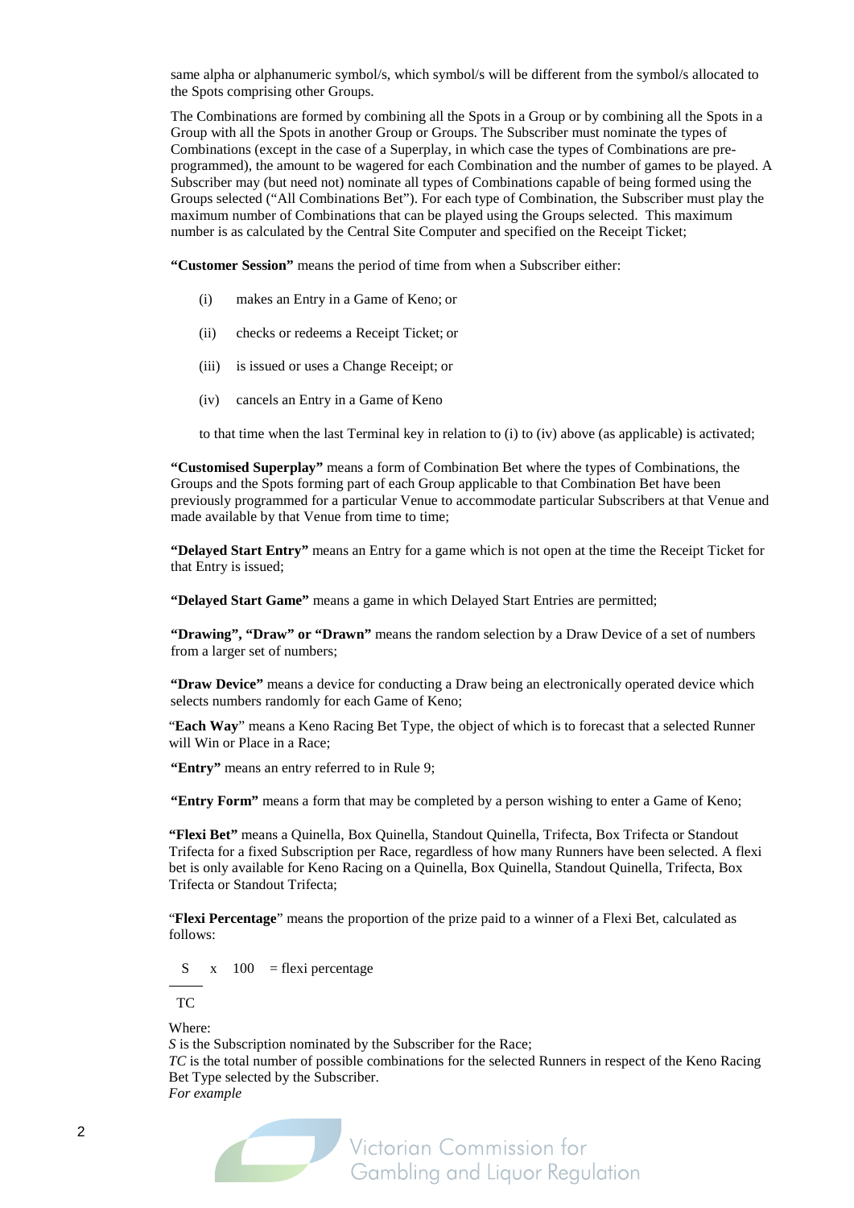same alpha or alphanumeric symbol/s, which symbol/s will be different from the symbol/s allocated to the Spots comprising other Groups.

The Combinations are formed by combining all the Spots in a Group or by combining all the Spots in a Group with all the Spots in another Group or Groups. The Subscriber must nominate the types of Combinations (except in the case of a Superplay, in which case the types of Combinations are pre-programmed), the amount to be wagered for each Combination and the number of games to be played. A Subscriber may (but need not) nominate all types of Combinations capable of being formed using the Groups selected ("All Combinations Bet"). For each type of Combination, the Subscriber must play the maximum number of Combinations that can be played using the Groups selected. This maximum number is as calculated by the Central Site Computer and specified on the Receipt Ticket;

**"Customer Session"** means the period of time from when a Subscriber either:

(i) makes an Entry in a Game of Keno; or

(ii) checks or redeems a Receipt Ticket; or

(iii) is issued or uses a Change Receipt; or

(iv) cancels an Entry in a Game of Keno

to that time when the last Terminal key in relation to (i) to (iv) above (as applicable) is activated;

**"Customised Superplay"** means a form of Combination Bet where the types of Combinations, the Groups and the Spots forming part of each Group applicable to that Combination Bet have been previously programmed for a particular Venue to accommodate particular Subscribers at that Venue and made available by that Venue from time to time;

**"Delayed Start Entry"** means an Entry for a game which is not open at the time the Receipt Ticket for that Entry is issued;

**"Delayed Start Game"** means a game in which Delayed Start Entries are permitted;

**"Drawing", "Draw" or "Drawn"** means the random selection by a Draw Device of a set of numbers from a larger set of numbers;

**"Draw Device"** means a device for conducting a Draw being an electronically operated device which selects numbers randomly for each Game of Keno;

"**Each Way**" means a Keno Racing Bet Type, the object of which is to forecast that a selected Runner will Win or Place in a Race;

**"Entry"** means an entry referred to in Rule 9;

**"Entry Form"** means a form that may be completed by a person wishing to enter a Game of Keno;

**"Flexi Bet"** means a Quinella, Box Quinella, Standout Quinella, Trifecta, Box Trifecta or Standout Trifecta for a fixed Subscription per Race, regardless of how many Runners have been selected. A flexi bet is only available for Keno Racing on a Quinella, Box Quinella, Standout Quinella, Trifecta, Box Trifecta or Standout Trifecta;

"**Flexi Percentage**" means the proportion of the prize paid to a winner of a Flexi Bet, calculated as follows:

$$\frac{S \times 100}{TC} = \text{flexi percentage}$$

Where:
*S* is the Subscription nominated by the Subscriber for the Race;
*TC* is the total number of possible combinations for the selected Runners in respect of the Keno Racing Bet Type selected by the Subscriber.
*For example*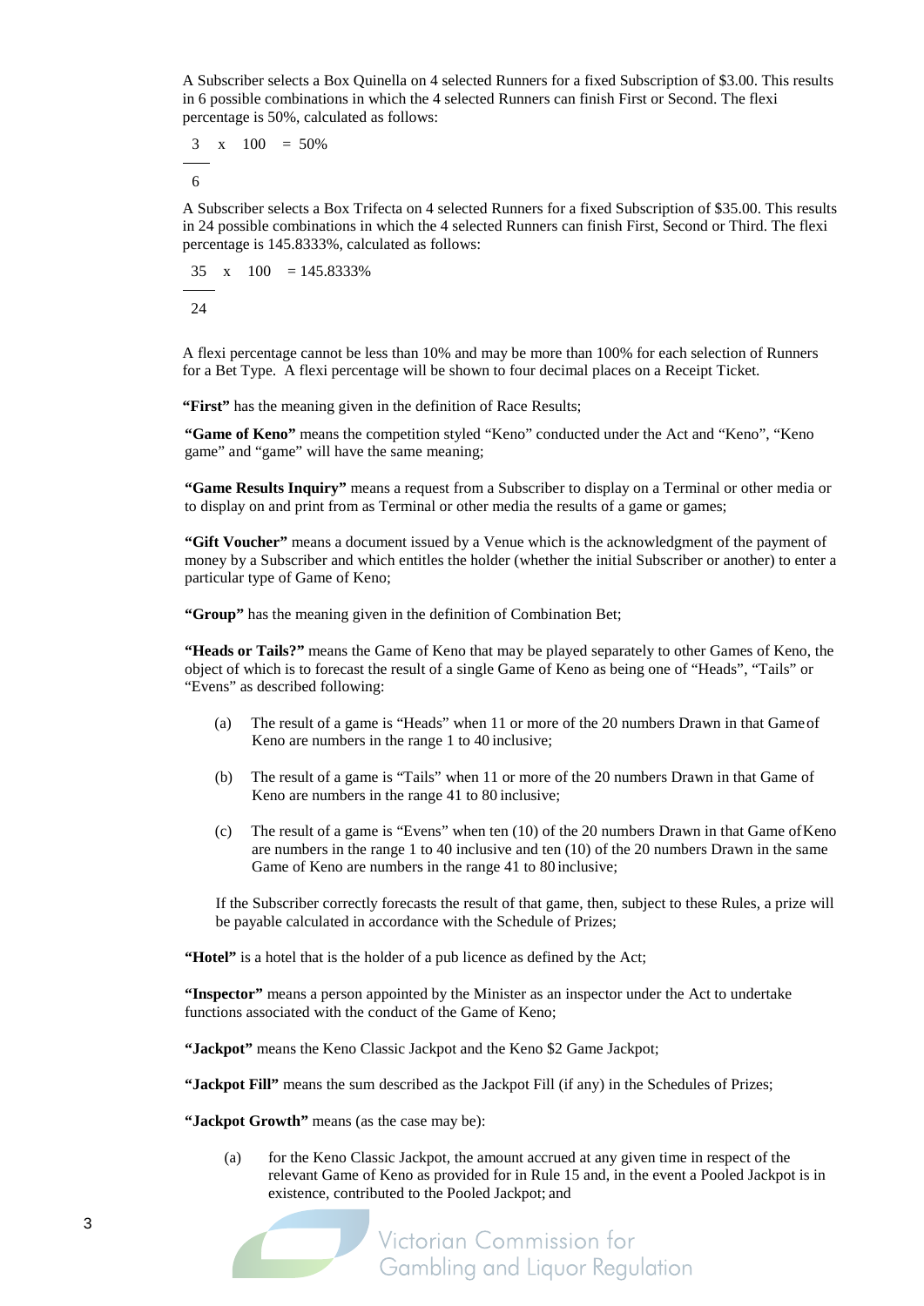A Subscriber selects a Box Quinella on 4 selected Runners for a fixed Subscription of $3.00. This results in 6 possible combinations in which the 4 selected Runners can finish First or Second. The flexi percentage is 50%, calculated as follows:

$$\frac{3}{6} \times 100 = 50\%$$

A Subscriber selects a Box Trifecta on 4 selected Runners for a fixed Subscription of $35.00. This results in 24 possible combinations in which the 4 selected Runners can finish First, Second or Third. The flexi percentage is 145.8333%, calculated as follows:

$$\frac{35}{24} \times 100 = 145.8333\%$$

A flexi percentage cannot be less than 10% and may be more than 100% for each selection of Runners for a Bet Type. A flexi percentage will be shown to four decimal places on a Receipt Ticket.

**"First"** has the meaning given in the definition of Race Results;

**"Game of Keno"** means the competition styled "Keno" conducted under the Act and "Keno", "Keno game" and "game" will have the same meaning;

**"Game Results Inquiry"** means a request from a Subscriber to display on a Terminal or other media or to display on and print from as Terminal or other media the results of a game or games;

**"Gift Voucher"** means a document issued by a Venue which is the acknowledgment of the payment of money by a Subscriber and which entitles the holder (whether the initial Subscriber or another) to enter a particular type of Game of Keno;

**"Group"** has the meaning given in the definition of Combination Bet;

**"Heads or Tails?"** means the Game of Keno that may be played separately to other Games of Keno, the object of which is to forecast the result of a single Game of Keno as being one of "Heads", "Tails" or "Evens" as described following:

(a) The result of a game is "Heads" when 11 or more of the 20 numbers Drawn in that Game of Keno are numbers in the range 1 to 40 inclusive;

(b) The result of a game is "Tails" when 11 or more of the 20 numbers Drawn in that Game of Keno are numbers in the range 41 to 80 inclusive;

(c) The result of a game is "Evens" when ten (10) of the 20 numbers Drawn in that Game of Keno are numbers in the range 1 to 40 inclusive and ten (10) of the 20 numbers Drawn in the same Game of Keno are numbers in the range 41 to 80 inclusive;

If the Subscriber correctly forecasts the result of that game, then, subject to these Rules, a prize will be payable calculated in accordance with the Schedule of Prizes;

**"Hotel"** is a hotel that is the holder of a pub licence as defined by the Act;

**"Inspector"** means a person appointed by the Minister as an inspector under the Act to undertake functions associated with the conduct of the Game of Keno;

**"Jackpot"** means the Keno Classic Jackpot and the Keno $2 Game Jackpot;

**"Jackpot Fill"** means the sum described as the Jackpot Fill (if any) in the Schedules of Prizes;

**"Jackpot Growth"** means (as the case may be):

(a) for the Keno Classic Jackpot, the amount accrued at any given time in respect of the relevant Game of Keno as provided for in Rule 15 and, in the event a Pooled Jackpot is in existence, contributed to the Pooled Jackpot; and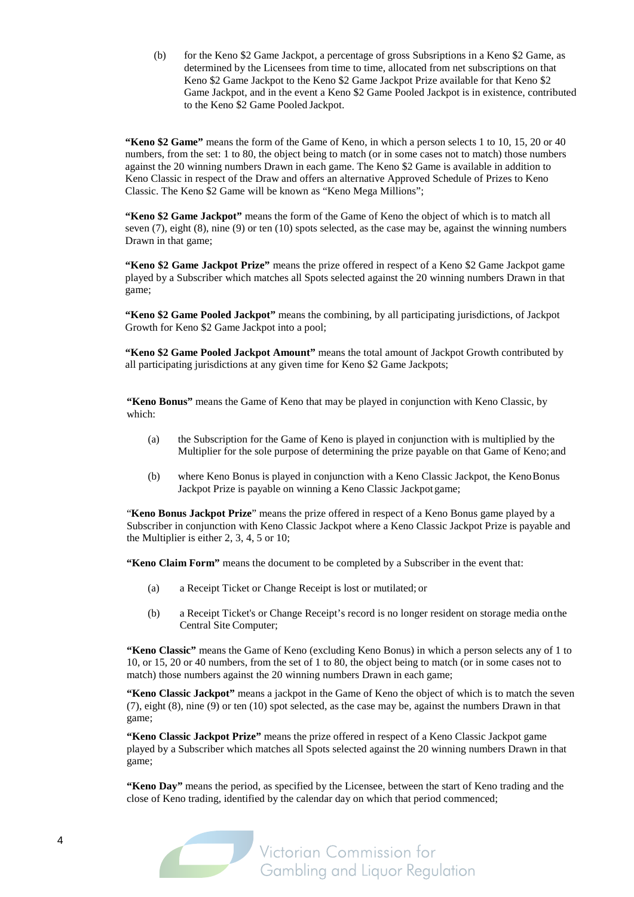(b) for the Keno $2 Game Jackpot, a percentage of gross Subsriptions in a Keno $2 Game, as determined by the Licensees from time to time, allocated from net subscriptions on that Keno $2 Game Jackpot to the Keno $2 Game Jackpot Prize available for that Keno $2 Game Jackpot, and in the event a Keno $2 Game Pooled Jackpot is in existence, contributed to the Keno $2 Game Pooled Jackpot.

**"Keno $2 Game"** means the form of the Game of Keno, in which a person selects 1 to 10, 15, 20 or 40 numbers, from the set: 1 to 80, the object being to match (or in some cases not to match) those numbers against the 20 winning numbers Drawn in each game. The Keno $2 Game is available in addition to Keno Classic in respect of the Draw and offers an alternative Approved Schedule of Prizes to Keno Classic. The Keno $2 Game will be known as "Keno Mega Millions";

**"Keno $2 Game Jackpot"** means the form of the Game of Keno the object of which is to match all seven (7), eight (8), nine (9) or ten (10) spots selected, as the case may be, against the winning numbers Drawn in that game;

**"Keno $2 Game Jackpot Prize"** means the prize offered in respect of a Keno $2 Game Jackpot game played by a Subscriber which matches all Spots selected against the 20 winning numbers Drawn in that game;

**"Keno $2 Game Pooled Jackpot"** means the combining, by all participating jurisdictions, of Jackpot Growth for Keno $2 Game Jackpot into a pool;

**"Keno $2 Game Pooled Jackpot Amount"** means the total amount of Jackpot Growth contributed by all participating jurisdictions at any given time for Keno $2 Game Jackpots;

**"Keno Bonus"** means the Game of Keno that may be played in conjunction with Keno Classic, by which:

(a) the Subscription for the Game of Keno is played in conjunction with is multiplied by the Multiplier for the sole purpose of determining the prize payable on that Game of Keno; and

(b) where Keno Bonus is played in conjunction with a Keno Classic Jackpot, the Keno Bonus Jackpot Prize is payable on winning a Keno Classic Jackpot game;

"**Keno Bonus Jackpot Prize**" means the prize offered in respect of a Keno Bonus game played by a Subscriber in conjunction with Keno Classic Jackpot where a Keno Classic Jackpot Prize is payable and the Multiplier is either 2, 3, 4, 5 or 10;

**"Keno Claim Form"** means the document to be completed by a Subscriber in the event that:

(a) a Receipt Ticket or Change Receipt is lost or mutilated; or

(b) a Receipt Ticket's or Change Receipt's record is no longer resident on storage media on the Central Site Computer;

**"Keno Classic"** means the Game of Keno (excluding Keno Bonus) in which a person selects any of 1 to 10, or 15, 20 or 40 numbers, from the set of 1 to 80, the object being to match (or in some cases not to match) those numbers against the 20 winning numbers Drawn in each game;

**"Keno Classic Jackpot"** means a jackpot in the Game of Keno the object of which is to match the seven (7), eight (8), nine (9) or ten (10) spot selected, as the case may be, against the numbers Drawn in that game;

**"Keno Classic Jackpot Prize"** means the prize offered in respect of a Keno Classic Jackpot game played by a Subscriber which matches all Spots selected against the 20 winning numbers Drawn in that game;

**"Keno Day"** means the period, as specified by the Licensee, between the start of Keno trading and the close of Keno trading, identified by the calendar day on which that period commenced;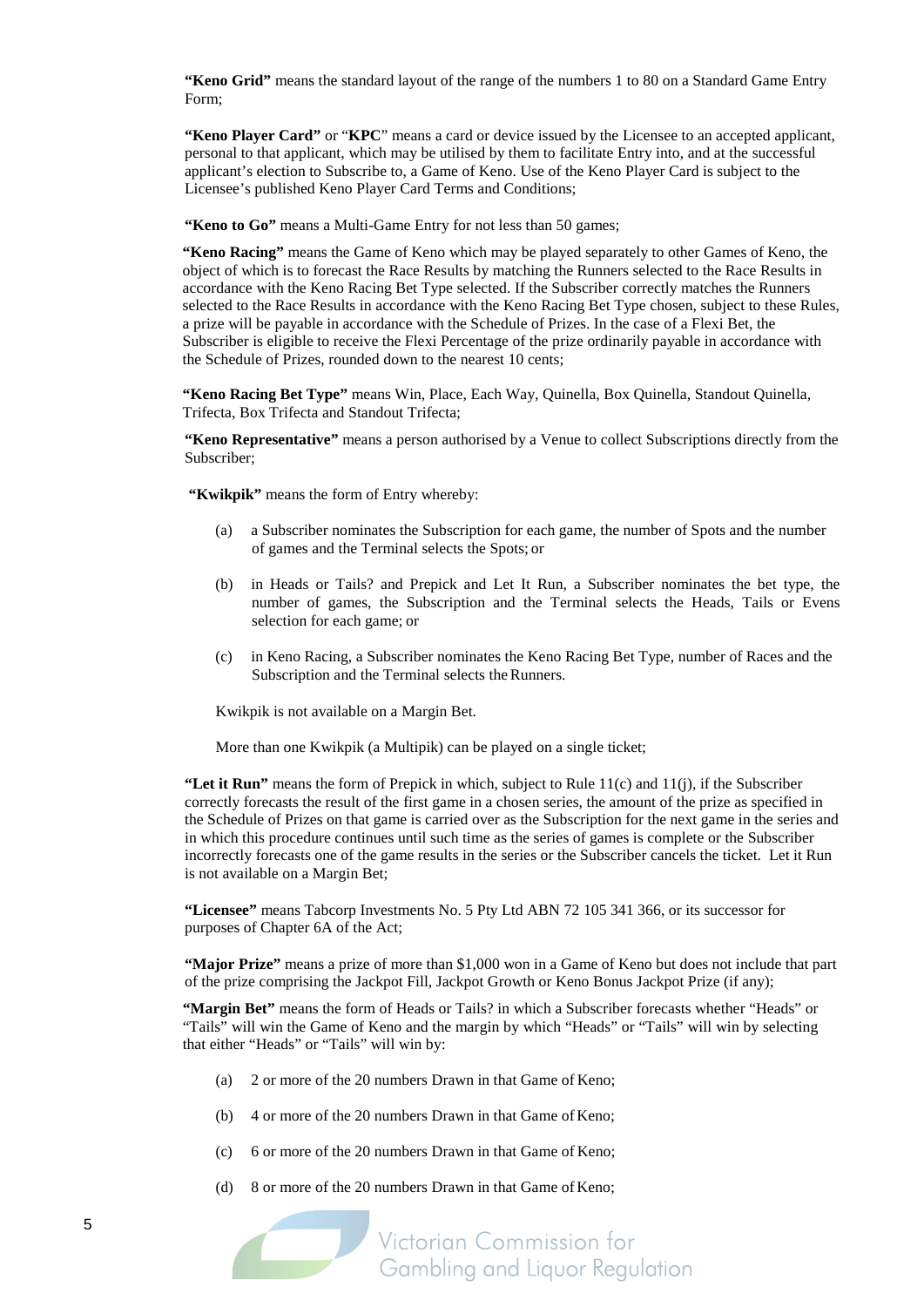**"Keno Grid"** means the standard layout of the range of the numbers 1 to 80 on a Standard Game Entry Form;

**"Keno Player Card"** or "**KPC**" means a card or device issued by the Licensee to an accepted applicant, personal to that applicant, which may be utilised by them to facilitate Entry into, and at the successful applicant's election to Subscribe to, a Game of Keno. Use of the Keno Player Card is subject to the Licensee's published Keno Player Card Terms and Conditions;

**"Keno to Go"** means a Multi-Game Entry for not less than 50 games;

**"Keno Racing"** means the Game of Keno which may be played separately to other Games of Keno, the object of which is to forecast the Race Results by matching the Runners selected to the Race Results in accordance with the Keno Racing Bet Type selected. If the Subscriber correctly matches the Runners selected to the Race Results in accordance with the Keno Racing Bet Type chosen, subject to these Rules, a prize will be payable in accordance with the Schedule of Prizes. In the case of a Flexi Bet, the Subscriber is eligible to receive the Flexi Percentage of the prize ordinarily payable in accordance with the Schedule of Prizes, rounded down to the nearest 10 cents;

**"Keno Racing Bet Type"** means Win, Place, Each Way, Quinella, Box Quinella, Standout Quinella, Trifecta, Box Trifecta and Standout Trifecta;

**"Keno Representative"** means a person authorised by a Venue to collect Subscriptions directly from the Subscriber;

**"Kwikpik"** means the form of Entry whereby:

(a) a Subscriber nominates the Subscription for each game, the number of Spots and the number of games and the Terminal selects the Spots; or

(b) in Heads or Tails? and Prepick and Let It Run, a Subscriber nominates the bet type, the number of games, the Subscription and the Terminal selects the Heads, Tails or Evens selection for each game; or

(c) in Keno Racing, a Subscriber nominates the Keno Racing Bet Type, number of Races and the Subscription and the Terminal selects the Runners.

Kwikpik is not available on a Margin Bet.

More than one Kwikpik (a Multipik) can be played on a single ticket;

**"Let it Run"** means the form of Prepick in which, subject to Rule 11(c) and 11(j), if the Subscriber correctly forecasts the result of the first game in a chosen series, the amount of the prize as specified in the Schedule of Prizes on that game is carried over as the Subscription for the next game in the series and in which this procedure continues until such time as the series of games is complete or the Subscriber incorrectly forecasts one of the game results in the series or the Subscriber cancels the ticket. Let it Run is not available on a Margin Bet;

**"Licensee"** means Tabcorp Investments No. 5 Pty Ltd ABN 72 105 341 366, or its successor for purposes of Chapter 6A of the Act;

**"Major Prize"** means a prize of more than $1,000 won in a Game of Keno but does not include that part of the prize comprising the Jackpot Fill, Jackpot Growth or Keno Bonus Jackpot Prize (if any);

**"Margin Bet"** means the form of Heads or Tails? in which a Subscriber forecasts whether "Heads" or "Tails" will win the Game of Keno and the margin by which "Heads" or "Tails" will win by selecting that either "Heads" or "Tails" will win by:

(a) 2 or more of the 20 numbers Drawn in that Game of Keno;

(b) 4 or more of the 20 numbers Drawn in that Game of Keno;

(c) 6 or more of the 20 numbers Drawn in that Game of Keno;

(d) 8 or more of the 20 numbers Drawn in that Game of Keno;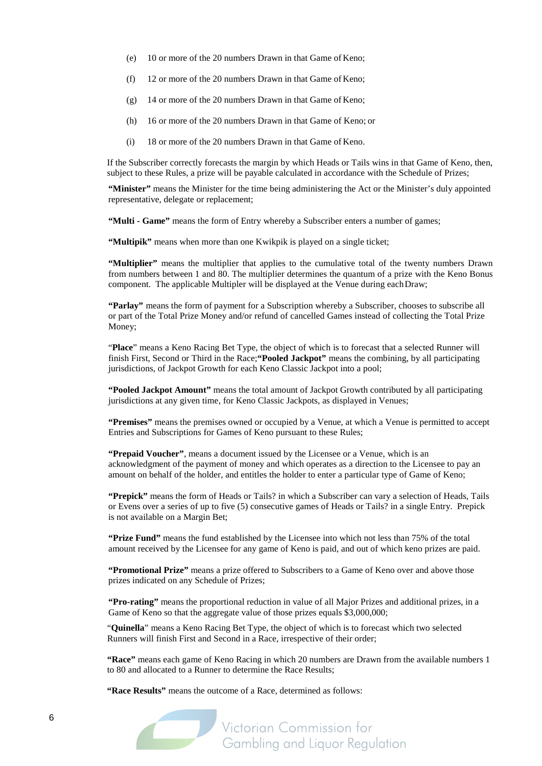(e) 10 or more of the 20 numbers Drawn in that Game of Keno;

(f) 12 or more of the 20 numbers Drawn in that Game of Keno;

(g) 14 or more of the 20 numbers Drawn in that Game of Keno;

(h) 16 or more of the 20 numbers Drawn in that Game of Keno; or

(i) 18 or more of the 20 numbers Drawn in that Game of Keno.

If the Subscriber correctly forecasts the margin by which Heads or Tails wins in that Game of Keno, then, subject to these Rules, a prize will be payable calculated in accordance with the Schedule of Prizes;

**"Minister"** means the Minister for the time being administering the Act or the Minister's duly appointed representative, delegate or replacement;

**"Multi - Game"** means the form of Entry whereby a Subscriber enters a number of games;

**"Multipik"** means when more than one Kwikpik is played on a single ticket;

**"Multiplier"** means the multiplier that applies to the cumulative total of the twenty numbers Drawn from numbers between 1 and 80. The multiplier determines the quantum of a prize with the Keno Bonus component. The applicable Multipler will be displayed at the Venue during each Draw;

**"Parlay"** means the form of payment for a Subscription whereby a Subscriber, chooses to subscribe all or part of the Total Prize Money and/or refund of cancelled Games instead of collecting the Total Prize Money;

"**Place**" means a Keno Racing Bet Type, the object of which is to forecast that a selected Runner will finish First, Second or Third in the Race;**"Pooled Jackpot"** means the combining, by all participating jurisdictions, of Jackpot Growth for each Keno Classic Jackpot into a pool;

**"Pooled Jackpot Amount"** means the total amount of Jackpot Growth contributed by all participating jurisdictions at any given time, for Keno Classic Jackpots, as displayed in Venues;

**"Premises"** means the premises owned or occupied by a Venue, at which a Venue is permitted to accept Entries and Subscriptions for Games of Keno pursuant to these Rules;

**"Prepaid Voucher"**, means a document issued by the Licensee or a Venue, which is an acknowledgment of the payment of money and which operates as a direction to the Licensee to pay an amount on behalf of the holder, and entitles the holder to enter a particular type of Game of Keno;

**"Prepick"** means the form of Heads or Tails? in which a Subscriber can vary a selection of Heads, Tails or Evens over a series of up to five (5) consecutive games of Heads or Tails? in a single Entry. Prepick is not available on a Margin Bet;

**"Prize Fund"** means the fund established by the Licensee into which not less than 75% of the total amount received by the Licensee for any game of Keno is paid, and out of which keno prizes are paid.

**"Promotional Prize"** means a prize offered to Subscribers to a Game of Keno over and above those prizes indicated on any Schedule of Prizes;

**"Pro-rating"** means the proportional reduction in value of all Major Prizes and additional prizes, in a Game of Keno so that the aggregate value of those prizes equals $3,000,000;

"**Quinella**" means a Keno Racing Bet Type, the object of which is to forecast which two selected Runners will finish First and Second in a Race, irrespective of their order;

**"Race"** means each game of Keno Racing in which 20 numbers are Drawn from the available numbers 1 to 80 and allocated to a Runner to determine the Race Results;

**"Race Results"** means the outcome of a Race, determined as follows: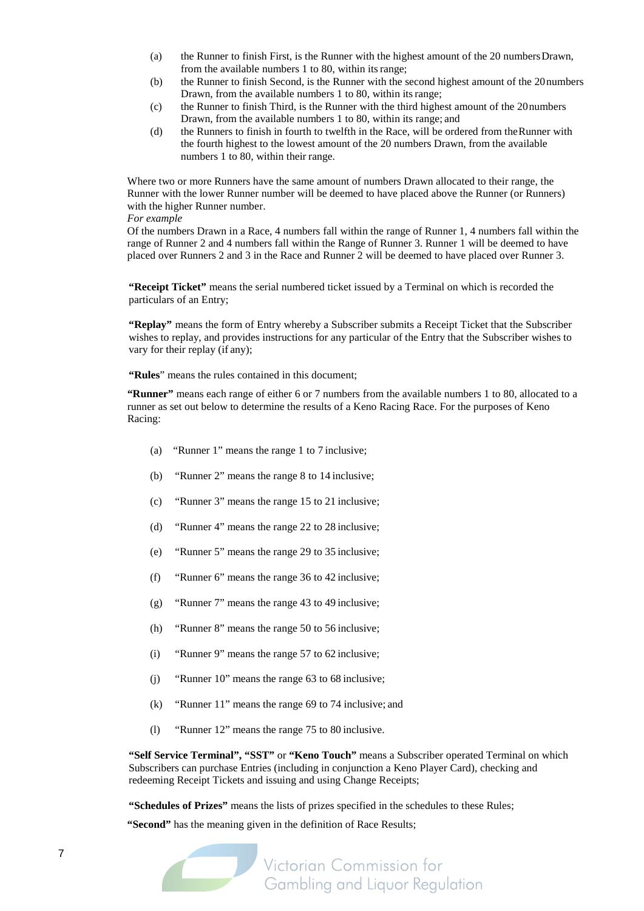(a) the Runner to finish First, is the Runner with the highest amount of the 20 numbers Drawn, from the available numbers 1 to 80, within its range;

(b) the Runner to finish Second, is the Runner with the second highest amount of the 20 numbers Drawn, from the available numbers 1 to 80, within its range;

(c) the Runner to finish Third, is the Runner with the third highest amount of the 20 numbers Drawn, from the available numbers 1 to 80, within its range; and

(d) the Runners to finish in fourth to twelfth in the Race, will be ordered from the Runner with the fourth highest to the lowest amount of the 20 numbers Drawn, from the available numbers 1 to 80, within their range.

Where two or more Runners have the same amount of numbers Drawn allocated to their range, the Runner with the lower Runner number will be deemed to have placed above the Runner (or Runners) with the higher Runner number.

*For example*

Of the numbers Drawn in a Race, 4 numbers fall within the range of Runner 1, 4 numbers fall within the range of Runner 2 and 4 numbers fall within the Range of Runner 3. Runner 1 will be deemed to have placed over Runners 2 and 3 in the Race and Runner 2 will be deemed to have placed over Runner 3.

**"Receipt Ticket"** means the serial numbered ticket issued by a Terminal on which is recorded the particulars of an Entry;

**"Replay"** means the form of Entry whereby a Subscriber submits a Receipt Ticket that the Subscriber wishes to replay, and provides instructions for any particular of the Entry that the Subscriber wishes to vary for their replay (if any);

**"Rules**" means the rules contained in this document;

**"Runner"** means each range of either 6 or 7 numbers from the available numbers 1 to 80, allocated to a runner as set out below to determine the results of a Keno Racing Race. For the purposes of Keno Racing:

(a) "Runner 1" means the range 1 to 7 inclusive;

(b) "Runner 2" means the range 8 to 14 inclusive;

(c) "Runner 3" means the range 15 to 21 inclusive;

(d) "Runner 4" means the range 22 to 28 inclusive;

(e) "Runner 5" means the range 29 to 35 inclusive;

(f) "Runner 6" means the range 36 to 42 inclusive;

(g) "Runner 7" means the range 43 to 49 inclusive;

(h) "Runner 8" means the range 50 to 56 inclusive;

(i) "Runner 9" means the range 57 to 62 inclusive;

(j) "Runner 10" means the range 63 to 68 inclusive;

(k) "Runner 11" means the range 69 to 74 inclusive; and

(l) "Runner 12" means the range 75 to 80 inclusive.

**"Self Service Terminal", "SST"** or **"Keno Touch"** means a Subscriber operated Terminal on which Subscribers can purchase Entries (including in conjunction a Keno Player Card), checking and redeeming Receipt Tickets and issuing and using Change Receipts;

**"Schedules of Prizes"** means the lists of prizes specified in the schedules to these Rules;

**"Second"** has the meaning given in the definition of Race Results;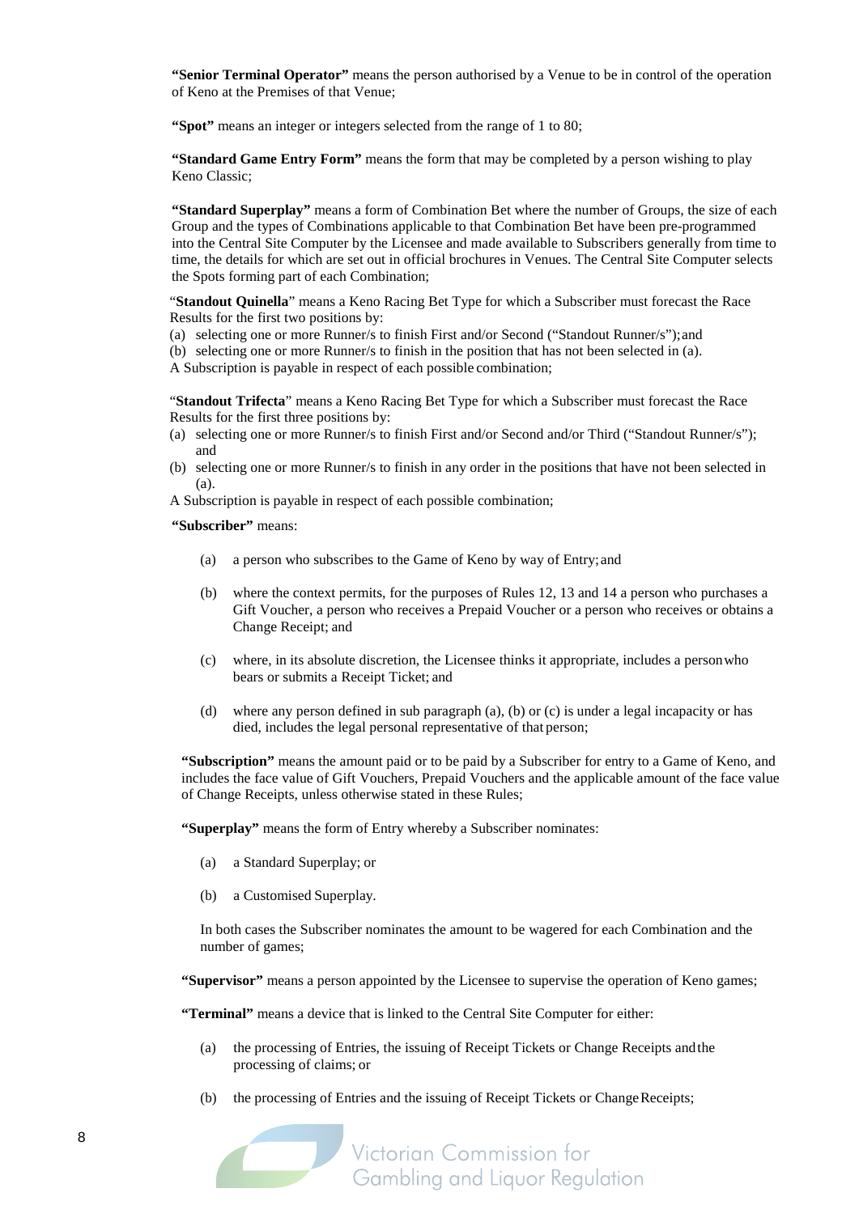**"Senior Terminal Operator"** means the person authorised by a Venue to be in control of the operation of Keno at the Premises of that Venue;

**"Spot"** means an integer or integers selected from the range of 1 to 80;

**"Standard Game Entry Form"** means the form that may be completed by a person wishing to play Keno Classic;

**"Standard Superplay"** means a form of Combination Bet where the number of Groups, the size of each Group and the types of Combinations applicable to that Combination Bet have been pre-programmed into the Central Site Computer by the Licensee and made available to Subscribers generally from time to time, the details for which are set out in official brochures in Venues. The Central Site Computer selects the Spots forming part of each Combination;

"**Standout Quinella**" means a Keno Racing Bet Type for which a Subscriber must forecast the Race Results for the first two positions by:

(a) selecting one or more Runner/s to finish First and/or Second ("Standout Runner/s"); and

(b) selecting one or more Runner/s to finish in the position that has not been selected in (a).

A Subscription is payable in respect of each possible combination;

"**Standout Trifecta**" means a Keno Racing Bet Type for which a Subscriber must forecast the Race Results for the first three positions by:

(a) selecting one or more Runner/s to finish First and/or Second and/or Third ("Standout Runner/s"); and

(b) selecting one or more Runner/s to finish in any order in the positions that have not been selected in (a).

A Subscription is payable in respect of each possible combination;

**"Subscriber"** means:

(a) a person who subscribes to the Game of Keno by way of Entry; and

(b) where the context permits, for the purposes of Rules 12, 13 and 14 a person who purchases a Gift Voucher, a person who receives a Prepaid Voucher or a person who receives or obtains a Change Receipt; and

(c) where, in its absolute discretion, the Licensee thinks it appropriate, includes a person who bears or submits a Receipt Ticket; and

(d) where any person defined in sub paragraph (a), (b) or (c) is under a legal incapacity or has died, includes the legal personal representative of that person;

**"Subscription"** means the amount paid or to be paid by a Subscriber for entry to a Game of Keno, and includes the face value of Gift Vouchers, Prepaid Vouchers and the applicable amount of the face value of Change Receipts, unless otherwise stated in these Rules;

**"Superplay"** means the form of Entry whereby a Subscriber nominates:

(a) a Standard Superplay; or

(b) a Customised Superplay.

In both cases the Subscriber nominates the amount to be wagered for each Combination and the number of games;

**"Supervisor"** means a person appointed by the Licensee to supervise the operation of Keno games;

**"Terminal"** means a device that is linked to the Central Site Computer for either:

(a) the processing of Entries, the issuing of Receipt Tickets or Change Receipts and the processing of claims; or

(b) the processing of Entries and the issuing of Receipt Tickets or Change Receipts;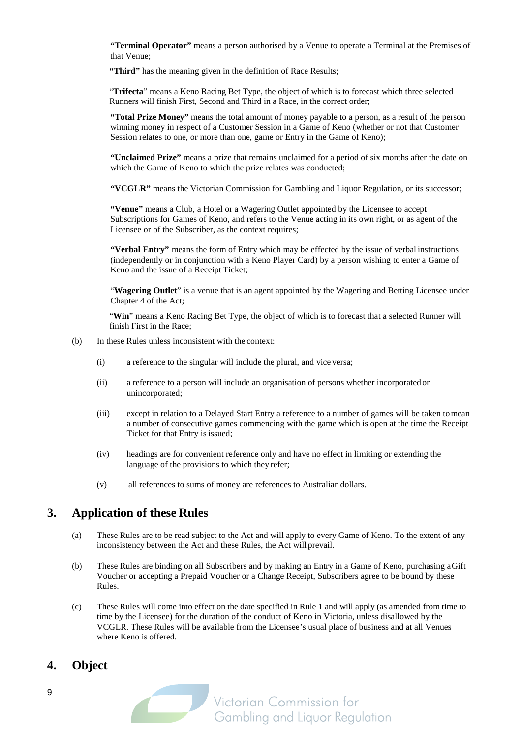**"Terminal Operator"** means a person authorised by a Venue to operate a Terminal at the Premises of that Venue;

**"Third"** has the meaning given in the definition of Race Results;

"**Trifecta**" means a Keno Racing Bet Type, the object of which is to forecast which three selected Runners will finish First, Second and Third in a Race, in the correct order;

**"Total Prize Money"** means the total amount of money payable to a person, as a result of the person winning money in respect of a Customer Session in a Game of Keno (whether or not that Customer Session relates to one, or more than one, game or Entry in the Game of Keno);

**"Unclaimed Prize"** means a prize that remains unclaimed for a period of six months after the date on which the Game of Keno to which the prize relates was conducted;

**"VCGLR"** means the Victorian Commission for Gambling and Liquor Regulation, or its successor;

**"Venue"** means a Club, a Hotel or a Wagering Outlet appointed by the Licensee to accept Subscriptions for Games of Keno, and refers to the Venue acting in its own right, or as agent of the Licensee or of the Subscriber, as the context requires;

**"Verbal Entry"** means the form of Entry which may be effected by the issue of verbal instructions (independently or in conjunction with a Keno Player Card) by a person wishing to enter a Game of Keno and the issue of a Receipt Ticket;

"**Wagering Outlet**" is a venue that is an agent appointed by the Wagering and Betting Licensee under Chapter 4 of the Act;

"**Win**" means a Keno Racing Bet Type, the object of which is to forecast that a selected Runner will finish First in the Race;

(b) In these Rules unless inconsistent with the context:

  (i) a reference to the singular will include the plural, and vice versa;

  (ii) a reference to a person will include an organisation of persons whether incorporated or unincorporated;

  (iii) except in relation to a Delayed Start Entry a reference to a number of games will be taken to mean a number of consecutive games commencing with the game which is open at the time the Receipt Ticket for that Entry is issued;

  (iv) headings are for convenient reference only and have no effect in limiting or extending the language of the provisions to which they refer;

  (v) all references to sums of money are references to Australian dollars.

## 3. Application of these Rules

(a) These Rules are to be read subject to the Act and will apply to every Game of Keno. To the extent of any inconsistency between the Act and these Rules, the Act will prevail.

(b) These Rules are binding on all Subscribers and by making an Entry in a Game of Keno, purchasing a Gift Voucher or accepting a Prepaid Voucher or a Change Receipt, Subscribers agree to be bound by these Rules.

(c) These Rules will come into effect on the date specified in Rule 1 and will apply (as amended from time to time by the Licensee) for the duration of the conduct of Keno in Victoria, unless disallowed by the VCGLR. These Rules will be available from the Licensee's usual place of business and at all Venues where Keno is offered.

## 4. Object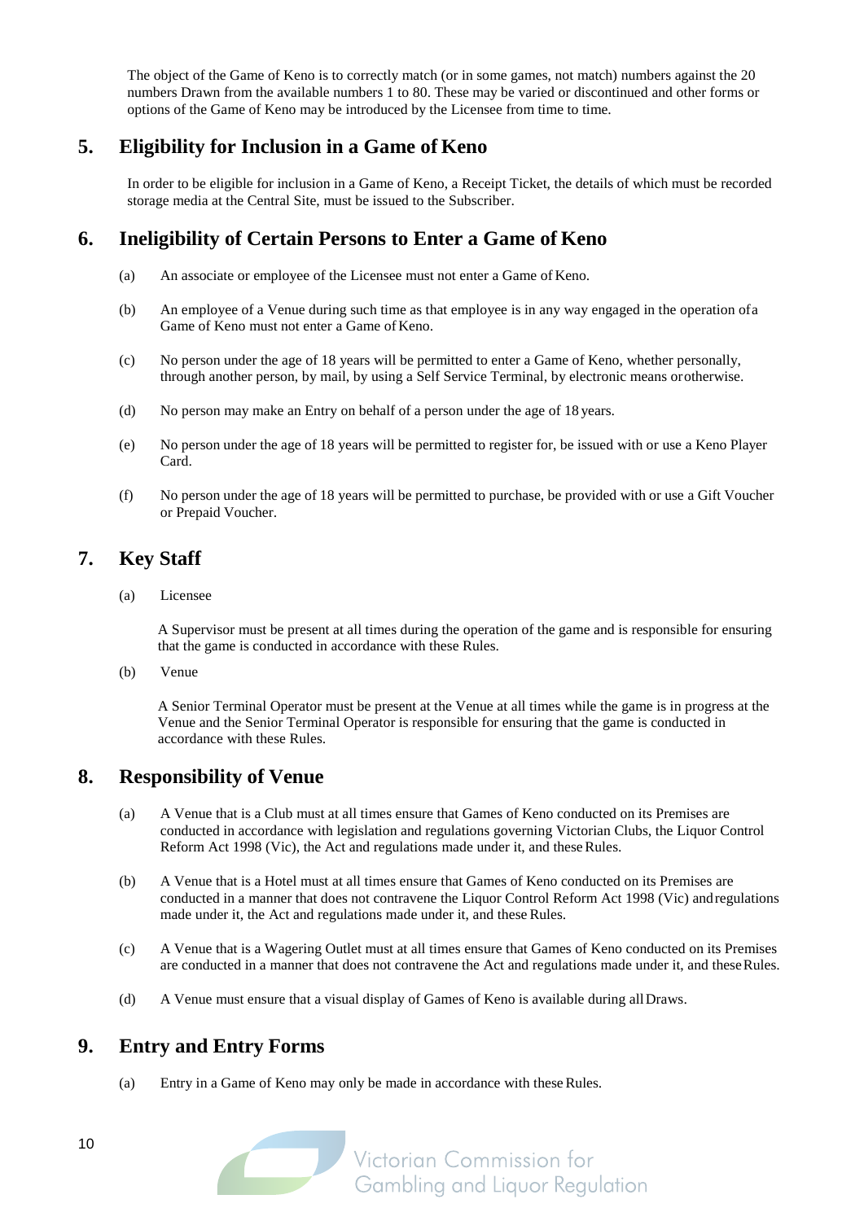The object of the Game of Keno is to correctly match (or in some games, not match) numbers against the 20 numbers Drawn from the available numbers 1 to 80. These may be varied or discontinued and other forms or options of the Game of Keno may be introduced by the Licensee from time to time.

## 5. Eligibility for Inclusion in a Game of Keno

In order to be eligible for inclusion in a Game of Keno, a Receipt Ticket, the details of which must be recorded storage media at the Central Site, must be issued to the Subscriber.

## 6. Ineligibility of Certain Persons to Enter a Game of Keno

(a) An associate or employee of the Licensee must not enter a Game of Keno.

(b) An employee of a Venue during such time as that employee is in any way engaged in the operation of a Game of Keno must not enter a Game of Keno.

(c) No person under the age of 18 years will be permitted to enter a Game of Keno, whether personally, through another person, by mail, by using a Self Service Terminal, by electronic means or otherwise.

(d) No person may make an Entry on behalf of a person under the age of 18 years.

(e) No person under the age of 18 years will be permitted to register for, be issued with or use a Keno Player Card.

(f) No person under the age of 18 years will be permitted to purchase, be provided with or use a Gift Voucher or Prepaid Voucher.

## 7. Key Staff

(a) Licensee

A Supervisor must be present at all times during the operation of the game and is responsible for ensuring that the game is conducted in accordance with these Rules.

(b) Venue

A Senior Terminal Operator must be present at the Venue at all times while the game is in progress at the Venue and the Senior Terminal Operator is responsible for ensuring that the game is conducted in accordance with these Rules.

## 8. Responsibility of Venue

(a) A Venue that is a Club must at all times ensure that Games of Keno conducted on its Premises are conducted in accordance with legislation and regulations governing Victorian Clubs, the Liquor Control Reform Act 1998 (Vic), the Act and regulations made under it, and these Rules.

(b) A Venue that is a Hotel must at all times ensure that Games of Keno conducted on its Premises are conducted in a manner that does not contravene the Liquor Control Reform Act 1998 (Vic) and regulations made under it, the Act and regulations made under it, and these Rules.

(c) A Venue that is a Wagering Outlet must at all times ensure that Games of Keno conducted on its Premises are conducted in a manner that does not contravene the Act and regulations made under it, and these Rules.

(d) A Venue must ensure that a visual display of Games of Keno is available during all Draws.

## 9. Entry and Entry Forms

(a) Entry in a Game of Keno may only be made in accordance with these Rules.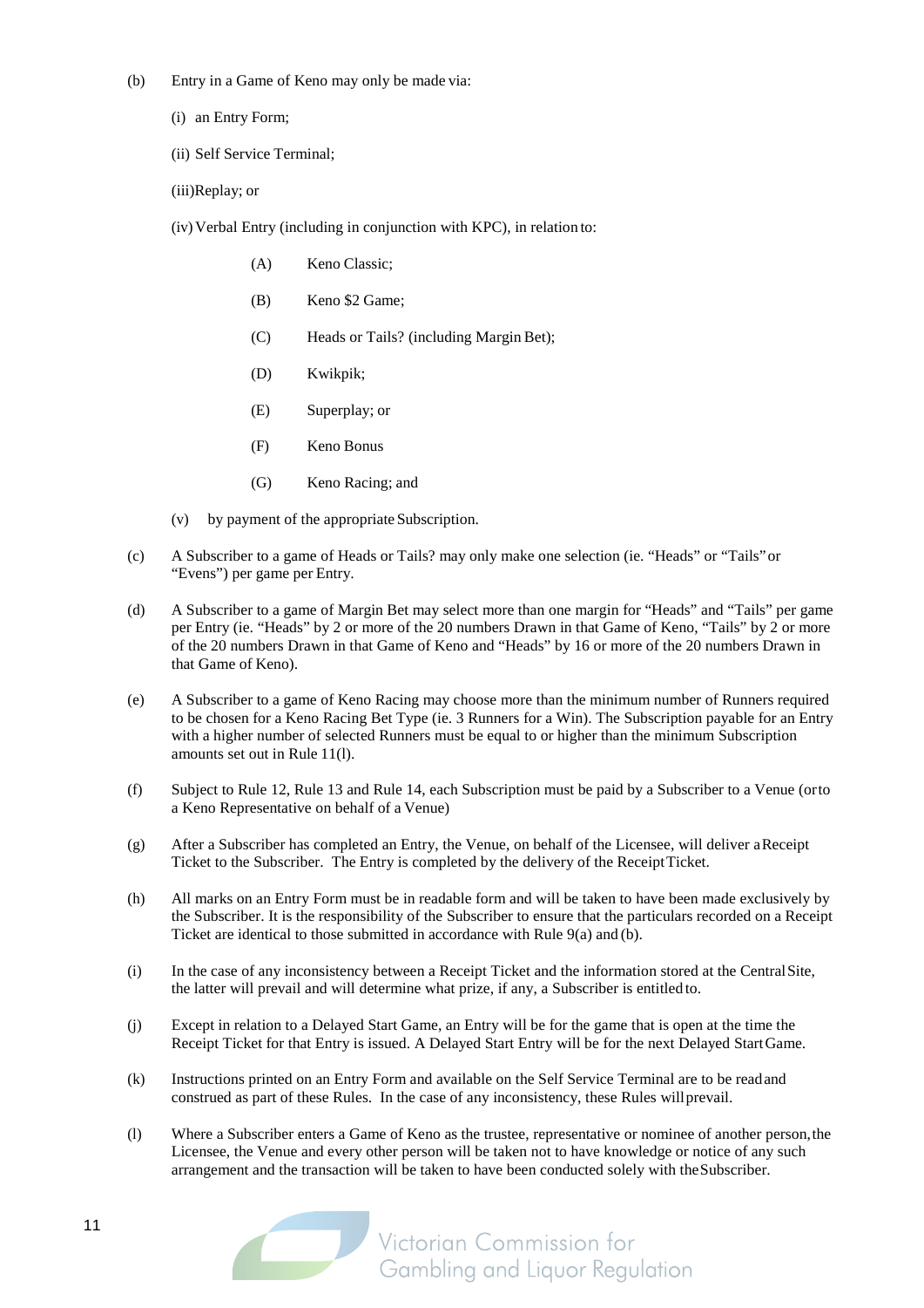(b) Entry in a Game of Keno may only be made via:

(i) an Entry Form;

(ii) Self Service Terminal;

(iii)Replay; or

(iv) Verbal Entry (including in conjunction with KPC), in relation to:

(A) Keno Classic;

(B) Keno $2 Game;

(C) Heads or Tails? (including Margin Bet);

(D) Kwikpik;

(E) Superplay; or

(F) Keno Bonus

(G) Keno Racing; and

(v) by payment of the appropriate Subscription.

(c) A Subscriber to a game of Heads or Tails? may only make one selection (ie. "Heads" or "Tails" or "Evens") per game per Entry.

(d) A Subscriber to a game of Margin Bet may select more than one margin for "Heads" and "Tails" per game per Entry (ie. "Heads" by 2 or more of the 20 numbers Drawn in that Game of Keno, "Tails" by 2 or more of the 20 numbers Drawn in that Game of Keno and "Heads" by 16 or more of the 20 numbers Drawn in that Game of Keno).

(e) A Subscriber to a game of Keno Racing may choose more than the minimum number of Runners required to be chosen for a Keno Racing Bet Type (ie. 3 Runners for a Win). The Subscription payable for an Entry with a higher number of selected Runners must be equal to or higher than the minimum Subscription amounts set out in Rule 11(l).

(f) Subject to Rule 12, Rule 13 and Rule 14, each Subscription must be paid by a Subscriber to a Venue (or to a Keno Representative on behalf of a Venue)

(g) After a Subscriber has completed an Entry, the Venue, on behalf of the Licensee, will deliver a Receipt Ticket to the Subscriber. The Entry is completed by the delivery of the Receipt Ticket.

(h) All marks on an Entry Form must be in readable form and will be taken to have been made exclusively by the Subscriber. It is the responsibility of the Subscriber to ensure that the particulars recorded on a Receipt Ticket are identical to those submitted in accordance with Rule 9(a) and (b).

(i) In the case of any inconsistency between a Receipt Ticket and the information stored at the Central Site, the latter will prevail and will determine what prize, if any, a Subscriber is entitled to.

(j) Except in relation to a Delayed Start Game, an Entry will be for the game that is open at the time the Receipt Ticket for that Entry is issued. A Delayed Start Entry will be for the next Delayed Start Game.

(k) Instructions printed on an Entry Form and available on the Self Service Terminal are to be read and construed as part of these Rules. In the case of any inconsistency, these Rules will prevail.

(l) Where a Subscriber enters a Game of Keno as the trustee, representative or nominee of another person, the Licensee, the Venue and every other person will be taken not to have knowledge or notice of any such arrangement and the transaction will be taken to have been conducted solely with the Subscriber.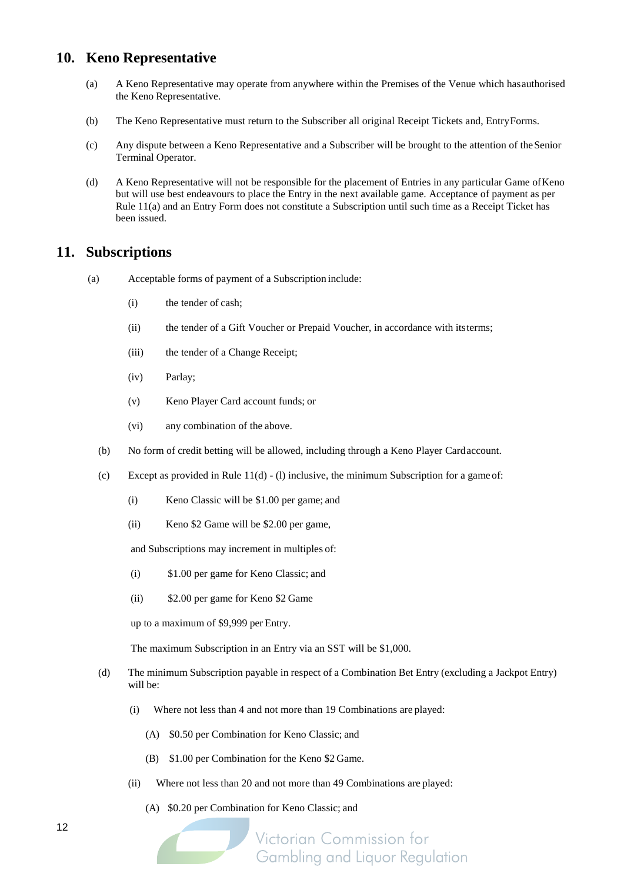## 10. Keno Representative

(a) A Keno Representative may operate from anywhere within the Premises of the Venue which has authorised the Keno Representative.

(b) The Keno Representative must return to the Subscriber all original Receipt Tickets and, Entry Forms.

(c) Any dispute between a Keno Representative and a Subscriber will be brought to the attention of the Senior Terminal Operator.

(d) A Keno Representative will not be responsible for the placement of Entries in any particular Game of Keno but will use best endeavours to place the Entry in the next available game. Acceptance of payment as per Rule 11(a) and an Entry Form does not constitute a Subscription until such time as a Receipt Ticket has been issued.

## 11. Subscriptions

(a) Acceptable forms of payment of a Subscription include:

- (i) the tender of cash;
- (ii) the tender of a Gift Voucher or Prepaid Voucher, in accordance with its terms;
- (iii) the tender of a Change Receipt;
- (iv) Parlay;
- (v) Keno Player Card account funds; or
- (vi) any combination of the above.

(b) No form of credit betting will be allowed, including through a Keno Player Card account.

(c) Except as provided in Rule 11(d) - (l) inclusive, the minimum Subscription for a game of:

- (i) Keno Classic will be $1.00 per game; and
- (ii) Keno $2 Game will be $2.00 per game,

and Subscriptions may increment in multiples of:

- (i) $1.00 per game for Keno Classic; and
- (ii) $2.00 per game for Keno $2 Game

up to a maximum of $9,999 per Entry.

The maximum Subscription in an Entry via an SST will be $1,000.

(d) The minimum Subscription payable in respect of a Combination Bet Entry (excluding a Jackpot Entry) will be:

- (i) Where not less than 4 and not more than 19 Combinations are played:
  - (A) $0.50 per Combination for Keno Classic; and
  - (B) $1.00 per Combination for the Keno $2 Game.
- (ii) Where not less than 20 and not more than 49 Combinations are played:
  - (A) $0.20 per Combination for Keno Classic; and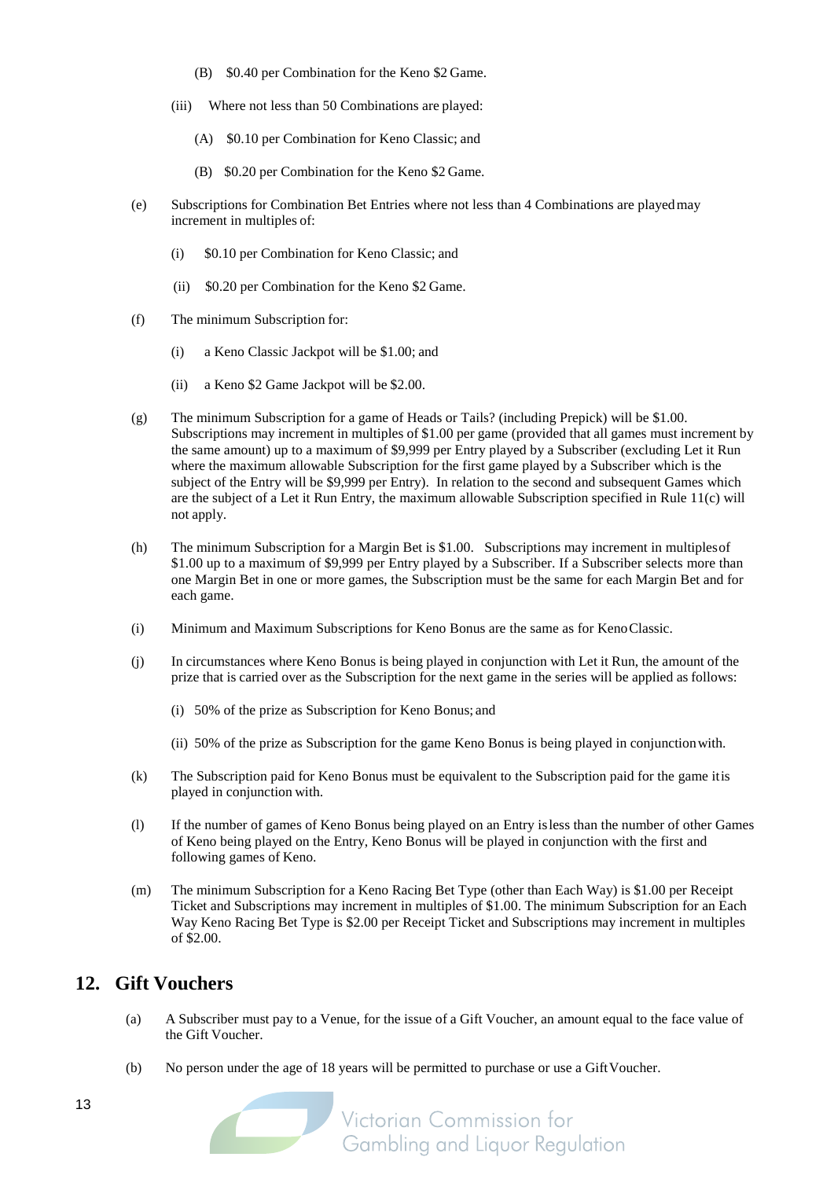(B) $0.40 per Combination for the Keno $2 Game.

(iii) Where not less than 50 Combinations are played:

(A) $0.10 per Combination for Keno Classic; and

(B) $0.20 per Combination for the Keno $2 Game.

(e) Subscriptions for Combination Bet Entries where not less than 4 Combinations are played may increment in multiples of:

(i) $0.10 per Combination for Keno Classic; and

(ii) $0.20 per Combination for the Keno $2 Game.

(f) The minimum Subscription for:

(i) a Keno Classic Jackpot will be $1.00; and

(ii) a Keno $2 Game Jackpot will be $2.00.

(g) The minimum Subscription for a game of Heads or Tails? (including Prepick) will be $1.00. Subscriptions may increment in multiples of $1.00 per game (provided that all games must increment by the same amount) up to a maximum of $9,999 per Entry played by a Subscriber (excluding Let it Run where the maximum allowable Subscription for the first game played by a Subscriber which is the subject of the Entry will be $9,999 per Entry). In relation to the second and subsequent Games which are the subject of a Let it Run Entry, the maximum allowable Subscription specified in Rule 11(c) will not apply.

(h) The minimum Subscription for a Margin Bet is $1.00. Subscriptions may increment in multiples of $1.00 up to a maximum of $9,999 per Entry played by a Subscriber. If a Subscriber selects more than one Margin Bet in one or more games, the Subscription must be the same for each Margin Bet and for each game.

(i) Minimum and Maximum Subscriptions for Keno Bonus are the same as for Keno Classic.

(j) In circumstances where Keno Bonus is being played in conjunction with Let it Run, the amount of the prize that is carried over as the Subscription for the next game in the series will be applied as follows:

(i) 50% of the prize as Subscription for Keno Bonus; and

(ii) 50% of the prize as Subscription for the game Keno Bonus is being played in conjunction with.

(k) The Subscription paid for Keno Bonus must be equivalent to the Subscription paid for the game it is played in conjunction with.

(l) If the number of games of Keno Bonus being played on an Entry is less than the number of other Games of Keno being played on the Entry, Keno Bonus will be played in conjunction with the first and following games of Keno.

(m) The minimum Subscription for a Keno Racing Bet Type (other than Each Way) is $1.00 per Receipt Ticket and Subscriptions may increment in multiples of $1.00. The minimum Subscription for an Each Way Keno Racing Bet Type is $2.00 per Receipt Ticket and Subscriptions may increment in multiples of $2.00.

## 12. Gift Vouchers

(a) A Subscriber must pay to a Venue, for the issue of a Gift Voucher, an amount equal to the face value of the Gift Voucher.

(b) No person under the age of 18 years will be permitted to purchase or use a Gift Voucher.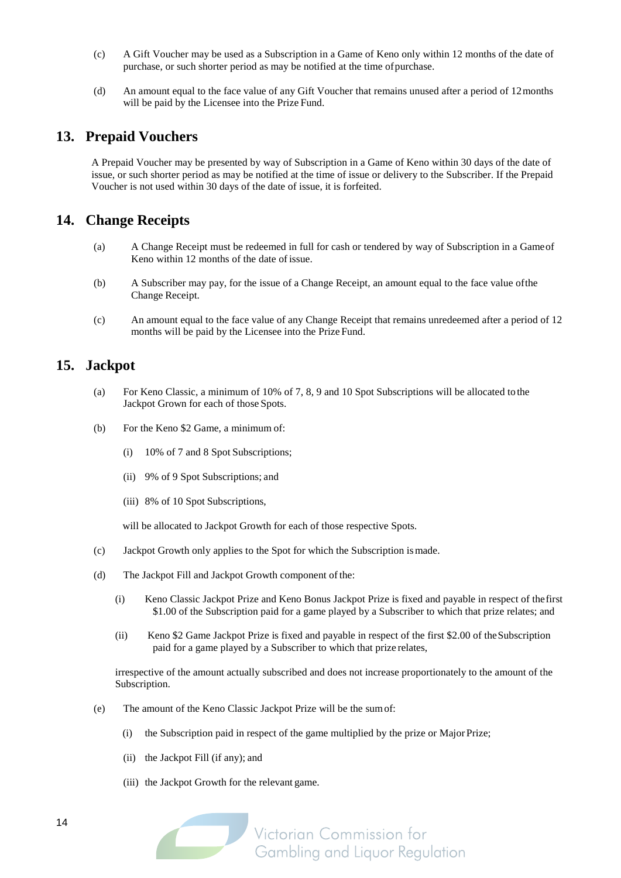(c) A Gift Voucher may be used as a Subscription in a Game of Keno only within 12 months of the date of purchase, or such shorter period as may be notified at the time of purchase.

(d) An amount equal to the face value of any Gift Voucher that remains unused after a period of 12 months will be paid by the Licensee into the Prize Fund.

## 13. Prepaid Vouchers

A Prepaid Voucher may be presented by way of Subscription in a Game of Keno within 30 days of the date of issue, or such shorter period as may be notified at the time of issue or delivery to the Subscriber. If the Prepaid Voucher is not used within 30 days of the date of issue, it is forfeited.

## 14. Change Receipts

(a) A Change Receipt must be redeemed in full for cash or tendered by way of Subscription in a Game of Keno within 12 months of the date of issue.

(b) A Subscriber may pay, for the issue of a Change Receipt, an amount equal to the face value of the Change Receipt.

(c) An amount equal to the face value of any Change Receipt that remains unredeemed after a period of 12 months will be paid by the Licensee into the Prize Fund.

## 15. Jackpot

(a) For Keno Classic, a minimum of 10% of 7, 8, 9 and 10 Spot Subscriptions will be allocated to the Jackpot Grown for each of those Spots.

(b) For the Keno $2 Game, a minimum of:

- (i) 10% of 7 and 8 Spot Subscriptions;
- (ii) 9% of 9 Spot Subscriptions; and
- (iii) 8% of 10 Spot Subscriptions,

will be allocated to Jackpot Growth for each of those respective Spots.

(c) Jackpot Growth only applies to the Spot for which the Subscription is made.

(d) The Jackpot Fill and Jackpot Growth component of the:

- (i) Keno Classic Jackpot Prize and Keno Bonus Jackpot Prize is fixed and payable in respect of the first $1.00 of the Subscription paid for a game played by a Subscriber to which that prize relates; and
- (ii) Keno $2 Game Jackpot Prize is fixed and payable in respect of the first $2.00 of the Subscription paid for a game played by a Subscriber to which that prize relates,

irrespective of the amount actually subscribed and does not increase proportionately to the amount of the Subscription.

(e) The amount of the Keno Classic Jackpot Prize will be the sum of:

- (i) the Subscription paid in respect of the game multiplied by the prize or Major Prize;
- (ii) the Jackpot Fill (if any); and
- (iii) the Jackpot Growth for the relevant game.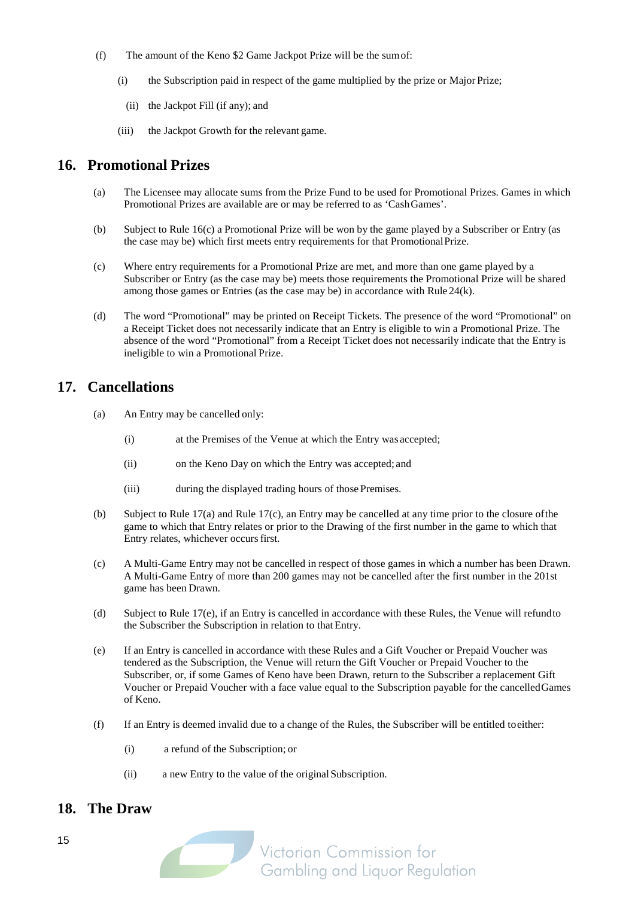(f) The amount of the Keno $2 Game Jackpot Prize will be the sum of:

(i) the Subscription paid in respect of the game multiplied by the prize or Major Prize;

(ii) the Jackpot Fill (if any); and

(iii) the Jackpot Growth for the relevant game.

## 16. Promotional Prizes

(a) The Licensee may allocate sums from the Prize Fund to be used for Promotional Prizes. Games in which Promotional Prizes are available are or may be referred to as 'Cash Games'.

(b) Subject to Rule 16(c) a Promotional Prize will be won by the game played by a Subscriber or Entry (as the case may be) which first meets entry requirements for that Promotional Prize.

(c) Where entry requirements for a Promotional Prize are met, and more than one game played by a Subscriber or Entry (as the case may be) meets those requirements the Promotional Prize will be shared among those games or Entries (as the case may be) in accordance with Rule 24(k).

(d) The word "Promotional" may be printed on Receipt Tickets. The presence of the word "Promotional" on a Receipt Ticket does not necessarily indicate that an Entry is eligible to win a Promotional Prize. The absence of the word "Promotional" from a Receipt Ticket does not necessarily indicate that the Entry is ineligible to win a Promotional Prize.

## 17. Cancellations

(a) An Entry may be cancelled only:

(i) at the Premises of the Venue at which the Entry was accepted;

(ii) on the Keno Day on which the Entry was accepted; and

(iii) during the displayed trading hours of those Premises.

(b) Subject to Rule 17(a) and Rule 17(c), an Entry may be cancelled at any time prior to the closure of the game to which that Entry relates or prior to the Drawing of the first number in the game to which that Entry relates, whichever occurs first.

(c) A Multi-Game Entry may not be cancelled in respect of those games in which a number has been Drawn. A Multi-Game Entry of more than 200 games may not be cancelled after the first number in the 201st game has been Drawn.

(d) Subject to Rule 17(e), if an Entry is cancelled in accordance with these Rules, the Venue will refund to the Subscriber the Subscription in relation to that Entry.

(e) If an Entry is cancelled in accordance with these Rules and a Gift Voucher or Prepaid Voucher was tendered as the Subscription, the Venue will return the Gift Voucher or Prepaid Voucher to the Subscriber, or, if some Games of Keno have been Drawn, return to the Subscriber a replacement Gift Voucher or Prepaid Voucher with a face value equal to the Subscription payable for the cancelled Games of Keno.

(f) If an Entry is deemed invalid due to a change of the Rules, the Subscriber will be entitled to either:

(i) a refund of the Subscription; or

(ii) a new Entry to the value of the original Subscription.

## 18. The Draw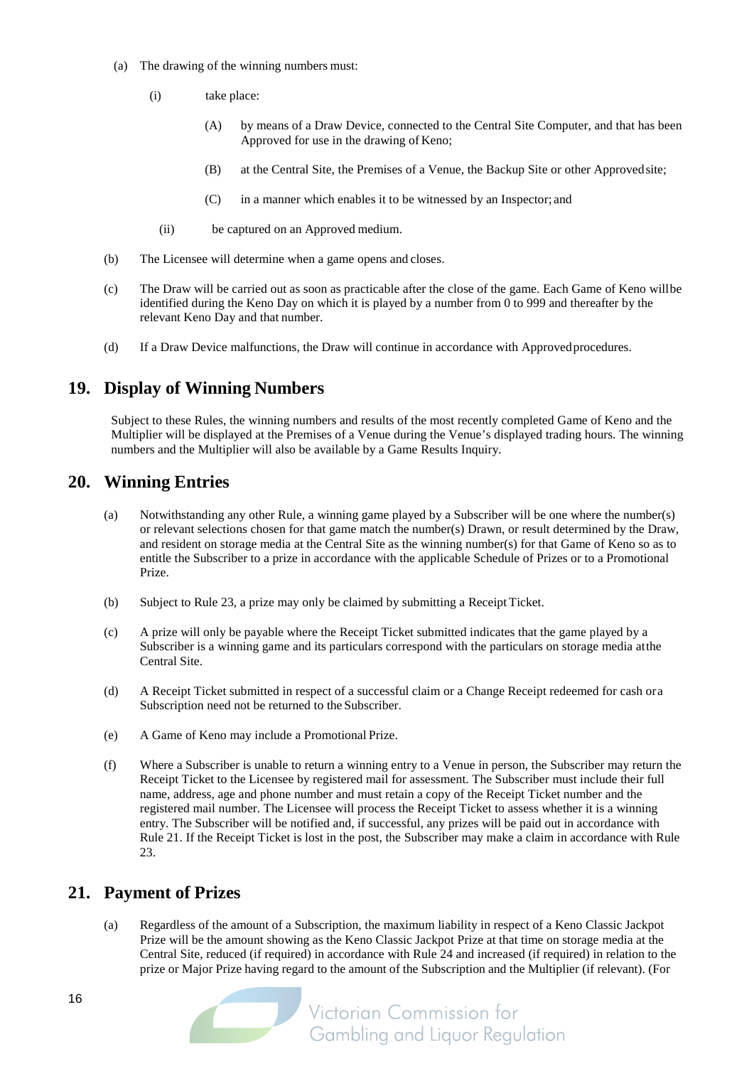(a) The drawing of the winning numbers must:

   (i) take place:

      (A) by means of a Draw Device, connected to the Central Site Computer, and that has been Approved for use in the drawing of Keno;

      (B) at the Central Site, the Premises of a Venue, the Backup Site or other Approved site;

      (C) in a manner which enables it to be witnessed by an Inspector; and

   (ii) be captured on an Approved medium.

(b) The Licensee will determine when a game opens and closes.

(c) The Draw will be carried out as soon as practicable after the close of the game. Each Game of Keno will be identified during the Keno Day on which it is played by a number from 0 to 999 and thereafter by the relevant Keno Day and that number.

(d) If a Draw Device malfunctions, the Draw will continue in accordance with Approved procedures.

## 19. Display of Winning Numbers

Subject to these Rules, the winning numbers and results of the most recently completed Game of Keno and the Multiplier will be displayed at the Premises of a Venue during the Venue's displayed trading hours. The winning numbers and the Multiplier will also be available by a Game Results Inquiry.

## 20. Winning Entries

(a) Notwithstanding any other Rule, a winning game played by a Subscriber will be one where the number(s) or relevant selections chosen for that game match the number(s) Drawn, or result determined by the Draw, and resident on storage media at the Central Site as the winning number(s) for that Game of Keno so as to entitle the Subscriber to a prize in accordance with the applicable Schedule of Prizes or to a Promotional Prize.

(b) Subject to Rule 23, a prize may only be claimed by submitting a Receipt Ticket.

(c) A prize will only be payable where the Receipt Ticket submitted indicates that the game played by a Subscriber is a winning game and its particulars correspond with the particulars on storage media at the Central Site.

(d) A Receipt Ticket submitted in respect of a successful claim or a Change Receipt redeemed for cash or a Subscription need not be returned to the Subscriber.

(e) A Game of Keno may include a Promotional Prize.

(f) Where a Subscriber is unable to return a winning entry to a Venue in person, the Subscriber may return the Receipt Ticket to the Licensee by registered mail for assessment. The Subscriber must include their full name, address, age and phone number and must retain a copy of the Receipt Ticket number and the registered mail number. The Licensee will process the Receipt Ticket to assess whether it is a winning entry. The Subscriber will be notified and, if successful, any prizes will be paid out in accordance with Rule 21. If the Receipt Ticket is lost in the post, the Subscriber may make a claim in accordance with Rule 23.

## 21. Payment of Prizes

(a) Regardless of the amount of a Subscription, the maximum liability in respect of a Keno Classic Jackpot Prize will be the amount showing as the Keno Classic Jackpot Prize at that time on storage media at the Central Site, reduced (if required) in accordance with Rule 24 and increased (if required) in relation to the prize or Major Prize having regard to the amount of the Subscription and the Multiplier (if relevant). (For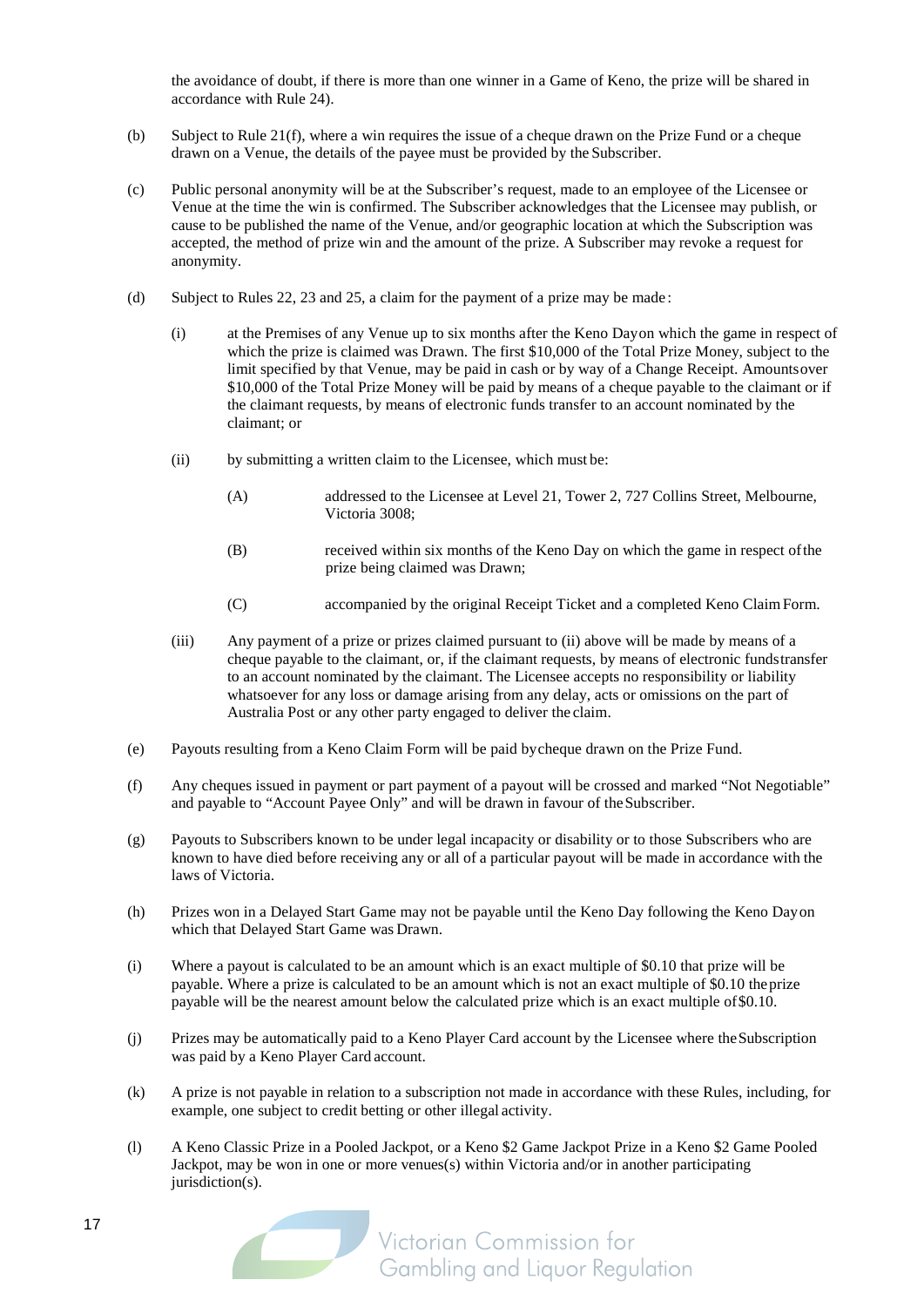the avoidance of doubt, if there is more than one winner in a Game of Keno, the prize will be shared in accordance with Rule 24).

(b) Subject to Rule 21(f), where a win requires the issue of a cheque drawn on the Prize Fund or a cheque drawn on a Venue, the details of the payee must be provided by the Subscriber.

(c) Public personal anonymity will be at the Subscriber's request, made to an employee of the Licensee or Venue at the time the win is confirmed. The Subscriber acknowledges that the Licensee may publish, or cause to be published the name of the Venue, and/or geographic location at which the Subscription was accepted, the method of prize win and the amount of the prize. A Subscriber may revoke a request for anonymity.

(d) Subject to Rules 22, 23 and 25, a claim for the payment of a prize may be made:

(i) at the Premises of any Venue up to six months after the Keno Day on which the game in respect of which the prize is claimed was Drawn. The first $10,000 of the Total Prize Money, subject to the limit specified by that Venue, may be paid in cash or by way of a Change Receipt. Amounts over $10,000 of the Total Prize Money will be paid by means of a cheque payable to the claimant or if the claimant requests, by means of electronic funds transfer to an account nominated by the claimant; or

(ii) by submitting a written claim to the Licensee, which must be:

(A) addressed to the Licensee at Level 21, Tower 2, 727 Collins Street, Melbourne, Victoria 3008;

(B) received within six months of the Keno Day on which the game in respect of the prize being claimed was Drawn;

(C) accompanied by the original Receipt Ticket and a completed Keno Claim Form.

(iii) Any payment of a prize or prizes claimed pursuant to (ii) above will be made by means of a cheque payable to the claimant, or, if the claimant requests, by means of electronic funds transfer to an account nominated by the claimant. The Licensee accepts no responsibility or liability whatsoever for any loss or damage arising from any delay, acts or omissions on the part of Australia Post or any other party engaged to deliver the claim.

(e) Payouts resulting from a Keno Claim Form will be paid by cheque drawn on the Prize Fund.

(f) Any cheques issued in payment or part payment of a payout will be crossed and marked "Not Negotiable" and payable to "Account Payee Only" and will be drawn in favour of the Subscriber.

(g) Payouts to Subscribers known to be under legal incapacity or disability or to those Subscribers who are known to have died before receiving any or all of a particular payout will be made in accordance with the laws of Victoria.

(h) Prizes won in a Delayed Start Game may not be payable until the Keno Day following the Keno Day on which that Delayed Start Game was Drawn.

(i) Where a payout is calculated to be an amount which is an exact multiple of $0.10 that prize will be payable. Where a prize is calculated to be an amount which is not an exact multiple of $0.10 the prize payable will be the nearest amount below the calculated prize which is an exact multiple of $0.10.

(j) Prizes may be automatically paid to a Keno Player Card account by the Licensee where the Subscription was paid by a Keno Player Card account.

(k) A prize is not payable in relation to a subscription not made in accordance with these Rules, including, for example, one subject to credit betting or other illegal activity.

(l) A Keno Classic Prize in a Pooled Jackpot, or a Keno $2 Game Jackpot Prize in a Keno $2 Game Pooled Jackpot, may be won in one or more venues(s) within Victoria and/or in another participating jurisdiction(s).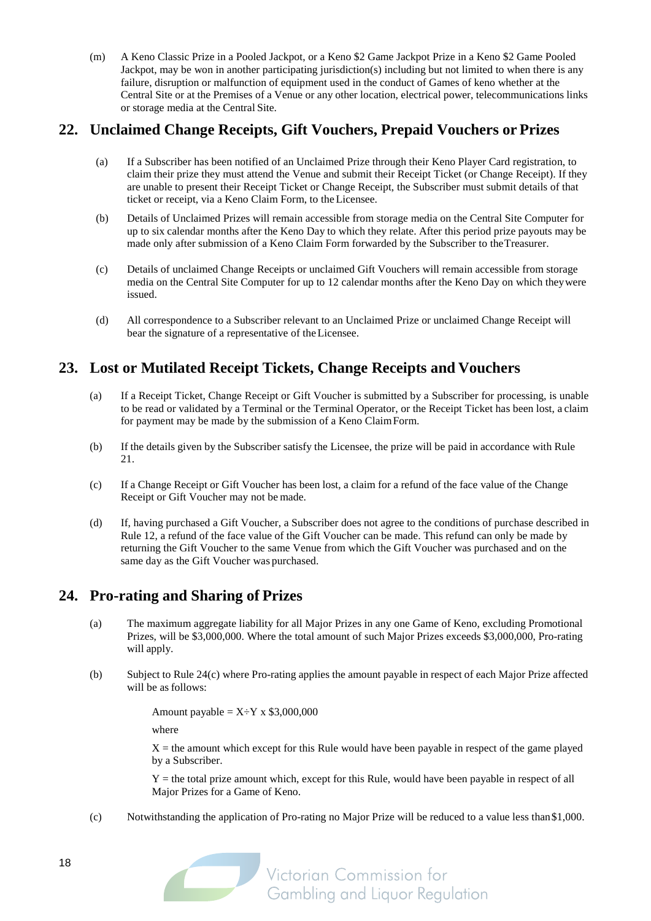(m) A Keno Classic Prize in a Pooled Jackpot, or a Keno $2 Game Jackpot Prize in a Keno $2 Game Pooled Jackpot, may be won in another participating jurisdiction(s) including but not limited to when there is any failure, disruption or malfunction of equipment used in the conduct of Games of keno whether at the Central Site or at the Premises of a Venue or any other location, electrical power, telecommunications links or storage media at the Central Site.

## 22. Unclaimed Change Receipts, Gift Vouchers, Prepaid Vouchers or Prizes

(a) If a Subscriber has been notified of an Unclaimed Prize through their Keno Player Card registration, to claim their prize they must attend the Venue and submit their Receipt Ticket (or Change Receipt). If they are unable to present their Receipt Ticket or Change Receipt, the Subscriber must submit details of that ticket or receipt, via a Keno Claim Form, to the Licensee.

(b) Details of Unclaimed Prizes will remain accessible from storage media on the Central Site Computer for up to six calendar months after the Keno Day to which they relate. After this period prize payouts may be made only after submission of a Keno Claim Form forwarded by the Subscriber to the Treasurer.

(c) Details of unclaimed Change Receipts or unclaimed Gift Vouchers will remain accessible from storage media on the Central Site Computer for up to 12 calendar months after the Keno Day on which they were issued.

(d) All correspondence to a Subscriber relevant to an Unclaimed Prize or unclaimed Change Receipt will bear the signature of a representative of the Licensee.

## 23. Lost or Mutilated Receipt Tickets, Change Receipts and Vouchers

(a) If a Receipt Ticket, Change Receipt or Gift Voucher is submitted by a Subscriber for processing, is unable to be read or validated by a Terminal or the Terminal Operator, or the Receipt Ticket has been lost, a claim for payment may be made by the submission of a Keno Claim Form.

(b) If the details given by the Subscriber satisfy the Licensee, the prize will be paid in accordance with Rule 21.

(c) If a Change Receipt or Gift Voucher has been lost, a claim for a refund of the face value of the Change Receipt or Gift Voucher may not be made.

(d) If, having purchased a Gift Voucher, a Subscriber does not agree to the conditions of purchase described in Rule 12, a refund of the face value of the Gift Voucher can be made. This refund can only be made by returning the Gift Voucher to the same Venue from which the Gift Voucher was purchased and on the same day as the Gift Voucher was purchased.

## 24. Pro-rating and Sharing of Prizes

(a) The maximum aggregate liability for all Major Prizes in any one Game of Keno, excluding Promotional Prizes, will be $3,000,000. Where the total amount of such Major Prizes exceeds $3,000,000, Pro-rating will apply.

(b) Subject to Rule 24(c) where Pro-rating applies the amount payable in respect of each Major Prize affected will be as follows:

Amount payable = $X \div Y \times \$3,000,000$

where

$X$ = the amount which except for this Rule would have been payable in respect of the game played by a Subscriber.

$Y$ = the total prize amount which, except for this Rule, would have been payable in respect of all Major Prizes for a Game of Keno.

(c) Notwithstanding the application of Pro-rating no Major Prize will be reduced to a value less than $1,000.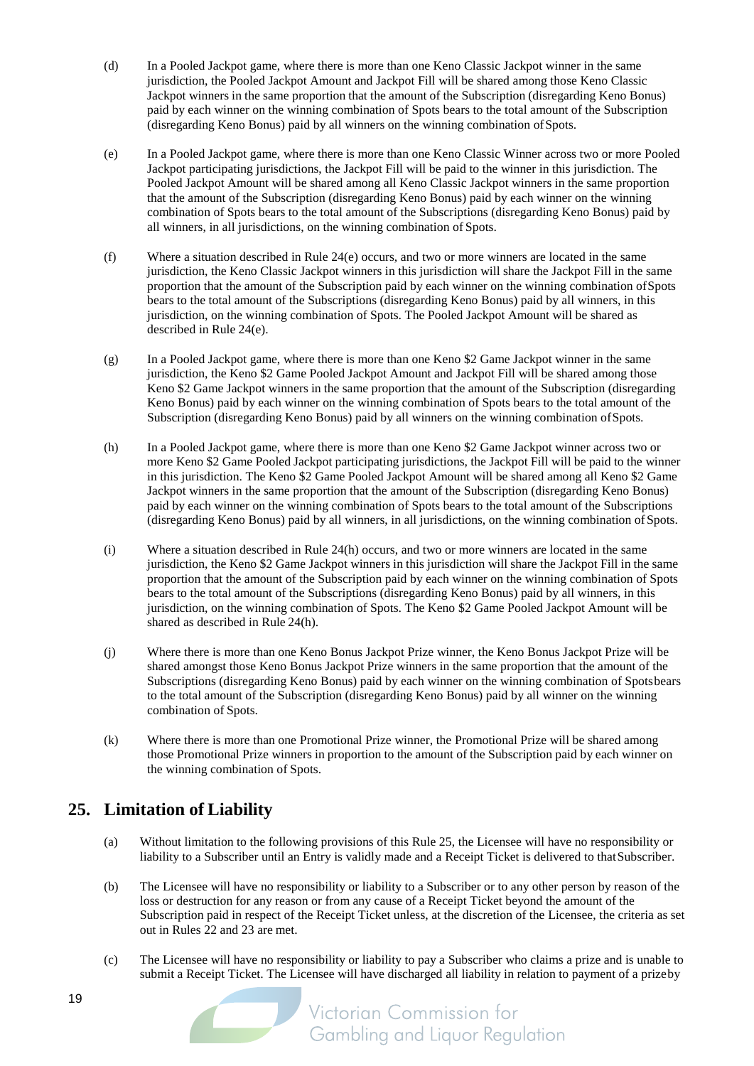(d) In a Pooled Jackpot game, where there is more than one Keno Classic Jackpot winner in the same jurisdiction, the Pooled Jackpot Amount and Jackpot Fill will be shared among those Keno Classic Jackpot winners in the same proportion that the amount of the Subscription (disregarding Keno Bonus) paid by each winner on the winning combination of Spots bears to the total amount of the Subscription (disregarding Keno Bonus) paid by all winners on the winning combination of Spots.

(e) In a Pooled Jackpot game, where there is more than one Keno Classic Winner across two or more Pooled Jackpot participating jurisdictions, the Jackpot Fill will be paid to the winner in this jurisdiction. The Pooled Jackpot Amount will be shared among all Keno Classic Jackpot winners in the same proportion that the amount of the Subscription (disregarding Keno Bonus) paid by each winner on the winning combination of Spots bears to the total amount of the Subscriptions (disregarding Keno Bonus) paid by all winners, in all jurisdictions, on the winning combination of Spots.

(f) Where a situation described in Rule 24(e) occurs, and two or more winners are located in the same jurisdiction, the Keno Classic Jackpot winners in this jurisdiction will share the Jackpot Fill in the same proportion that the amount of the Subscription paid by each winner on the winning combination of Spots bears to the total amount of the Subscriptions (disregarding Keno Bonus) paid by all winners, in this jurisdiction, on the winning combination of Spots. The Pooled Jackpot Amount will be shared as described in Rule 24(e).

(g) In a Pooled Jackpot game, where there is more than one Keno $2 Game Jackpot winner in the same jurisdiction, the Keno $2 Game Pooled Jackpot Amount and Jackpot Fill will be shared among those Keno $2 Game Jackpot winners in the same proportion that the amount of the Subscription (disregarding Keno Bonus) paid by each winner on the winning combination of Spots bears to the total amount of the Subscription (disregarding Keno Bonus) paid by all winners on the winning combination of Spots.

(h) In a Pooled Jackpot game, where there is more than one Keno $2 Game Jackpot winner across two or more Keno $2 Game Pooled Jackpot participating jurisdictions, the Jackpot Fill will be paid to the winner in this jurisdiction. The Keno $2 Game Pooled Jackpot Amount will be shared among all Keno $2 Game Jackpot winners in the same proportion that the amount of the Subscription (disregarding Keno Bonus) paid by each winner on the winning combination of Spots bears to the total amount of the Subscriptions (disregarding Keno Bonus) paid by all winners, in all jurisdictions, on the winning combination of Spots.

(i) Where a situation described in Rule 24(h) occurs, and two or more winners are located in the same jurisdiction, the Keno $2 Game Jackpot winners in this jurisdiction will share the Jackpot Fill in the same proportion that the amount of the Subscription paid by each winner on the winning combination of Spots bears to the total amount of the Subscriptions (disregarding Keno Bonus) paid by all winners, in this jurisdiction, on the winning combination of Spots. The Keno $2 Game Pooled Jackpot Amount will be shared as described in Rule 24(h).

(j) Where there is more than one Keno Bonus Jackpot Prize winner, the Keno Bonus Jackpot Prize will be shared amongst those Keno Bonus Jackpot Prize winners in the same proportion that the amount of the Subscriptions (disregarding Keno Bonus) paid by each winner on the winning combination of Spots bears to the total amount of the Subscription (disregarding Keno Bonus) paid by all winner on the winning combination of Spots.

(k) Where there is more than one Promotional Prize winner, the Promotional Prize will be shared among those Promotional Prize winners in proportion to the amount of the Subscription paid by each winner on the winning combination of Spots.

## 25. Limitation of Liability

(a) Without limitation to the following provisions of this Rule 25, the Licensee will have no responsibility or liability to a Subscriber until an Entry is validly made and a Receipt Ticket is delivered to that Subscriber.

(b) The Licensee will have no responsibility or liability to a Subscriber or to any other person by reason of the loss or destruction for any reason or from any cause of a Receipt Ticket beyond the amount of the Subscription paid in respect of the Receipt Ticket unless, at the discretion of the Licensee, the criteria as set out in Rules 22 and 23 are met.

(c) The Licensee will have no responsibility or liability to pay a Subscriber who claims a prize and is unable to submit a Receipt Ticket. The Licensee will have discharged all liability in relation to payment of a prize by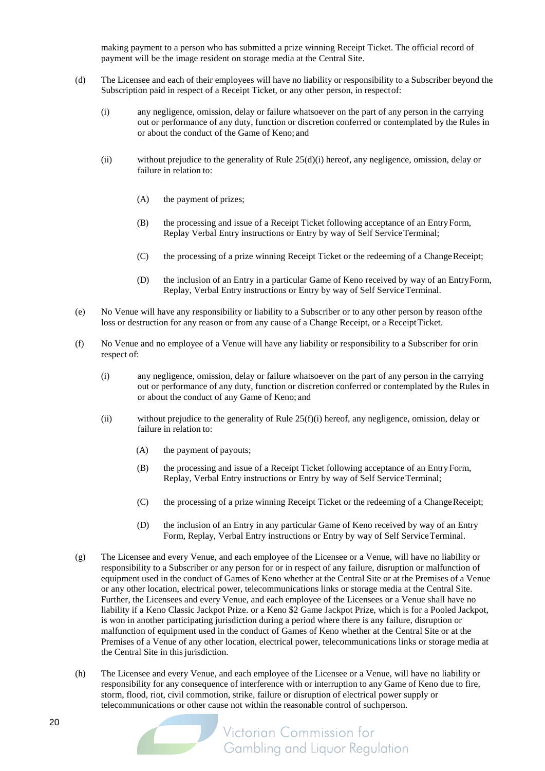making payment to a person who has submitted a prize winning Receipt Ticket. The official record of payment will be the image resident on storage media at the Central Site.

(d) The Licensee and each of their employees will have no liability or responsibility to a Subscriber beyond the Subscription paid in respect of a Receipt Ticket, or any other person, in respect of:

  (i) any negligence, omission, delay or failure whatsoever on the part of any person in the carrying out or performance of any duty, function or discretion conferred or contemplated by the Rules in or about the conduct of the Game of Keno; and

  (ii) without prejudice to the generality of Rule 25(d)(i) hereof, any negligence, omission, delay or failure in relation to:

    (A) the payment of prizes;

    (B) the processing and issue of a Receipt Ticket following acceptance of an Entry Form, Replay Verbal Entry instructions or Entry by way of Self Service Terminal;

    (C) the processing of a prize winning Receipt Ticket or the redeeming of a Change Receipt;

    (D) the inclusion of an Entry in a particular Game of Keno received by way of an Entry Form, Replay, Verbal Entry instructions or Entry by way of Self Service Terminal.

(e) No Venue will have any responsibility or liability to a Subscriber or to any other person by reason of the loss or destruction for any reason or from any cause of a Change Receipt, or a Receipt Ticket.

(f) No Venue and no employee of a Venue will have any liability or responsibility to a Subscriber for or in respect of:

  (i) any negligence, omission, delay or failure whatsoever on the part of any person in the carrying out or performance of any duty, function or discretion conferred or contemplated by the Rules in or about the conduct of any Game of Keno; and

  (ii) without prejudice to the generality of Rule 25(f)(i) hereof, any negligence, omission, delay or failure in relation to:

    (A) the payment of payouts;

    (B) the processing and issue of a Receipt Ticket following acceptance of an Entry Form, Replay, Verbal Entry instructions or Entry by way of Self Service Terminal;

    (C) the processing of a prize winning Receipt Ticket or the redeeming of a Change Receipt;

    (D) the inclusion of an Entry in any particular Game of Keno received by way of an Entry Form, Replay, Verbal Entry instructions or Entry by way of Self Service Terminal.

(g) The Licensee and every Venue, and each employee of the Licensee or a Venue, will have no liability or responsibility to a Subscriber or any person for or in respect of any failure, disruption or malfunction of equipment used in the conduct of Games of Keno whether at the Central Site or at the Premises of a Venue or any other location, electrical power, telecommunications links or storage media at the Central Site. Further, the Licensees and every Venue, and each employee of the Licensees or a Venue shall have no liability if a Keno Classic Jackpot Prize. or a Keno $2 Game Jackpot Prize, which is for a Pooled Jackpot, is won in another participating jurisdiction during a period where there is any failure, disruption or malfunction of equipment used in the conduct of Games of Keno whether at the Central Site or at the Premises of a Venue of any other location, electrical power, telecommunications links or storage media at the Central Site in this jurisdiction.

(h) The Licensee and every Venue, and each employee of the Licensee or a Venue, will have no liability or responsibility for any consequence of interference with or interruption to any Game of Keno due to fire, storm, flood, riot, civil commotion, strike, failure or disruption of electrical power supply or telecommunications or other cause not within the reasonable control of such person.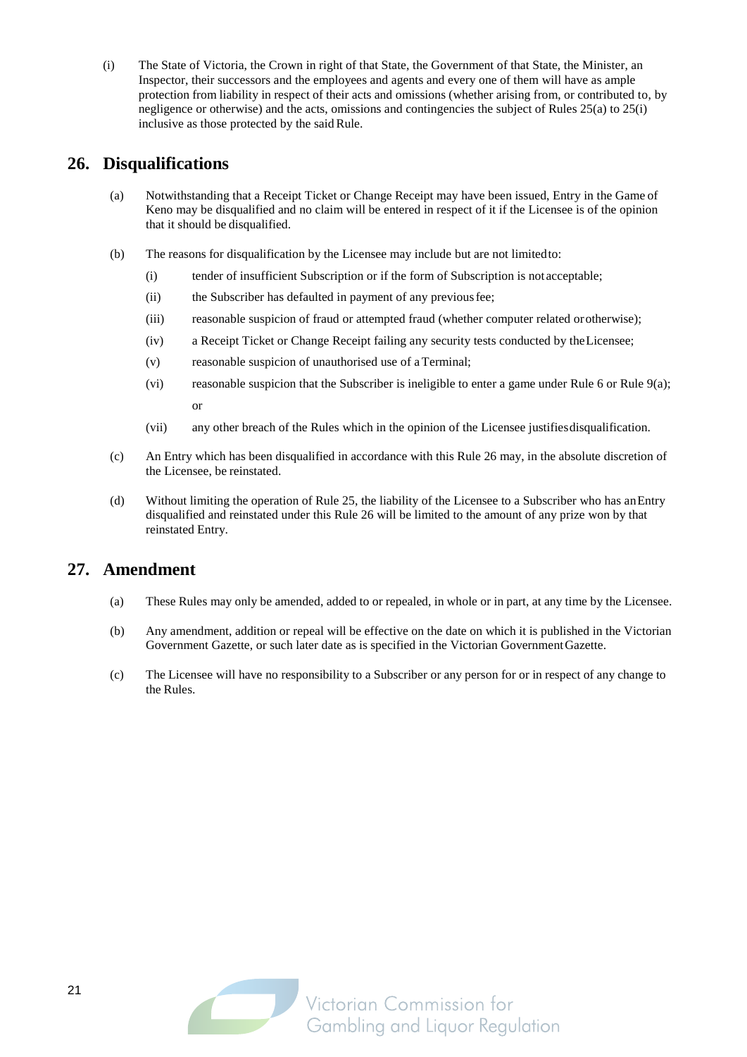(i) The State of Victoria, the Crown in right of that State, the Government of that State, the Minister, an Inspector, their successors and the employees and agents and every one of them will have as ample protection from liability in respect of their acts and omissions (whether arising from, or contributed to, by negligence or otherwise) and the acts, omissions and contingencies the subject of Rules 25(a) to 25(i) inclusive as those protected by the said Rule.

## 26. Disqualifications

(a) Notwithstanding that a Receipt Ticket or Change Receipt may have been issued, Entry in the Game of Keno may be disqualified and no claim will be entered in respect of it if the Licensee is of the opinion that it should be disqualified.

(b) The reasons for disqualification by the Licensee may include but are not limited to:

(i) tender of insufficient Subscription or if the form of Subscription is not acceptable;

(ii) the Subscriber has defaulted in payment of any previous fee;

(iii) reasonable suspicion of fraud or attempted fraud (whether computer related or otherwise);

(iv) a Receipt Ticket or Change Receipt failing any security tests conducted by the Licensee;

(v) reasonable suspicion of unauthorised use of a Terminal;

(vi) reasonable suspicion that the Subscriber is ineligible to enter a game under Rule 6 or Rule 9(a); or

(vii) any other breach of the Rules which in the opinion of the Licensee justifies disqualification.

(c) An Entry which has been disqualified in accordance with this Rule 26 may, in the absolute discretion of the Licensee, be reinstated.

(d) Without limiting the operation of Rule 25, the liability of the Licensee to a Subscriber who has an Entry disqualified and reinstated under this Rule 26 will be limited to the amount of any prize won by that reinstated Entry.

## 27. Amendment

(a) These Rules may only be amended, added to or repealed, in whole or in part, at any time by the Licensee.

(b) Any amendment, addition or repeal will be effective on the date on which it is published in the Victorian Government Gazette, or such later date as is specified in the Victorian Government Gazette.

(c) The Licensee will have no responsibility to a Subscriber or any person for or in respect of any change to the Rules.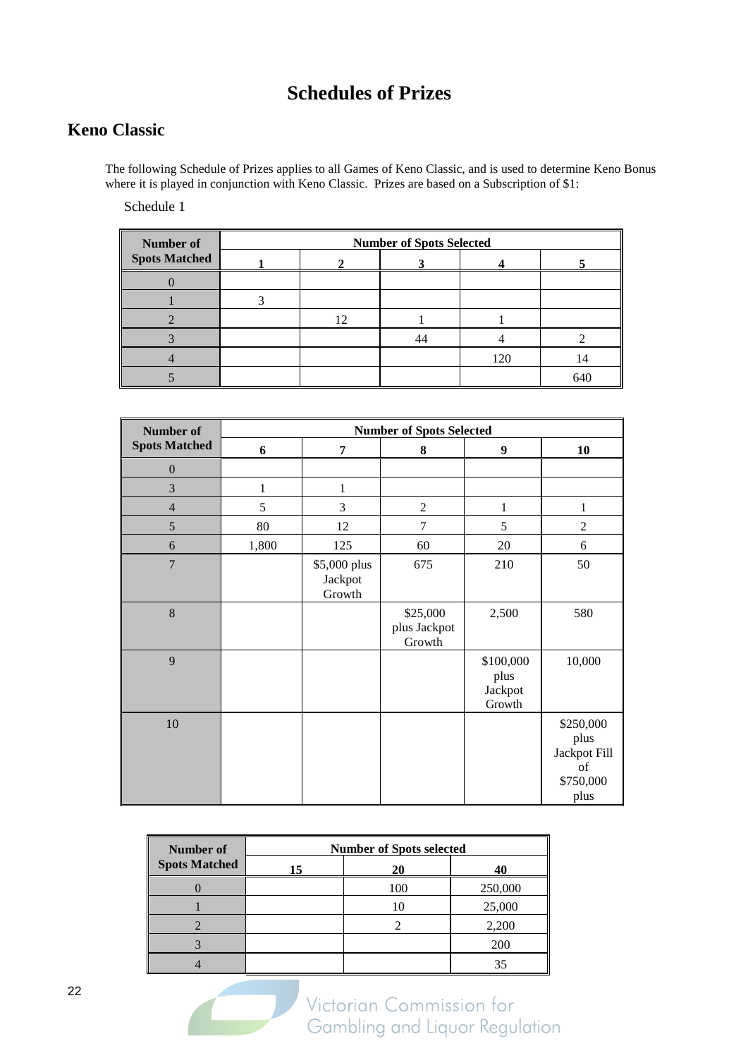# Schedules of Prizes

## Keno Classic

The following Schedule of Prizes applies to all Games of Keno Classic, and is used to determine Keno Bonus where it is played in conjunction with Keno Classic. Prizes are based on a Subscription of $1:

Schedule 1

| Number of Spots Matched | Number of Spots Selected | | | | |
|---|---|---|---|---|---|
| | 1 | 2 | 3 | 4 | 5 |
| 0 | | | | | |
| 1 | 3 | | | | |
| 2 | | 12 | 1 | 1 | |
| 3 | | | 44 | 4 | 2 |
| 4 | | | | 120 | 14 |
| 5 | | | | | 640 |

| Number of Spots Matched | Number of Spots Selected | | | | |
|---|---|---|---|---|---|
| | 6 | 7 | 8 | 9 | 10 |
| 0 | | | | | |
| 3 | 1 | 1 | | | |
| 4 | 5 | 3 | 2 | 1 | 1 |
| 5 | 80 | 12 | 7 | 5 | 2 |
| 6 | 1,800 | 125 | 60 | 20 | 6 |
| 7 | | $5,000 plus Jackpot Growth | 675 | 210 | 50 |
| 8 | | | $25,000 plus Jackpot Growth | 2,500 | 580 |
| 9 | | | | $100,000 plus Jackpot Growth | 10,000 |
| 10 | | | | | $250,000 plus Jackpot Fill of $750,000 plus |

| Number of Spots Matched | Number of Spots selected | | |
|---|---|---|---|
| | 15 | 20 | 40 |
| 0 | | 100 | 250,000 |
| 1 | | 10 | 25,000 |
| 2 | | 2 | 2,200 |
| 3 | | | 200 |
| 4 | | | 35 |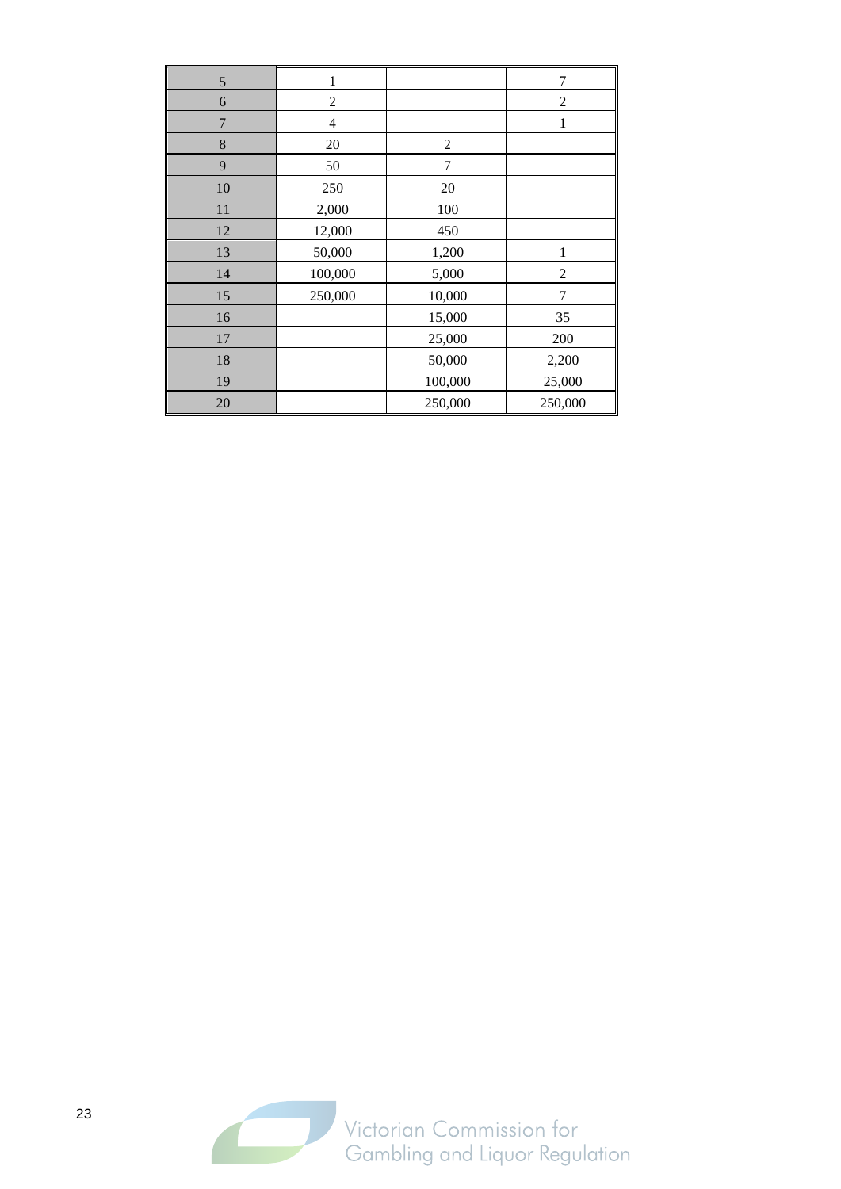| 5 | 1 | | 7 |
|---|---|---|---|
| 6 | 2 | | 2 |
| 7 | 4 | | 1 |
| 8 | 20 | 2 | |
| 9 | 50 | 7 | |
| 10 | 250 | 20 | |
| 11 | 2,000 | 100 | |
| 12 | 12,000 | 450 | |
| 13 | 50,000 | 1,200 | 1 |
| 14 | 100,000 | 5,000 | 2 |
| 15 | 250,000 | 10,000 | 7 |
| 16 | | 15,000 | 35 |
| 17 | | 25,000 | 200 |
| 18 | | 50,000 | 2,200 |
| 19 | | 100,000 | 25,000 |
| 20 | | 250,000 | 250,000 |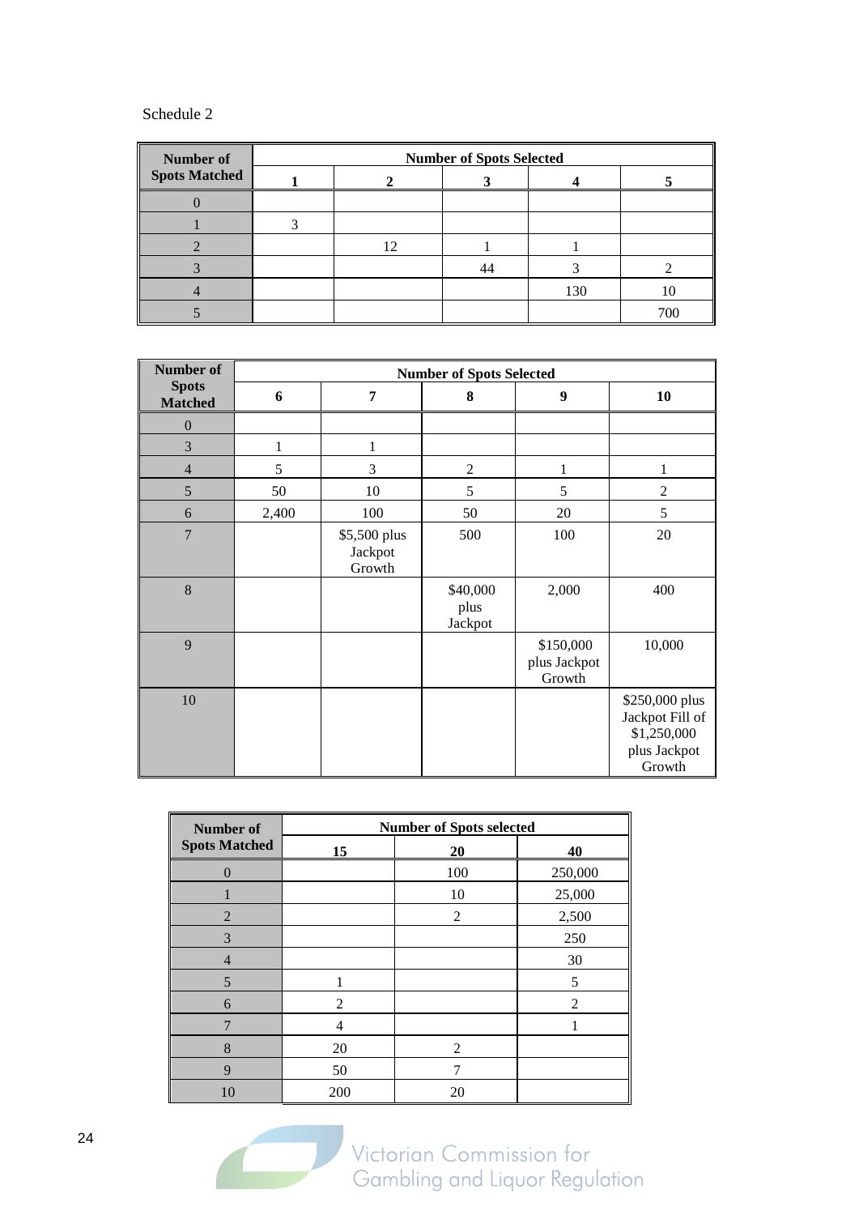Schedule 2

| Number of Spots Matched | Number of Spots Selected | | | | |
|---|---|---|---|---|---|
| | 1 | 2 | 3 | 4 | 5 |
| 0 | | | | | |
| 1 | 3 | | | | |
| 2 | | 12 | 1 | 1 | |
| 3 | | | 44 | 3 | 2 |
| 4 | | | | 130 | 10 |
| 5 | | | | | 700 |

| Number of Spots Matched | Number of Spots Selected | | | | |
|---|---|---|---|---|---|
| | 6 | 7 | 8 | 9 | 10 |
| 0 | | | | | |
| 3 | 1 | 1 | | | |
| 4 | 5 | 3 | 2 | 1 | 1 |
| 5 | 50 | 10 | 5 | 5 | 2 |
| 6 | 2,400 | 100 | 50 | 20 | 5 |
| 7 | | $5,500 plus Jackpot Growth | 500 | 100 | 20 |
| 8 | | | $40,000 plus Jackpot | 2,000 | 400 |
| 9 | | | | $150,000 plus Jackpot Growth | 10,000 |
| 10 | | | | | $250,000 plus Jackpot Fill of $1,250,000 plus Jackpot Growth |

| Number of Spots Matched | Number of Spots selected | | |
|---|---|---|---|
| | 15 | 20 | 40 |
| 0 | | 100 | 250,000 |
| 1 | | 10 | 25,000 |
| 2 | | 2 | 2,500 |
| 3 | | | 250 |
| 4 | | | 30 |
| 5 | 1 | | 5 |
| 6 | 2 | | 2 |
| 7 | 4 | | 1 |
| 8 | 20 | 2 | |
| 9 | 50 | 7 | |
| 10 | 200 | 20 | |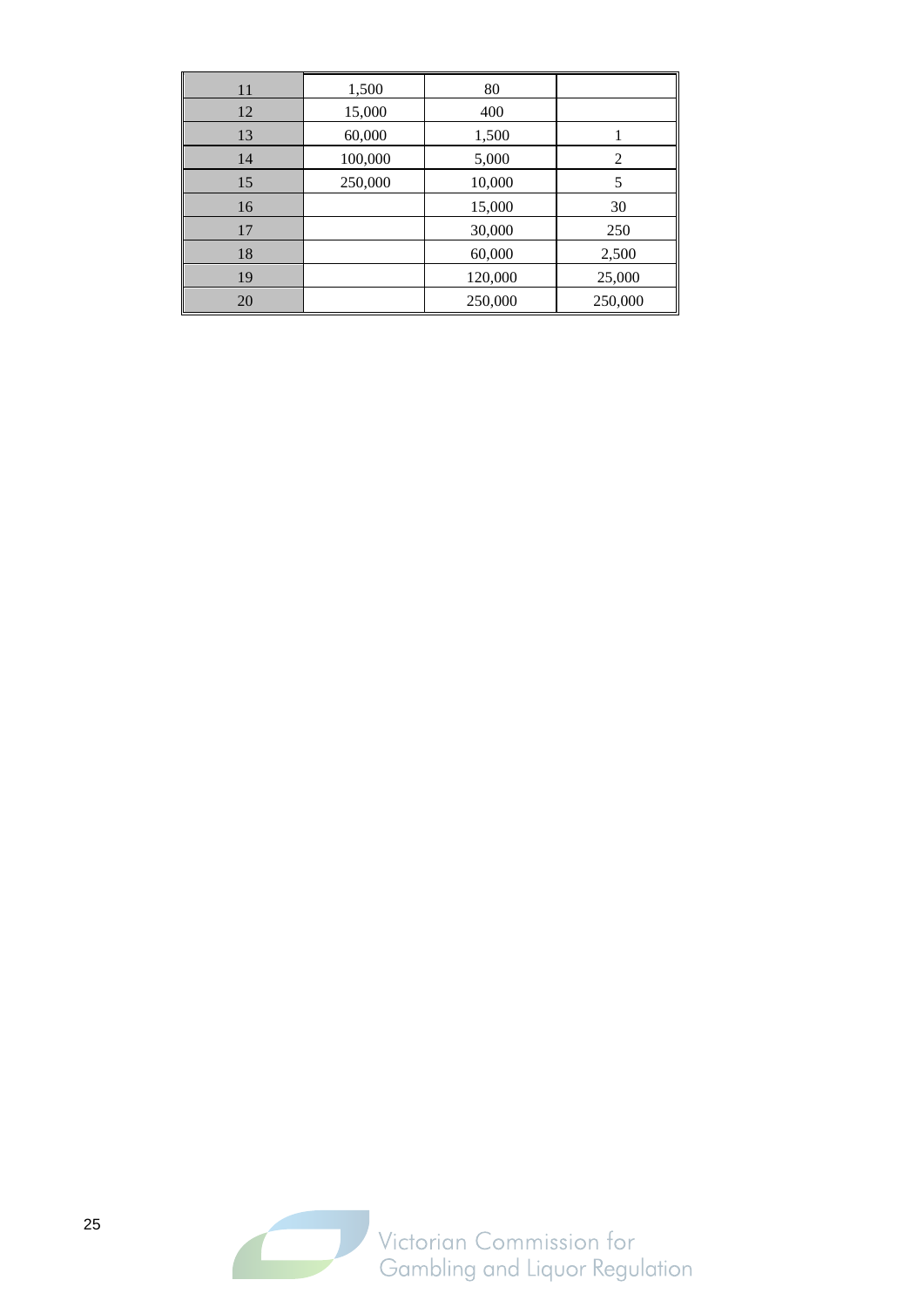| | | | |
|---|---|---|---|
| 11 | 1,500 | 80 | |
| 12 | 15,000 | 400 | |
| 13 | 60,000 | 1,500 | 1 |
| 14 | 100,000 | 5,000 | 2 |
| 15 | 250,000 | 10,000 | 5 |
| 16 | | 15,000 | 30 |
| 17 | | 30,000 | 250 |
| 18 | | 60,000 | 2,500 |
| 19 | | 120,000 | 25,000 |
| 20 | | 250,000 | 250,000 |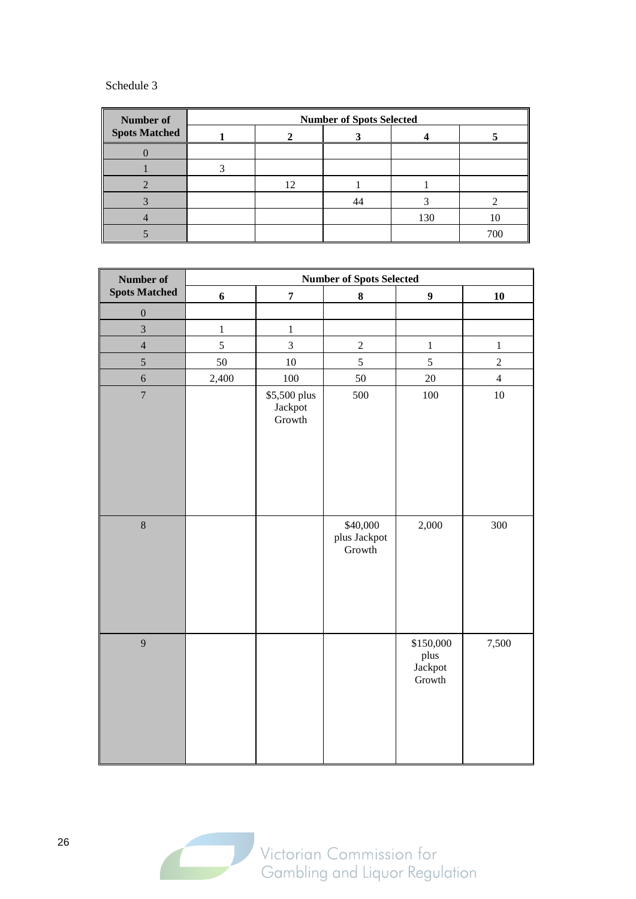Schedule 3

| Number of Spots Matched | Number of Spots Selected | | | | |
|---|---|---|---|---|---|
| | 1 | 2 | 3 | 4 | 5 |
| 0 | | | | | |
| 1 | 3 | | | | |
| 2 | | 12 | 1 | 1 | |
| 3 | | | 44 | 3 | 2 |
| 4 | | | | 130 | 10 |
| 5 | | | | | 700 |

| Number of Spots Matched | Number of Spots Selected | | | | |
|---|---|---|---|---|---|
| | 6 | 7 | 8 | 9 | 10 |
| 0 | | | | | |
| 3 | 1 | 1 | | | |
| 4 | 5 | 3 | 2 | 1 | 1 |
| 5 | 50 | 10 | 5 | 5 | 2 |
| 6 | 2,400 | 100 | 50 | 20 | 4 |
| 7 | | $5,500 plus Jackpot Growth | 500 | 100 | 10 |
| 8 | | | $40,000 plus Jackpot Growth | 2,000 | 300 |
| 9 | | | | $150,000 plus Jackpot Growth | 7,500 |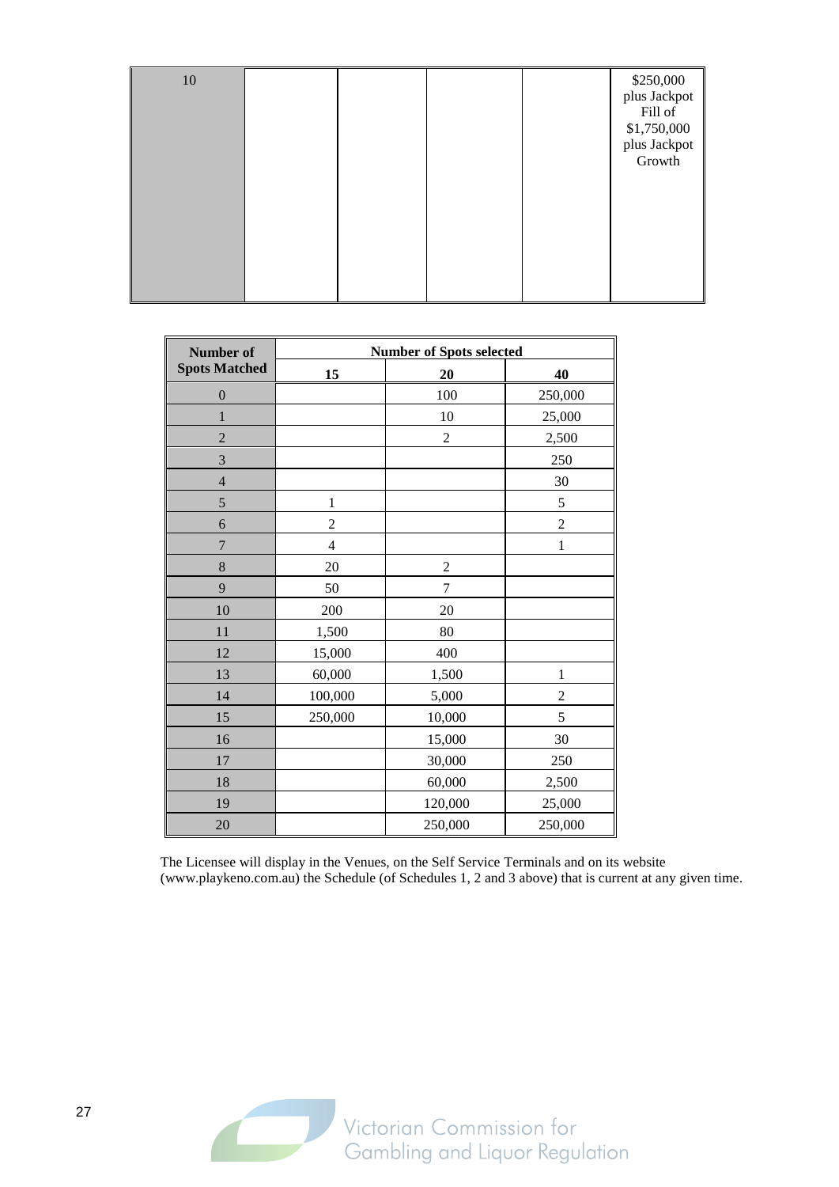| 10 | | | | | $250,000 plus Jackpot Fill of $1,750,000 plus Jackpot Growth |
|---|---|---|---|---|---|

| Number of Spots Matched | Number of Spots selected | | |
|---|---|---|---|
| | 15 | 20 | 40 |
| 0 | | 100 | 250,000 |
| 1 | | 10 | 25,000 |
| 2 | | 2 | 2,500 |
| 3 | | | 250 |
| 4 | | | 30 |
| 5 | 1 | | 5 |
| 6 | 2 | | 2 |
| 7 | 4 | | 1 |
| 8 | 20 | 2 | |
| 9 | 50 | 7 | |
| 10 | 200 | 20 | |
| 11 | 1,500 | 80 | |
| 12 | 15,000 | 400 | |
| 13 | 60,000 | 1,500 | 1 |
| 14 | 100,000 | 5,000 | 2 |
| 15 | 250,000 | 10,000 | 5 |
| 16 | | 15,000 | 30 |
| 17 | | 30,000 | 250 |
| 18 | | 60,000 | 2,500 |
| 19 | | 120,000 | 25,000 |
| 20 | | 250,000 | 250,000 |

The Licensee will display in the Venues, on the Self Service Terminals and on its website (www.playkeno.com.au) the Schedule (of Schedules 1, 2 and 3 above) that is current at any given time.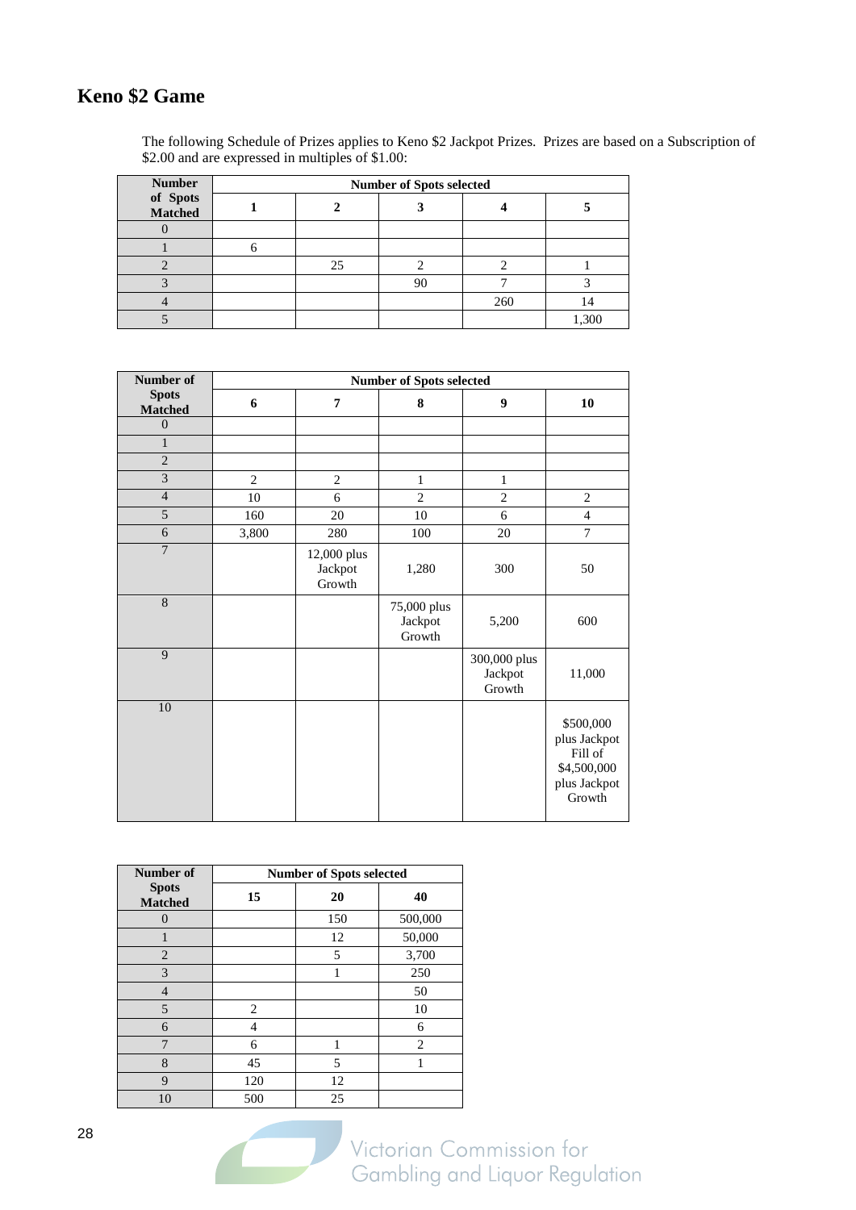## Keno $2 Game

The following Schedule of Prizes applies to Keno $2 Jackpot Prizes. Prizes are based on a Subscription of $2.00 and are expressed in multiples of $1.00:

| Number of Spots Matched | Number of Spots selected | | | | |
|---|---|---|---|---|---|
| | 1 | 2 | 3 | 4 | 5 |
| 0 | | | | | |
| 1 | 6 | | | | |
| 2 | | 25 | 2 | 2 | 1 |
| 3 | | | 90 | 7 | 3 |
| 4 | | | | 260 | 14 |
| 5 | | | | | 1,300 |

| Number of Spots Matched | Number of Spots selected | | | | |
|---|---|---|---|---|---|
| | 6 | 7 | 8 | 9 | 10 |
| 0 | | | | | |
| 1 | | | | | |
| 2 | | | | | |
| 3 | 2 | 2 | 1 | 1 | |
| 4 | 10 | 6 | 2 | 2 | 2 |
| 5 | 160 | 20 | 10 | 6 | 4 |
| 6 | 3,800 | 280 | 100 | 20 | 7 |
| 7 | | 12,000 plus Jackpot Growth | 1,280 | 300 | 50 |
| 8 | | | 75,000 plus Jackpot Growth | 5,200 | 600 |
| 9 | | | | 300,000 plus Jackpot Growth | 11,000 |
| 10 | | | | | $500,000 plus Jackpot Fill of $4,500,000 plus Jackpot Growth |

| Number of Spots Matched | Number of Spots selected | | |
|---|---|---|---|
| | 15 | 20 | 40 |
| 0 | | 150 | 500,000 |
| 1 | | 12 | 50,000 |
| 2 | | 5 | 3,700 |
| 3 | | 1 | 250 |
| 4 | | | 50 |
| 5 | 2 | | 10 |
| 6 | 4 | | 6 |
| 7 | 6 | 1 | 2 |
| 8 | 45 | 5 | 1 |
| 9 | 120 | 12 | |
| 10 | 500 | 25 | |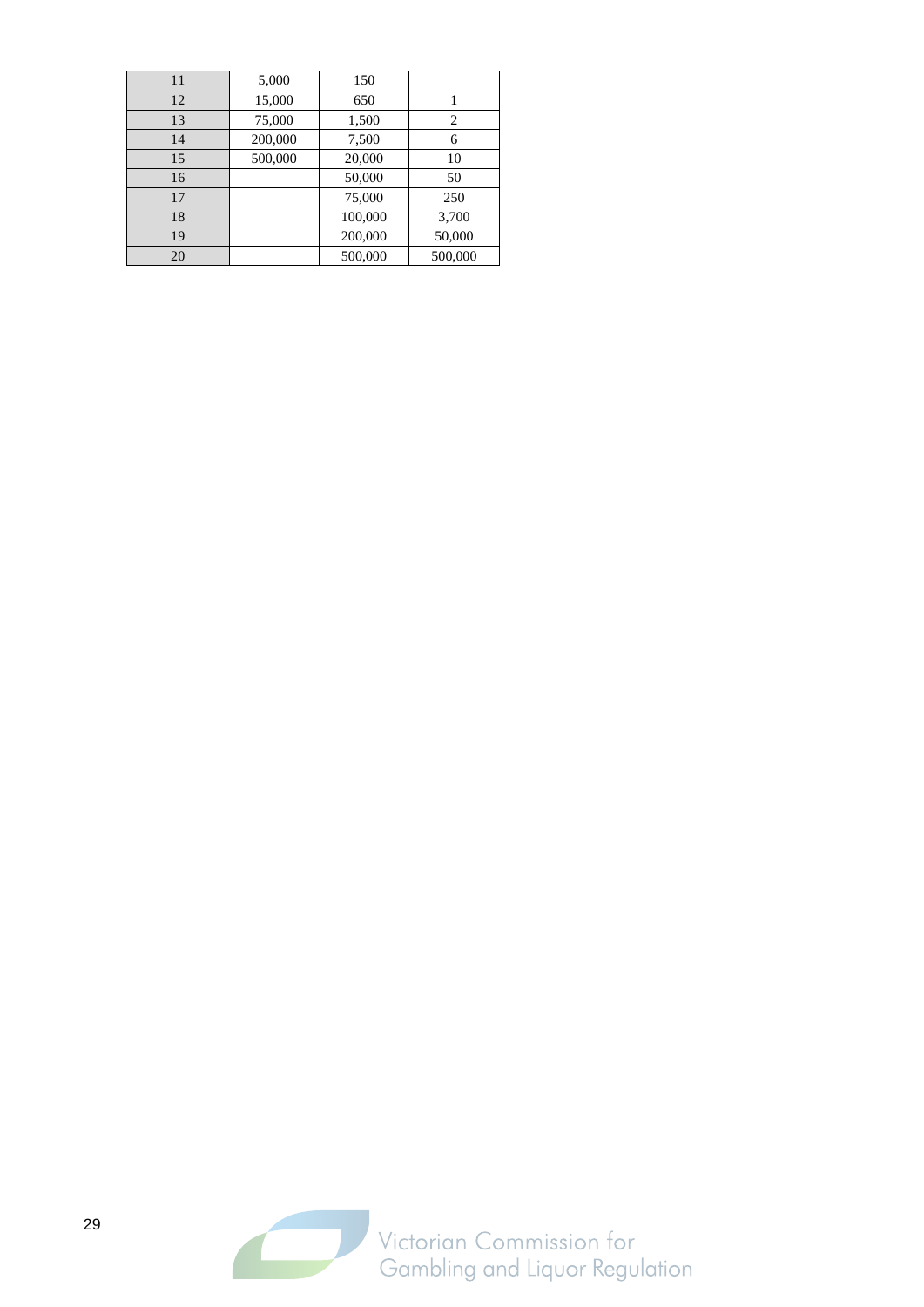| | | | |
|---|---|---|---|
| 11 | 5,000 | 150 | |
| 12 | 15,000 | 650 | 1 |
| 13 | 75,000 | 1,500 | 2 |
| 14 | 200,000 | 7,500 | 6 |
| 15 | 500,000 | 20,000 | 10 |
| 16 | | 50,000 | 50 |
| 17 | | 75,000 | 250 |
| 18 | | 100,000 | 3,700 |
| 19 | | 200,000 | 50,000 |
| 20 | | 500,000 | 500,000 |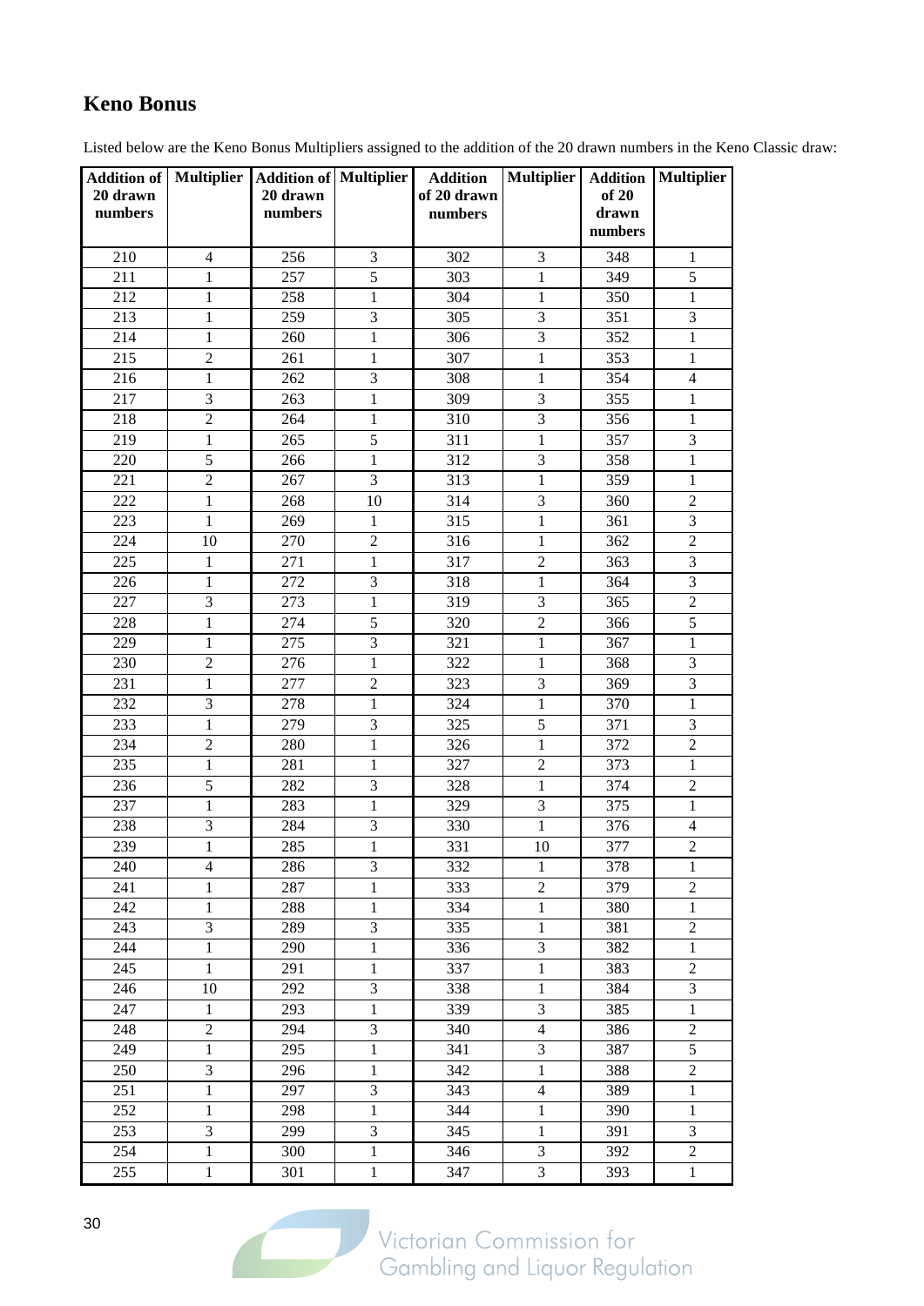## Keno Bonus

Listed below are the Keno Bonus Multipliers assigned to the addition of the 20 drawn numbers in the Keno Classic draw:

| Addition of 20 drawn numbers | Multiplier | Addition of 20 drawn numbers | Multiplier | Addition of 20 drawn numbers | Multiplier | Addition of 20 drawn numbers | Multiplier |
|---|---|---|---|---|---|---|---|
| 210 | 4 | 256 | 3 | 302 | 3 | 348 | 1 |
| 211 | 1 | 257 | 5 | 303 | 1 | 349 | 5 |
| 212 | 1 | 258 | 1 | 304 | 1 | 350 | 1 |
| 213 | 1 | 259 | 3 | 305 | 3 | 351 | 3 |
| 214 | 1 | 260 | 1 | 306 | 3 | 352 | 1 |
| 215 | 2 | 261 | 1 | 307 | 1 | 353 | 1 |
| 216 | 1 | 262 | 3 | 308 | 1 | 354 | 4 |
| 217 | 3 | 263 | 1 | 309 | 3 | 355 | 1 |
| 218 | 2 | 264 | 1 | 310 | 3 | 356 | 1 |
| 219 | 1 | 265 | 5 | 311 | 1 | 357 | 3 |
| 220 | 5 | 266 | 1 | 312 | 3 | 358 | 1 |
| 221 | 2 | 267 | 3 | 313 | 1 | 359 | 1 |
| 222 | 1 | 268 | 10 | 314 | 3 | 360 | 2 |
| 223 | 1 | 269 | 1 | 315 | 1 | 361 | 3 |
| 224 | 10 | 270 | 2 | 316 | 1 | 362 | 2 |
| 225 | 1 | 271 | 1 | 317 | 2 | 363 | 3 |
| 226 | 1 | 272 | 3 | 318 | 1 | 364 | 3 |
| 227 | 3 | 273 | 1 | 319 | 3 | 365 | 2 |
| 228 | 1 | 274 | 5 | 320 | 2 | 366 | 5 |
| 229 | 1 | 275 | 3 | 321 | 1 | 367 | 1 |
| 230 | 2 | 276 | 1 | 322 | 1 | 368 | 3 |
| 231 | 1 | 277 | 2 | 323 | 3 | 369 | 3 |
| 232 | 3 | 278 | 1 | 324 | 1 | 370 | 1 |
| 233 | 1 | 279 | 3 | 325 | 5 | 371 | 3 |
| 234 | 2 | 280 | 1 | 326 | 1 | 372 | 2 |
| 235 | 1 | 281 | 1 | 327 | 2 | 373 | 1 |
| 236 | 5 | 282 | 3 | 328 | 1 | 374 | 2 |
| 237 | 1 | 283 | 1 | 329 | 3 | 375 | 1 |
| 238 | 3 | 284 | 3 | 330 | 1 | 376 | 4 |
| 239 | 1 | 285 | 1 | 331 | 10 | 377 | 2 |
| 240 | 4 | 286 | 3 | 332 | 1 | 378 | 1 |
| 241 | 1 | 287 | 1 | 333 | 2 | 379 | 2 |
| 242 | 1 | 288 | 1 | 334 | 1 | 380 | 1 |
| 243 | 3 | 289 | 3 | 335 | 1 | 381 | 2 |
| 244 | 1 | 290 | 1 | 336 | 3 | 382 | 1 |
| 245 | 1 | 291 | 1 | 337 | 1 | 383 | 2 |
| 246 | 10 | 292 | 3 | 338 | 1 | 384 | 3 |
| 247 | 1 | 293 | 1 | 339 | 3 | 385 | 1 |
| 248 | 2 | 294 | 3 | 340 | 4 | 386 | 2 |
| 249 | 1 | 295 | 1 | 341 | 3 | 387 | 5 |
| 250 | 3 | 296 | 1 | 342 | 1 | 388 | 2 |
| 251 | 1 | 297 | 3 | 343 | 4 | 389 | 1 |
| 252 | 1 | 298 | 1 | 344 | 1 | 390 | 1 |
| 253 | 3 | 299 | 3 | 345 | 1 | 391 | 3 |
| 254 | 1 | 300 | 1 | 346 | 3 | 392 | 2 |
| 255 | 1 | 301 | 1 | 347 | 3 | 393 | 1 |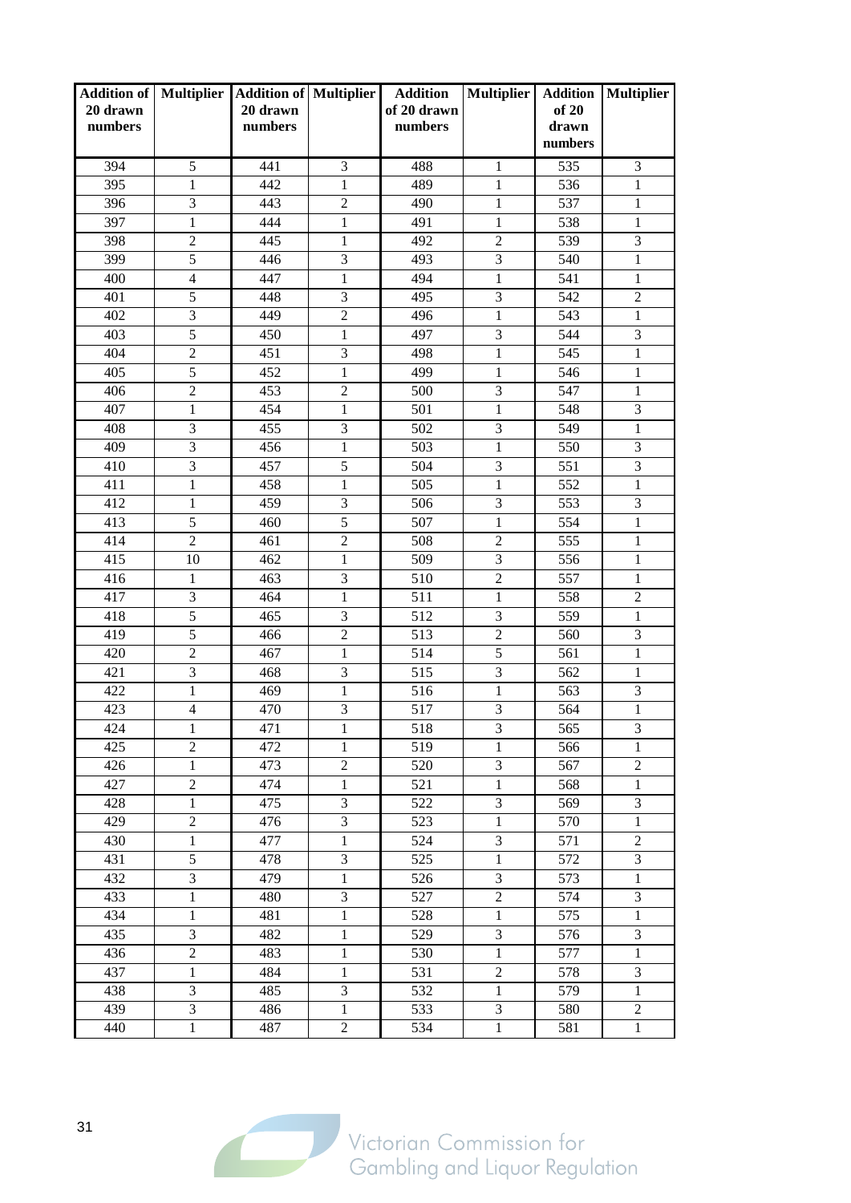| Addition of 20 drawn numbers | Multiplier | Addition of 20 drawn numbers | Multiplier | Addition of 20 drawn numbers | Multiplier | Addition of 20 drawn numbers | Multiplier |
|---|---|---|---|---|---|---|---|
| 394 | 5 | 441 | 3 | 488 | 1 | 535 | 3 |
| 395 | 1 | 442 | 1 | 489 | 1 | 536 | 1 |
| 396 | 3 | 443 | 2 | 490 | 1 | 537 | 1 |
| 397 | 1 | 444 | 1 | 491 | 1 | 538 | 1 |
| 398 | 2 | 445 | 1 | 492 | 2 | 539 | 3 |
| 399 | 5 | 446 | 3 | 493 | 3 | 540 | 1 |
| 400 | 4 | 447 | 1 | 494 | 1 | 541 | 1 |
| 401 | 5 | 448 | 3 | 495 | 3 | 542 | 2 |
| 402 | 3 | 449 | 2 | 496 | 1 | 543 | 1 |
| 403 | 5 | 450 | 1 | 497 | 3 | 544 | 3 |
| 404 | 2 | 451 | 3 | 498 | 1 | 545 | 1 |
| 405 | 5 | 452 | 1 | 499 | 1 | 546 | 1 |
| 406 | 2 | 453 | 2 | 500 | 3 | 547 | 1 |
| 407 | 1 | 454 | 1 | 501 | 1 | 548 | 3 |
| 408 | 3 | 455 | 3 | 502 | 3 | 549 | 1 |
| 409 | 3 | 456 | 1 | 503 | 1 | 550 | 3 |
| 410 | 3 | 457 | 5 | 504 | 3 | 551 | 3 |
| 411 | 1 | 458 | 1 | 505 | 1 | 552 | 1 |
| 412 | 1 | 459 | 3 | 506 | 3 | 553 | 3 |
| 413 | 5 | 460 | 5 | 507 | 1 | 554 | 1 |
| 414 | 2 | 461 | 2 | 508 | 2 | 555 | 1 |
| 415 | 10 | 462 | 1 | 509 | 3 | 556 | 1 |
| 416 | 1 | 463 | 3 | 510 | 2 | 557 | 1 |
| 417 | 3 | 464 | 1 | 511 | 1 | 558 | 2 |
| 418 | 5 | 465 | 3 | 512 | 3 | 559 | 1 |
| 419 | 5 | 466 | 2 | 513 | 2 | 560 | 3 |
| 420 | 2 | 467 | 1 | 514 | 5 | 561 | 1 |
| 421 | 3 | 468 | 3 | 515 | 3 | 562 | 1 |
| 422 | 1 | 469 | 1 | 516 | 1 | 563 | 3 |
| 423 | 4 | 470 | 3 | 517 | 3 | 564 | 1 |
| 424 | 1 | 471 | 1 | 518 | 3 | 565 | 3 |
| 425 | 2 | 472 | 1 | 519 | 1 | 566 | 1 |
| 426 | 1 | 473 | 2 | 520 | 3 | 567 | 2 |
| 427 | 2 | 474 | 1 | 521 | 1 | 568 | 1 |
| 428 | 1 | 475 | 3 | 522 | 3 | 569 | 3 |
| 429 | 2 | 476 | 3 | 523 | 1 | 570 | 1 |
| 430 | 1 | 477 | 1 | 524 | 3 | 571 | 2 |
| 431 | 5 | 478 | 3 | 525 | 1 | 572 | 3 |
| 432 | 3 | 479 | 1 | 526 | 3 | 573 | 1 |
| 433 | 1 | 480 | 3 | 527 | 2 | 574 | 3 |
| 434 | 1 | 481 | 1 | 528 | 1 | 575 | 1 |
| 435 | 3 | 482 | 1 | 529 | 3 | 576 | 3 |
| 436 | 2 | 483 | 1 | 530 | 1 | 577 | 1 |
| 437 | 1 | 484 | 1 | 531 | 2 | 578 | 3 |
| 438 | 3 | 485 | 3 | 532 | 1 | 579 | 1 |
| 439 | 3 | 486 | 1 | 533 | 3 | 580 | 2 |
| 440 | 1 | 487 | 2 | 534 | 1 | 581 | 1 |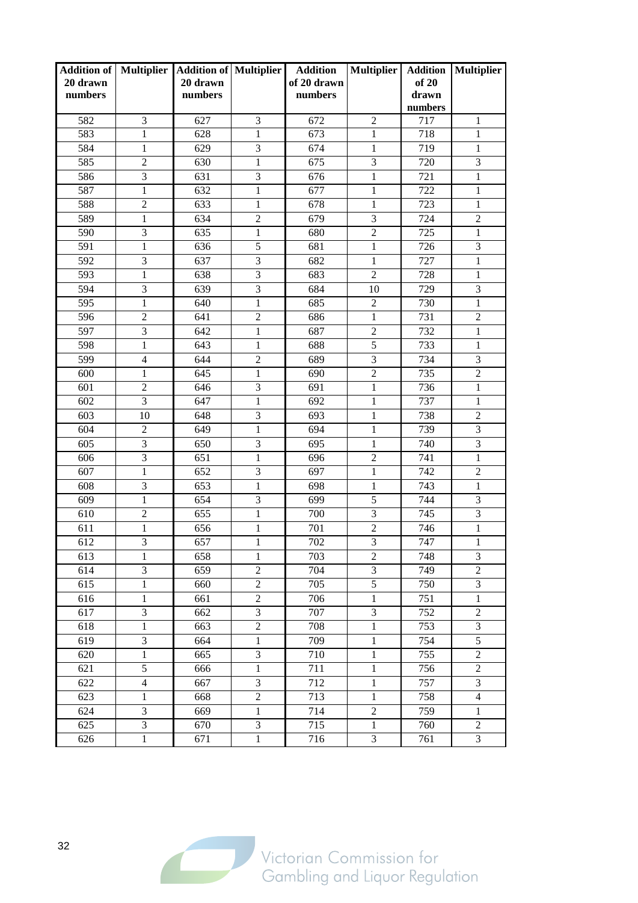| Addition of 20 drawn numbers | Multiplier | Addition of 20 drawn numbers | Multiplier | Addition of 20 drawn numbers | Multiplier | Addition of 20 drawn numbers | Multiplier |
|---|---|---|---|---|---|---|---|
| 582 | 3 | 627 | 3 | 672 | 2 | 717 | 1 |
| 583 | 1 | 628 | 1 | 673 | 1 | 718 | 1 |
| 584 | 1 | 629 | 3 | 674 | 1 | 719 | 1 |
| 585 | 2 | 630 | 1 | 675 | 3 | 720 | 3 |
| 586 | 3 | 631 | 3 | 676 | 1 | 721 | 1 |
| 587 | 1 | 632 | 1 | 677 | 1 | 722 | 1 |
| 588 | 2 | 633 | 1 | 678 | 1 | 723 | 1 |
| 589 | 1 | 634 | 2 | 679 | 3 | 724 | 2 |
| 590 | 3 | 635 | 1 | 680 | 2 | 725 | 1 |
| 591 | 1 | 636 | 5 | 681 | 1 | 726 | 3 |
| 592 | 3 | 637 | 3 | 682 | 1 | 727 | 1 |
| 593 | 1 | 638 | 3 | 683 | 2 | 728 | 1 |
| 594 | 3 | 639 | 3 | 684 | 10 | 729 | 3 |
| 595 | 1 | 640 | 1 | 685 | 2 | 730 | 1 |
| 596 | 2 | 641 | 2 | 686 | 1 | 731 | 2 |
| 597 | 3 | 642 | 1 | 687 | 2 | 732 | 1 |
| 598 | 1 | 643 | 1 | 688 | 5 | 733 | 1 |
| 599 | 4 | 644 | 2 | 689 | 3 | 734 | 3 |
| 600 | 1 | 645 | 1 | 690 | 2 | 735 | 2 |
| 601 | 2 | 646 | 3 | 691 | 1 | 736 | 1 |
| 602 | 3 | 647 | 1 | 692 | 1 | 737 | 1 |
| 603 | 10 | 648 | 3 | 693 | 1 | 738 | 2 |
| 604 | 2 | 649 | 1 | 694 | 1 | 739 | 3 |
| 605 | 3 | 650 | 3 | 695 | 1 | 740 | 3 |
| 606 | 3 | 651 | 1 | 696 | 2 | 741 | 1 |
| 607 | 1 | 652 | 3 | 697 | 1 | 742 | 2 |
| 608 | 3 | 653 | 1 | 698 | 1 | 743 | 1 |
| 609 | 1 | 654 | 3 | 699 | 5 | 744 | 3 |
| 610 | 2 | 655 | 1 | 700 | 3 | 745 | 3 |
| 611 | 1 | 656 | 1 | 701 | 2 | 746 | 1 |
| 612 | 3 | 657 | 1 | 702 | 3 | 747 | 1 |
| 613 | 1 | 658 | 1 | 703 | 2 | 748 | 3 |
| 614 | 3 | 659 | 2 | 704 | 3 | 749 | 2 |
| 615 | 1 | 660 | 2 | 705 | 5 | 750 | 3 |
| 616 | 1 | 661 | 2 | 706 | 1 | 751 | 1 |
| 617 | 3 | 662 | 3 | 707 | 3 | 752 | 2 |
| 618 | 1 | 663 | 2 | 708 | 1 | 753 | 3 |
| 619 | 3 | 664 | 1 | 709 | 1 | 754 | 5 |
| 620 | 1 | 665 | 3 | 710 | 1 | 755 | 2 |
| 621 | 5 | 666 | 1 | 711 | 1 | 756 | 2 |
| 622 | 4 | 667 | 3 | 712 | 1 | 757 | 3 |
| 623 | 1 | 668 | 2 | 713 | 1 | 758 | 4 |
| 624 | 3 | 669 | 1 | 714 | 2 | 759 | 1 |
| 625 | 3 | 670 | 3 | 715 | 1 | 760 | 2 |
| 626 | 1 | 671 | 1 | 716 | 3 | 761 | 3 |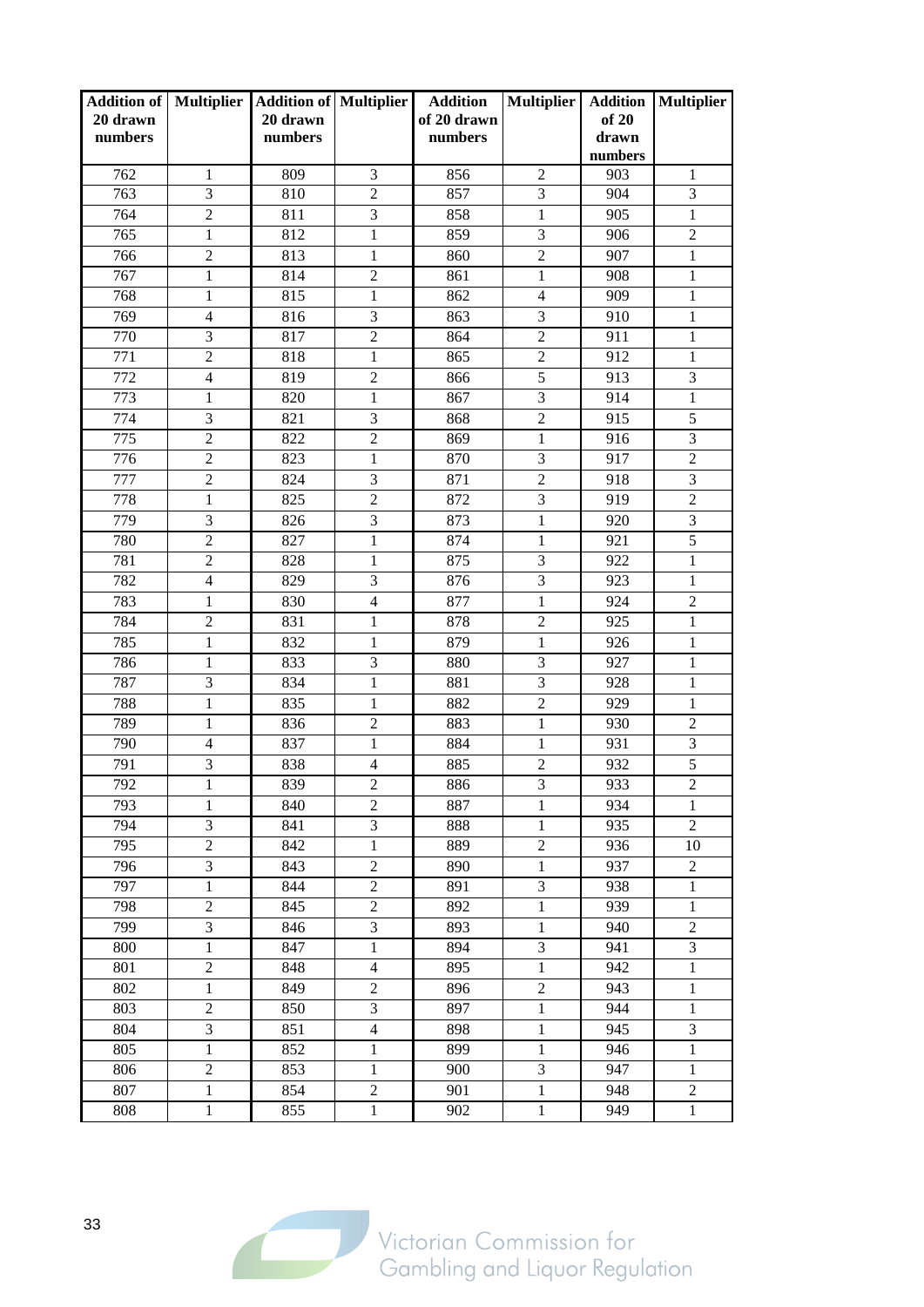| Addition of 20 drawn numbers | Multiplier | Addition of 20 drawn numbers | Multiplier | Addition of 20 drawn numbers | Multiplier | Addition of 20 drawn numbers | Multiplier |
|---|---|---|---|---|---|---|---|
| 762 | 1 | 809 | 3 | 856 | 2 | 903 | 1 |
| 763 | 3 | 810 | 2 | 857 | 3 | 904 | 3 |
| 764 | 2 | 811 | 3 | 858 | 1 | 905 | 1 |
| 765 | 1 | 812 | 1 | 859 | 3 | 906 | 2 |
| 766 | 2 | 813 | 1 | 860 | 2 | 907 | 1 |
| 767 | 1 | 814 | 2 | 861 | 1 | 908 | 1 |
| 768 | 1 | 815 | 1 | 862 | 4 | 909 | 1 |
| 769 | 4 | 816 | 3 | 863 | 3 | 910 | 1 |
| 770 | 3 | 817 | 2 | 864 | 2 | 911 | 1 |
| 771 | 2 | 818 | 1 | 865 | 2 | 912 | 1 |
| 772 | 4 | 819 | 2 | 866 | 5 | 913 | 3 |
| 773 | 1 | 820 | 1 | 867 | 3 | 914 | 1 |
| 774 | 3 | 821 | 3 | 868 | 2 | 915 | 5 |
| 775 | 2 | 822 | 2 | 869 | 1 | 916 | 3 |
| 776 | 2 | 823 | 1 | 870 | 3 | 917 | 2 |
| 777 | 2 | 824 | 3 | 871 | 2 | 918 | 3 |
| 778 | 1 | 825 | 2 | 872 | 3 | 919 | 2 |
| 779 | 3 | 826 | 3 | 873 | 1 | 920 | 3 |
| 780 | 2 | 827 | 1 | 874 | 1 | 921 | 5 |
| 781 | 2 | 828 | 1 | 875 | 3 | 922 | 1 |
| 782 | 4 | 829 | 3 | 876 | 3 | 923 | 1 |
| 783 | 1 | 830 | 4 | 877 | 1 | 924 | 2 |
| 784 | 2 | 831 | 1 | 878 | 2 | 925 | 1 |
| 785 | 1 | 832 | 1 | 879 | 1 | 926 | 1 |
| 786 | 1 | 833 | 3 | 880 | 3 | 927 | 1 |
| 787 | 3 | 834 | 1 | 881 | 3 | 928 | 1 |
| 788 | 1 | 835 | 1 | 882 | 2 | 929 | 1 |
| 789 | 1 | 836 | 2 | 883 | 1 | 930 | 2 |
| 790 | 4 | 837 | 1 | 884 | 1 | 931 | 3 |
| 791 | 3 | 838 | 4 | 885 | 2 | 932 | 5 |
| 792 | 1 | 839 | 2 | 886 | 3 | 933 | 2 |
| 793 | 1 | 840 | 2 | 887 | 1 | 934 | 1 |
| 794 | 3 | 841 | 3 | 888 | 1 | 935 | 2 |
| 795 | 2 | 842 | 1 | 889 | 2 | 936 | 10 |
| 796 | 3 | 843 | 2 | 890 | 1 | 937 | 2 |
| 797 | 1 | 844 | 2 | 891 | 3 | 938 | 1 |
| 798 | 2 | 845 | 2 | 892 | 1 | 939 | 1 |
| 799 | 3 | 846 | 3 | 893 | 1 | 940 | 2 |
| 800 | 1 | 847 | 1 | 894 | 3 | 941 | 3 |
| 801 | 2 | 848 | 4 | 895 | 1 | 942 | 1 |
| 802 | 1 | 849 | 2 | 896 | 2 | 943 | 1 |
| 803 | 2 | 850 | 3 | 897 | 1 | 944 | 1 |
| 804 | 3 | 851 | 4 | 898 | 1 | 945 | 3 |
| 805 | 1 | 852 | 1 | 899 | 1 | 946 | 1 |
| 806 | 2 | 853 | 1 | 900 | 3 | 947 | 1 |
| 807 | 1 | 854 | 2 | 901 | 1 | 948 | 2 |
| 808 | 1 | 855 | 1 | 902 | 1 | 949 | 1 |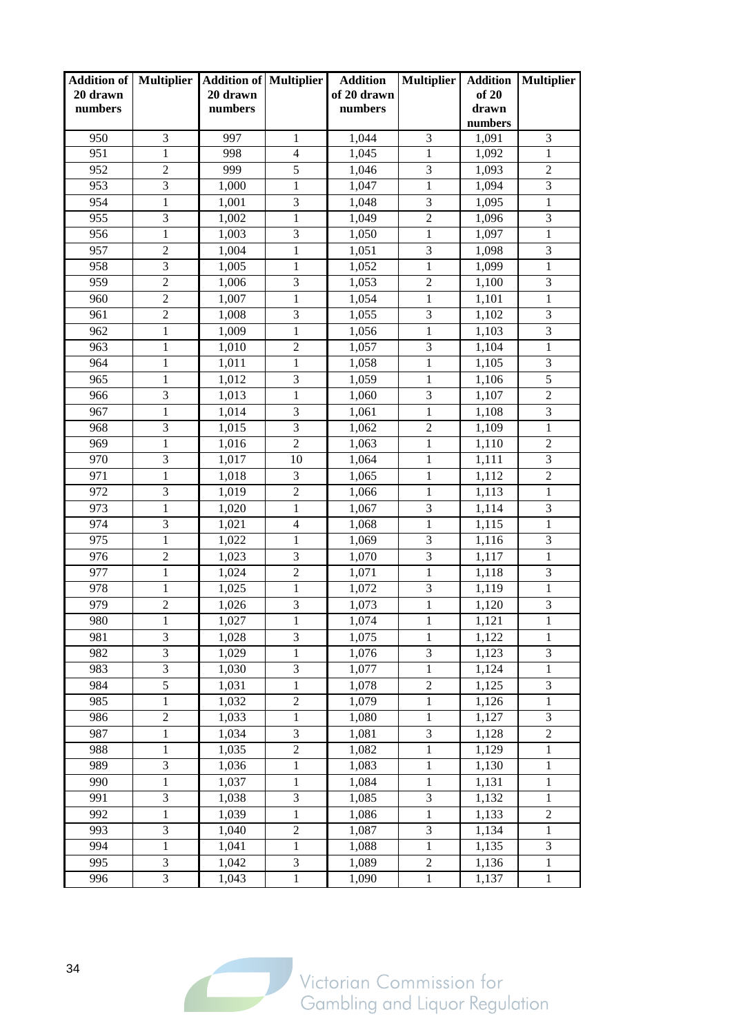| Addition of 20 drawn numbers | Multiplier | Addition of 20 drawn numbers | Multiplier | Addition of 20 drawn numbers | Multiplier | Addition of 20 drawn numbers | Multiplier |
|---|---|---|---|---|---|---|---|
| 950 | 3 | 997 | 1 | 1,044 | 3 | 1,091 | 3 |
| 951 | 1 | 998 | 4 | 1,045 | 1 | 1,092 | 1 |
| 952 | 2 | 999 | 5 | 1,046 | 3 | 1,093 | 2 |
| 953 | 3 | 1,000 | 1 | 1,047 | 1 | 1,094 | 3 |
| 954 | 1 | 1,001 | 3 | 1,048 | 3 | 1,095 | 1 |
| 955 | 3 | 1,002 | 1 | 1,049 | 2 | 1,096 | 3 |
| 956 | 1 | 1,003 | 3 | 1,050 | 1 | 1,097 | 1 |
| 957 | 2 | 1,004 | 1 | 1,051 | 3 | 1,098 | 3 |
| 958 | 3 | 1,005 | 1 | 1,052 | 1 | 1,099 | 1 |
| 959 | 2 | 1,006 | 3 | 1,053 | 2 | 1,100 | 3 |
| 960 | 2 | 1,007 | 1 | 1,054 | 1 | 1,101 | 1 |
| 961 | 2 | 1,008 | 3 | 1,055 | 3 | 1,102 | 3 |
| 962 | 1 | 1,009 | 1 | 1,056 | 1 | 1,103 | 3 |
| 963 | 1 | 1,010 | 2 | 1,057 | 3 | 1,104 | 1 |
| 964 | 1 | 1,011 | 1 | 1,058 | 1 | 1,105 | 3 |
| 965 | 1 | 1,012 | 3 | 1,059 | 1 | 1,106 | 5 |
| 966 | 3 | 1,013 | 1 | 1,060 | 3 | 1,107 | 2 |
| 967 | 1 | 1,014 | 3 | 1,061 | 1 | 1,108 | 3 |
| 968 | 3 | 1,015 | 3 | 1,062 | 2 | 1,109 | 1 |
| 969 | 1 | 1,016 | 2 | 1,063 | 1 | 1,110 | 2 |
| 970 | 3 | 1,017 | 10 | 1,064 | 1 | 1,111 | 3 |
| 971 | 1 | 1,018 | 3 | 1,065 | 1 | 1,112 | 2 |
| 972 | 3 | 1,019 | 2 | 1,066 | 1 | 1,113 | 1 |
| 973 | 1 | 1,020 | 1 | 1,067 | 3 | 1,114 | 3 |
| 974 | 3 | 1,021 | 4 | 1,068 | 1 | 1,115 | 1 |
| 975 | 1 | 1,022 | 1 | 1,069 | 3 | 1,116 | 3 |
| 976 | 2 | 1,023 | 3 | 1,070 | 3 | 1,117 | 1 |
| 977 | 1 | 1,024 | 2 | 1,071 | 1 | 1,118 | 3 |
| 978 | 1 | 1,025 | 1 | 1,072 | 3 | 1,119 | 1 |
| 979 | 2 | 1,026 | 3 | 1,073 | 1 | 1,120 | 3 |
| 980 | 1 | 1,027 | 1 | 1,074 | 1 | 1,121 | 1 |
| 981 | 3 | 1,028 | 3 | 1,075 | 1 | 1,122 | 1 |
| 982 | 3 | 1,029 | 1 | 1,076 | 3 | 1,123 | 3 |
| 983 | 3 | 1,030 | 3 | 1,077 | 1 | 1,124 | 1 |
| 984 | 5 | 1,031 | 1 | 1,078 | 2 | 1,125 | 3 |
| 985 | 1 | 1,032 | 2 | 1,079 | 1 | 1,126 | 1 |
| 986 | 2 | 1,033 | 1 | 1,080 | 1 | 1,127 | 3 |
| 987 | 1 | 1,034 | 3 | 1,081 | 3 | 1,128 | 2 |
| 988 | 1 | 1,035 | 2 | 1,082 | 1 | 1,129 | 1 |
| 989 | 3 | 1,036 | 1 | 1,083 | 1 | 1,130 | 1 |
| 990 | 1 | 1,037 | 1 | 1,084 | 1 | 1,131 | 1 |
| 991 | 3 | 1,038 | 3 | 1,085 | 3 | 1,132 | 1 |
| 992 | 1 | 1,039 | 1 | 1,086 | 1 | 1,133 | 2 |
| 993 | 3 | 1,040 | 2 | 1,087 | 3 | 1,134 | 1 |
| 994 | 1 | 1,041 | 1 | 1,088 | 1 | 1,135 | 3 |
| 995 | 3 | 1,042 | 3 | 1,089 | 2 | 1,136 | 1 |
| 996 | 3 | 1,043 | 1 | 1,090 | 1 | 1,137 | 1 |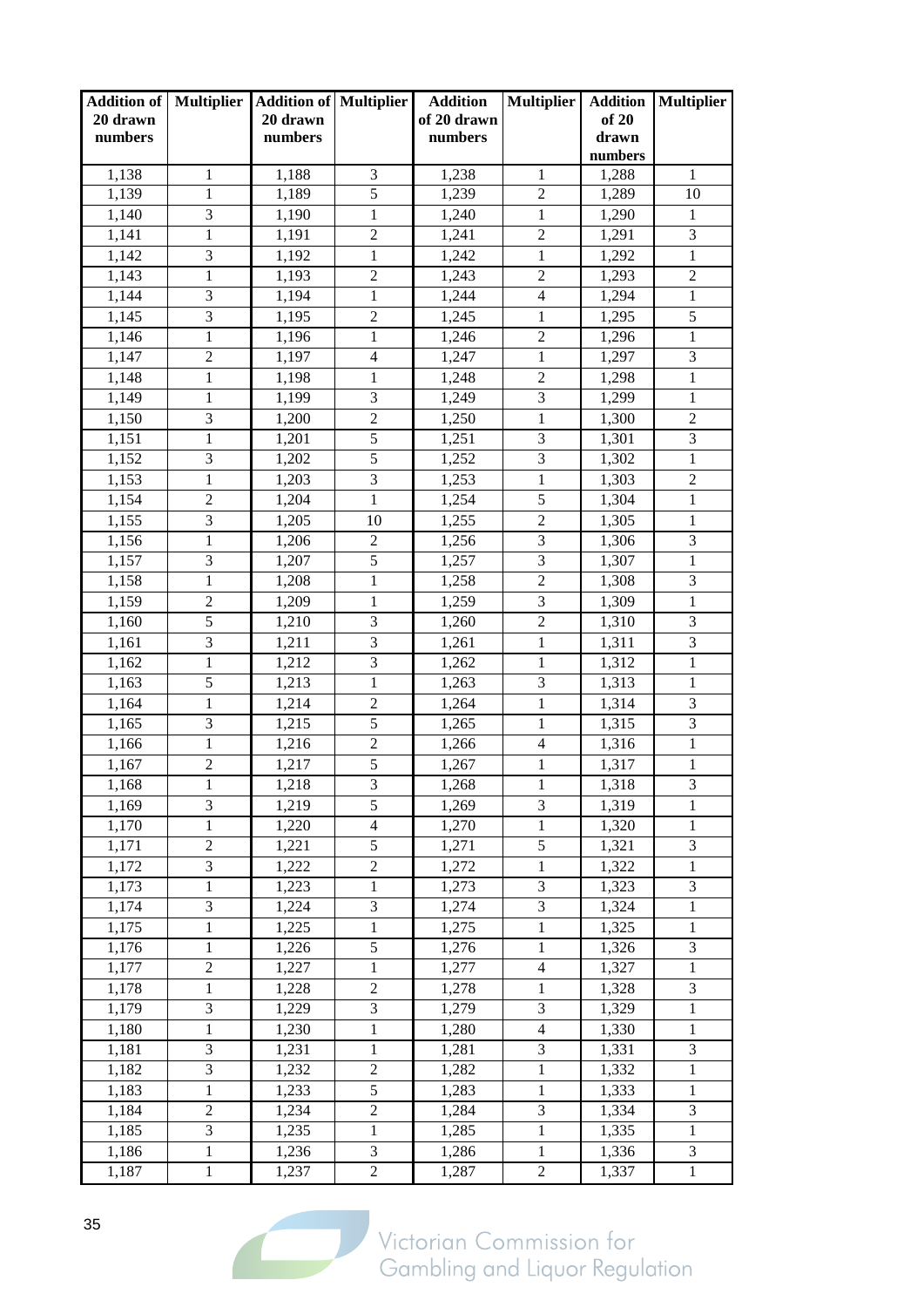| Addition of 20 drawn numbers | Multiplier | Addition of 20 drawn numbers | Multiplier | Addition of 20 drawn numbers | Multiplier | Addition of 20 drawn numbers | Multiplier |
|---|---|---|---|---|---|---|---|
| 1,138 | 1 | 1,188 | 3 | 1,238 | 1 | 1,288 | 1 |
| 1,139 | 1 | 1,189 | 5 | 1,239 | 2 | 1,289 | 10 |
| 1,140 | 3 | 1,190 | 1 | 1,240 | 1 | 1,290 | 1 |
| 1,141 | 1 | 1,191 | 2 | 1,241 | 2 | 1,291 | 3 |
| 1,142 | 3 | 1,192 | 1 | 1,242 | 1 | 1,292 | 1 |
| 1,143 | 1 | 1,193 | 2 | 1,243 | 2 | 1,293 | 2 |
| 1,144 | 3 | 1,194 | 1 | 1,244 | 4 | 1,294 | 1 |
| 1,145 | 3 | 1,195 | 2 | 1,245 | 1 | 1,295 | 5 |
| 1,146 | 1 | 1,196 | 1 | 1,246 | 2 | 1,296 | 1 |
| 1,147 | 2 | 1,197 | 4 | 1,247 | 1 | 1,297 | 3 |
| 1,148 | 1 | 1,198 | 1 | 1,248 | 2 | 1,298 | 1 |
| 1,149 | 1 | 1,199 | 3 | 1,249 | 3 | 1,299 | 1 |
| 1,150 | 3 | 1,200 | 2 | 1,250 | 1 | 1,300 | 2 |
| 1,151 | 1 | 1,201 | 5 | 1,251 | 3 | 1,301 | 3 |
| 1,152 | 3 | 1,202 | 5 | 1,252 | 3 | 1,302 | 1 |
| 1,153 | 1 | 1,203 | 3 | 1,253 | 1 | 1,303 | 2 |
| 1,154 | 2 | 1,204 | 1 | 1,254 | 5 | 1,304 | 1 |
| 1,155 | 3 | 1,205 | 10 | 1,255 | 2 | 1,305 | 1 |
| 1,156 | 1 | 1,206 | 2 | 1,256 | 3 | 1,306 | 3 |
| 1,157 | 3 | 1,207 | 5 | 1,257 | 3 | 1,307 | 1 |
| 1,158 | 1 | 1,208 | 1 | 1,258 | 2 | 1,308 | 3 |
| 1,159 | 2 | 1,209 | 1 | 1,259 | 3 | 1,309 | 1 |
| 1,160 | 5 | 1,210 | 3 | 1,260 | 2 | 1,310 | 3 |
| 1,161 | 3 | 1,211 | 3 | 1,261 | 1 | 1,311 | 3 |
| 1,162 | 1 | 1,212 | 3 | 1,262 | 1 | 1,312 | 1 |
| 1,163 | 5 | 1,213 | 1 | 1,263 | 3 | 1,313 | 1 |
| 1,164 | 1 | 1,214 | 2 | 1,264 | 1 | 1,314 | 3 |
| 1,165 | 3 | 1,215 | 5 | 1,265 | 1 | 1,315 | 3 |
| 1,166 | 1 | 1,216 | 2 | 1,266 | 4 | 1,316 | 1 |
| 1,167 | 2 | 1,217 | 5 | 1,267 | 1 | 1,317 | 1 |
| 1,168 | 1 | 1,218 | 3 | 1,268 | 1 | 1,318 | 3 |
| 1,169 | 3 | 1,219 | 5 | 1,269 | 3 | 1,319 | 1 |
| 1,170 | 1 | 1,220 | 4 | 1,270 | 1 | 1,320 | 1 |
| 1,171 | 2 | 1,221 | 5 | 1,271 | 5 | 1,321 | 3 |
| 1,172 | 3 | 1,222 | 2 | 1,272 | 1 | 1,322 | 1 |
| 1,173 | 1 | 1,223 | 1 | 1,273 | 3 | 1,323 | 3 |
| 1,174 | 3 | 1,224 | 3 | 1,274 | 3 | 1,324 | 1 |
| 1,175 | 1 | 1,225 | 1 | 1,275 | 1 | 1,325 | 1 |
| 1,176 | 1 | 1,226 | 5 | 1,276 | 1 | 1,326 | 3 |
| 1,177 | 2 | 1,227 | 1 | 1,277 | 4 | 1,327 | 1 |
| 1,178 | 1 | 1,228 | 2 | 1,278 | 1 | 1,328 | 3 |
| 1,179 | 3 | 1,229 | 3 | 1,279 | 3 | 1,329 | 1 |
| 1,180 | 1 | 1,230 | 1 | 1,280 | 4 | 1,330 | 1 |
| 1,181 | 3 | 1,231 | 1 | 1,281 | 3 | 1,331 | 3 |
| 1,182 | 3 | 1,232 | 2 | 1,282 | 1 | 1,332 | 1 |
| 1,183 | 1 | 1,233 | 5 | 1,283 | 1 | 1,333 | 1 |
| 1,184 | 2 | 1,234 | 2 | 1,284 | 3 | 1,334 | 3 |
| 1,185 | 3 | 1,235 | 1 | 1,285 | 1 | 1,335 | 1 |
| 1,186 | 1 | 1,236 | 3 | 1,286 | 1 | 1,336 | 3 |
| 1,187 | 1 | 1,237 | 2 | 1,287 | 2 | 1,337 | 1 |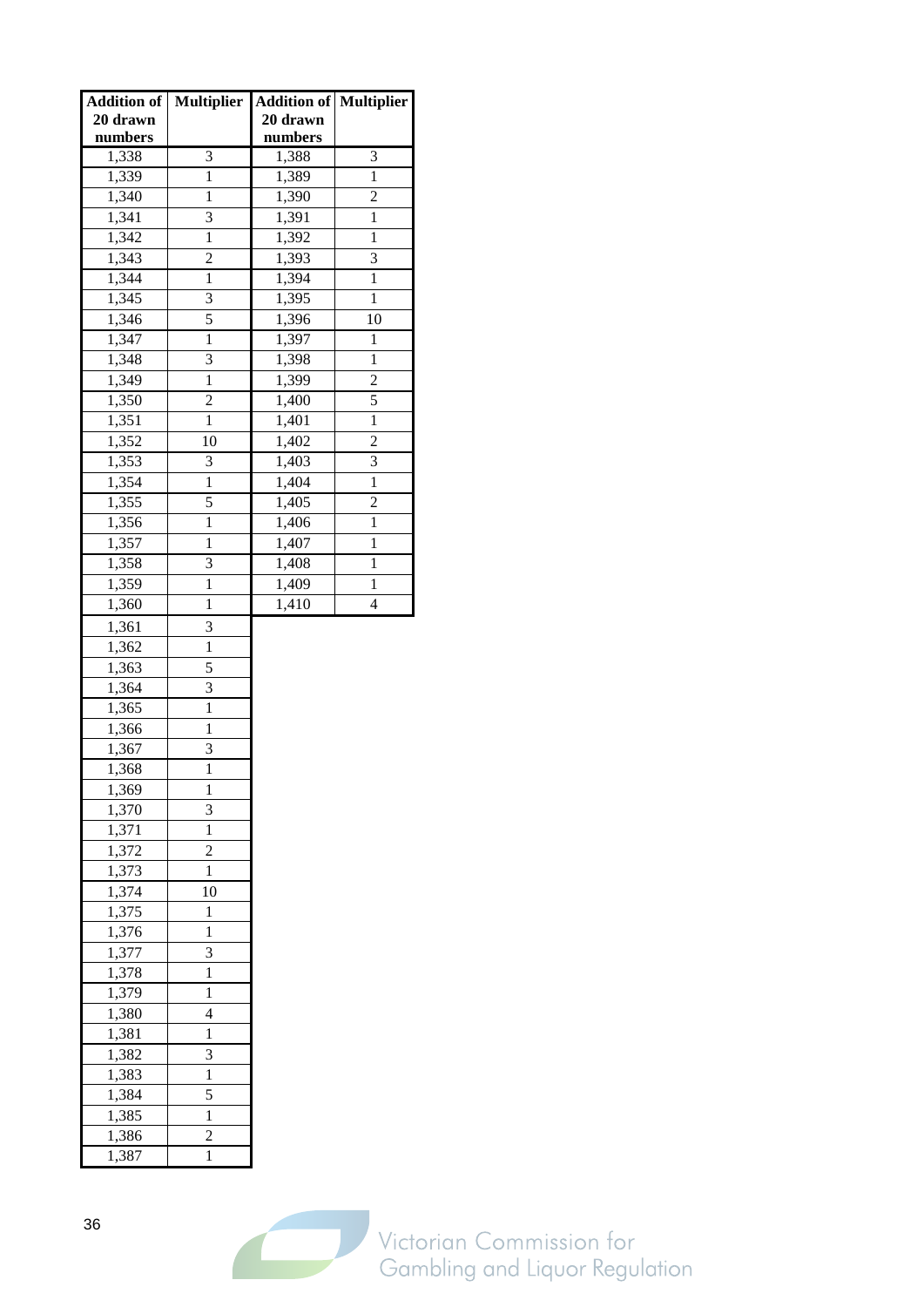| Addition of 20 drawn numbers | Multiplier | Addition of 20 drawn numbers | Multiplier |
|---|---|---|---|
| 1,338 | 3 | 1,388 | 3 |
| 1,339 | 1 | 1,389 | 1 |
| 1,340 | 1 | 1,390 | 2 |
| 1,341 | 3 | 1,391 | 1 |
| 1,342 | 1 | 1,392 | 1 |
| 1,343 | 2 | 1,393 | 3 |
| 1,344 | 1 | 1,394 | 1 |
| 1,345 | 3 | 1,395 | 1 |
| 1,346 | 5 | 1,396 | 10 |
| 1,347 | 1 | 1,397 | 1 |
| 1,348 | 3 | 1,398 | 1 |
| 1,349 | 1 | 1,399 | 2 |
| 1,350 | 2 | 1,400 | 5 |
| 1,351 | 1 | 1,401 | 1 |
| 1,352 | 10 | 1,402 | 2 |
| 1,353 | 3 | 1,403 | 3 |
| 1,354 | 1 | 1,404 | 1 |
| 1,355 | 5 | 1,405 | 2 |
| 1,356 | 1 | 1,406 | 1 |
| 1,357 | 1 | 1,407 | 1 |
| 1,358 | 3 | 1,408 | 1 |
| 1,359 | 1 | 1,409 | 1 |
| 1,360 | 1 | 1,410 | 4 |
| 1,361 | 3 | | |
| 1,362 | 1 | | |
| 1,363 | 5 | | |
| 1,364 | 3 | | |
| 1,365 | 1 | | |
| 1,366 | 1 | | |
| 1,367 | 3 | | |
| 1,368 | 1 | | |
| 1,369 | 1 | | |
| 1,370 | 3 | | |
| 1,371 | 1 | | |
| 1,372 | 2 | | |
| 1,373 | 1 | | |
| 1,374 | 10 | | |
| 1,375 | 1 | | |
| 1,376 | 1 | | |
| 1,377 | 3 | | |
| 1,378 | 1 | | |
| 1,379 | 1 | | |
| 1,380 | 4 | | |
| 1,381 | 1 | | |
| 1,382 | 3 | | |
| 1,383 | 1 | | |
| 1,384 | 5 | | |
| 1,385 | 1 | | |
| 1,386 | 2 | | |
| 1,387 | 1 | | |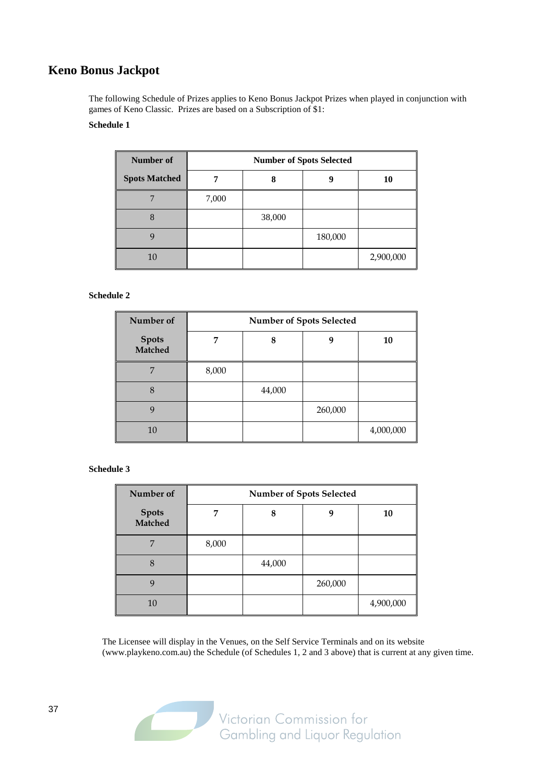## Keno Bonus Jackpot

The following Schedule of Prizes applies to Keno Bonus Jackpot Prizes when played in conjunction with games of Keno Classic. Prizes are based on a Subscription of $1:

**Schedule 1**

| Number of Spots Matched | Number of Spots Selected | | | |
|---|---|---|---|---|
| | 7 | 8 | 9 | 10 |
| 7 | 7,000 | | | |
| 8 | | 38,000 | | |
| 9 | | | 180,000 | |
| 10 | | | | 2,900,000 |

**Schedule 2**

| Number of Spots Matched | Number of Spots Selected | | | |
|---|---|---|---|---|
| | 7 | 8 | 9 | 10 |
| 7 | 8,000 | | | |
| 8 | | 44,000 | | |
| 9 | | | 260,000 | |
| 10 | | | | 4,000,000 |

**Schedule 3**

| Number of Spots Matched | Number of Spots Selected | | | |
|---|---|---|---|---|
| | 7 | 8 | 9 | 10 |
| 7 | 8,000 | | | |
| 8 | | 44,000 | | |
| 9 | | | 260,000 | |
| 10 | | | | 4,900,000 |

The Licensee will display in the Venues, on the Self Service Terminals and on its website (www.playkeno.com.au) the Schedule (of Schedules 1, 2 and 3 above) that is current at any given time.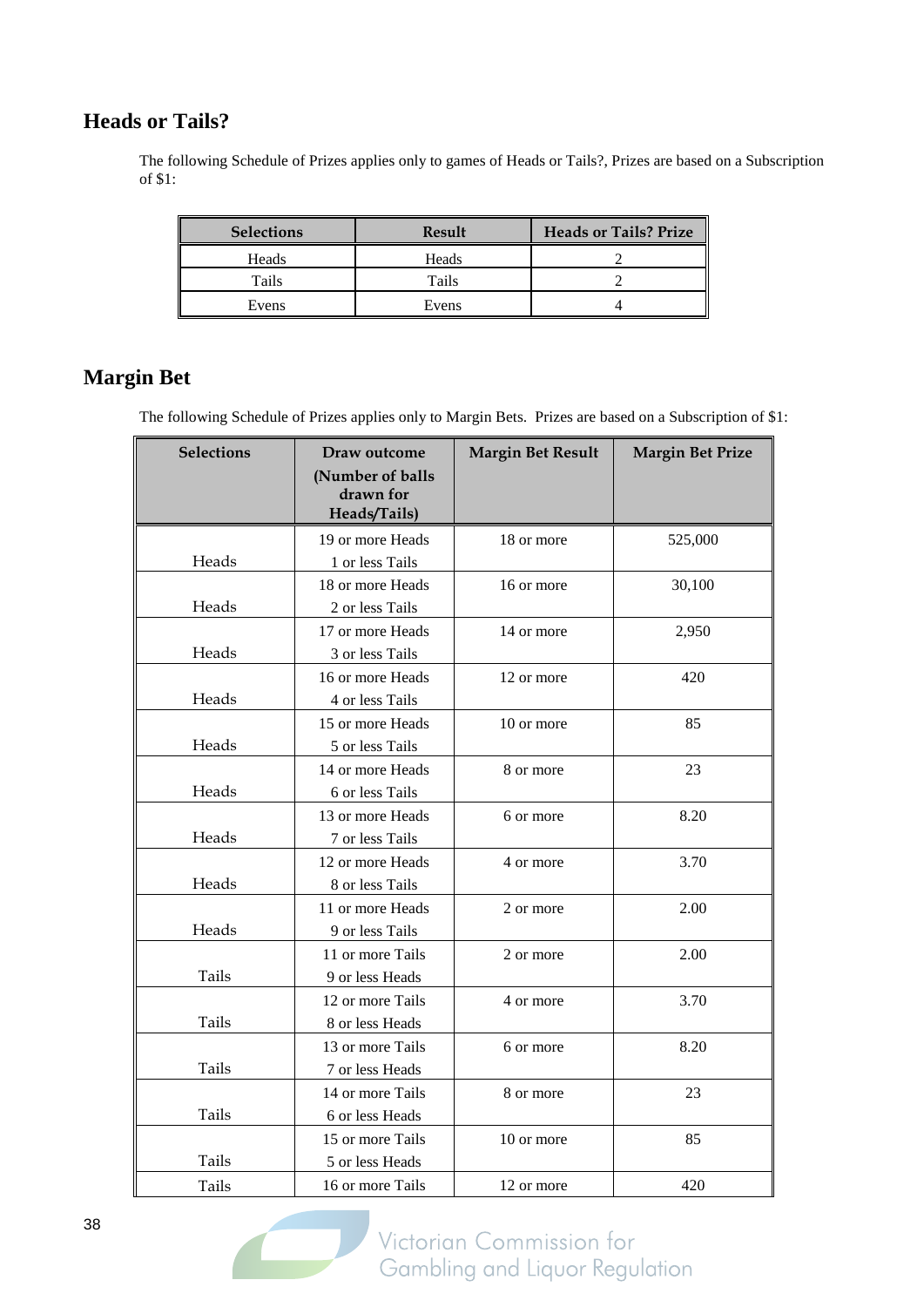## Heads or Tails?

The following Schedule of Prizes applies only to games of Heads or Tails?, Prizes are based on a Subscription of $1:

| Selections | Result | Heads or Tails? Prize |
|---|---|---|
| Heads | Heads | 2 |
| Tails | Tails | 2 |
| Evens | Evens | 4 |

## Margin Bet

The following Schedule of Prizes applies only to Margin Bets. Prizes are based on a Subscription of $1:

| Selections | Draw outcome (Number of balls drawn for Heads/Tails) | Margin Bet Result | Margin Bet Prize |
|---|---|---|---|
| Heads | 19 or more Heads 1 or less Tails | 18 or more | 525,000 |
| Heads | 18 or more Heads 2 or less Tails | 16 or more | 30,100 |
| Heads | 17 or more Heads 3 or less Tails | 14 or more | 2,950 |
| Heads | 16 or more Heads 4 or less Tails | 12 or more | 420 |
| Heads | 15 or more Heads 5 or less Tails | 10 or more | 85 |
| Heads | 14 or more Heads 6 or less Tails | 8 or more | 23 |
| Heads | 13 or more Heads 7 or less Tails | 6 or more | 8.20 |
| Heads | 12 or more Heads 8 or less Tails | 4 or more | 3.70 |
| Heads | 11 or more Heads 9 or less Tails | 2 or more | 2.00 |
| Tails | 11 or more Tails 9 or less Heads | 2 or more | 2.00 |
| Tails | 12 or more Tails 8 or less Heads | 4 or more | 3.70 |
| Tails | 13 or more Tails 7 or less Heads | 6 or more | 8.20 |
| Tails | 14 or more Tails 6 or less Heads | 8 or more | 23 |
| Tails | 15 or more Tails 5 or less Heads | 10 or more | 85 |
| Tails | 16 or more Tails | 12 or more | 420 |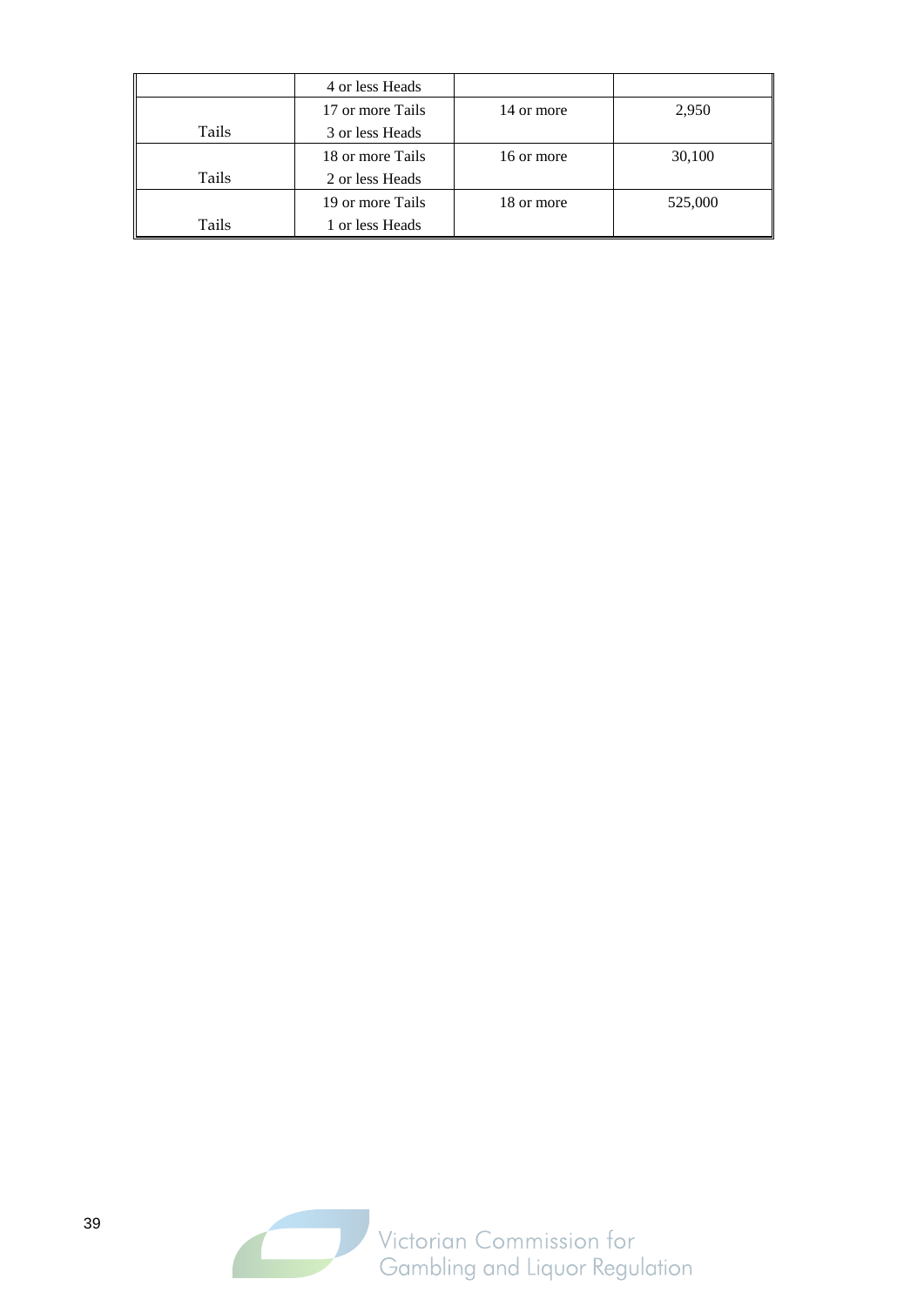| | | | |
|---|---|---|---|
| | 4 or less Heads | | |
| Tails | 17 or more Tails<br>3 or less Heads | 14 or more | 2,950 |
| Tails | 18 or more Tails<br>2 or less Heads | 16 or more | 30,100 |
| Tails | 19 or more Tails<br>1 or less Heads | 18 or more | 525,000 |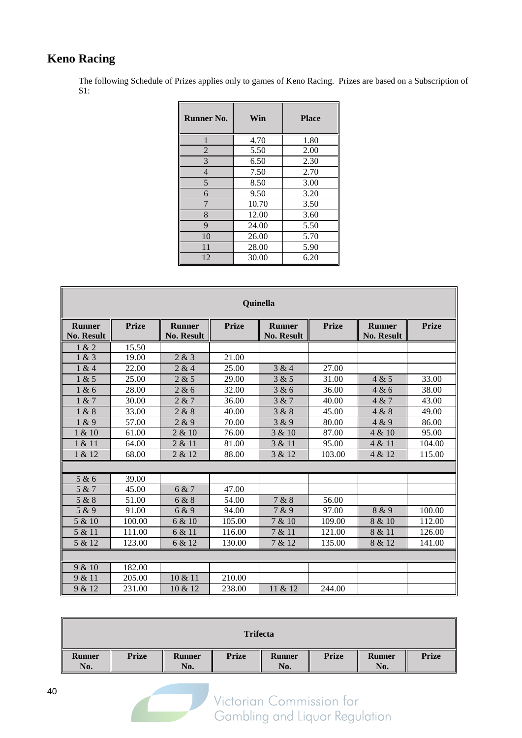## Keno Racing

The following Schedule of Prizes applies only to games of Keno Racing. Prizes are based on a Subscription of $1:

| Runner No. | Win | Place |
|---|---|---|
| 1 | 4.70 | 1.80 |
| 2 | 5.50 | 2.00 |
| 3 | 6.50 | 2.30 |
| 4 | 7.50 | 2.70 |
| 5 | 8.50 | 3.00 |
| 6 | 9.50 | 3.20 |
| 7 | 10.70 | 3.50 |
| 8 | 12.00 | 3.60 |
| 9 | 24.00 | 5.50 |
| 10 | 26.00 | 5.70 |
| 11 | 28.00 | 5.90 |
| 12 | 30.00 | 6.20 |

| Quinella | | | | | | | |
|---|---|---|---|---|---|---|---|
| **Runner No. Result** | **Prize** | **Runner No. Result** | **Prize** | **Runner No. Result** | **Prize** | **Runner No. Result** | **Prize** |
| 1 & 2 | 15.50 | | | | | | |
| 1 & 3 | 19.00 | 2 & 3 | 21.00 | | | | |
| 1 & 4 | 22.00 | 2 & 4 | 25.00 | 3 & 4 | 27.00 | | |
| 1 & 5 | 25.00 | 2 & 5 | 29.00 | 3 & 5 | 31.00 | 4 & 5 | 33.00 |
| 1 & 6 | 28.00 | 2 & 6 | 32.00 | 3 & 6 | 36.00 | 4 & 6 | 38.00 |
| 1 & 7 | 30.00 | 2 & 7 | 36.00 | 3 & 7 | 40.00 | 4 & 7 | 43.00 |
| 1 & 8 | 33.00 | 2 & 8 | 40.00 | 3 & 8 | 45.00 | 4 & 8 | 49.00 |
| 1 & 9 | 57.00 | 2 & 9 | 70.00 | 3 & 9 | 80.00 | 4 & 9 | 86.00 |
| 1 & 10 | 61.00 | 2 & 10 | 76.00 | 3 & 10 | 87.00 | 4 & 10 | 95.00 |
| 1 & 11 | 64.00 | 2 & 11 | 81.00 | 3 & 11 | 95.00 | 4 & 11 | 104.00 |
| 1 & 12 | 68.00 | 2 & 12 | 88.00 | 3 & 12 | 103.00 | 4 & 12 | 115.00 |
| | | | | | | | |
| 5 & 6 | 39.00 | | | | | | |
| 5 & 7 | 45.00 | 6 & 7 | 47.00 | | | | |
| 5 & 8 | 51.00 | 6 & 8 | 54.00 | 7 & 8 | 56.00 | | |
| 5 & 9 | 91.00 | 6 & 9 | 94.00 | 7 & 9 | 97.00 | 8 & 9 | 100.00 |
| 5 & 10 | 100.00 | 6 & 10 | 105.00 | 7 & 10 | 109.00 | 8 & 10 | 112.00 |
| 5 & 11 | 111.00 | 6 & 11 | 116.00 | 7 & 11 | 121.00 | 8 & 11 | 126.00 |
| 5 & 12 | 123.00 | 6 & 12 | 130.00 | 7 & 12 | 135.00 | 8 & 12 | 141.00 |
| | | | | | | | |
| 9 & 10 | 182.00 | | | | | | |
| 9 & 11 | 205.00 | 10 & 11 | 210.00 | | | | |
| 9 & 12 | 231.00 | 10 & 12 | 238.00 | 11 & 12 | 244.00 | | |

| Trifecta | | | | | | | |
|---|---|---|---|---|---|---|---|
| **Runner No.** | **Prize** | **Runner No.** | **Prize** | **Runner No.** | **Prize** | **Runner No.** | **Prize** |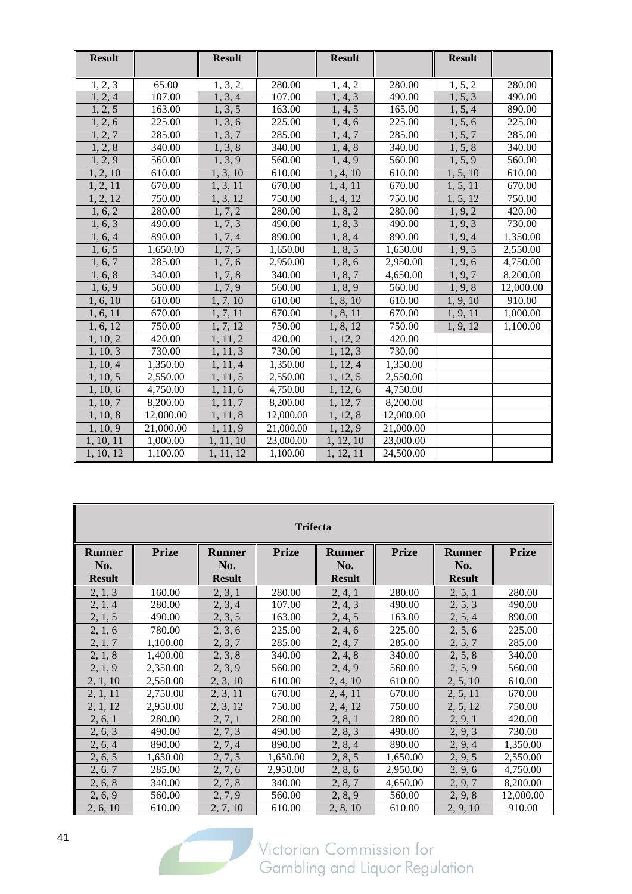| Result | | Result | | Result | | Result | |
|---|---|---|---|---|---|---|---|
| 1, 2, 3 | 65.00 | 1, 3, 2 | 280.00 | 1, 4, 2 | 280.00 | 1, 5, 2 | 280.00 |
| 1, 2, 4 | 107.00 | 1, 3, 4 | 107.00 | 1, 4, 3 | 490.00 | 1, 5, 3 | 490.00 |
| 1, 2, 5 | 163.00 | 1, 3, 5 | 163.00 | 1, 4, 5 | 165.00 | 1, 5, 4 | 890.00 |
| 1, 2, 6 | 225.00 | 1, 3, 6 | 225.00 | 1, 4, 6 | 225.00 | 1, 5, 6 | 225.00 |
| 1, 2, 7 | 285.00 | 1, 3, 7 | 285.00 | 1, 4, 7 | 285.00 | 1, 5, 7 | 285.00 |
| 1, 2, 8 | 340.00 | 1, 3, 8 | 340.00 | 1, 4, 8 | 340.00 | 1, 5, 8 | 340.00 |
| 1, 2, 9 | 560.00 | 1, 3, 9 | 560.00 | 1, 4, 9 | 560.00 | 1, 5, 9 | 560.00 |
| 1, 2, 10 | 610.00 | 1, 3, 10 | 610.00 | 1, 4, 10 | 610.00 | 1, 5, 10 | 610.00 |
| 1, 2, 11 | 670.00 | 1, 3, 11 | 670.00 | 1, 4, 11 | 670.00 | 1, 5, 11 | 670.00 |
| 1, 2, 12 | 750.00 | 1, 3, 12 | 750.00 | 1, 4, 12 | 750.00 | 1, 5, 12 | 750.00 |
| 1, 6, 2 | 280.00 | 1, 7, 2 | 280.00 | 1, 8, 2 | 280.00 | 1, 9, 2 | 420.00 |
| 1, 6, 3 | 490.00 | 1, 7, 3 | 490.00 | 1, 8, 3 | 490.00 | 1, 9, 3 | 730.00 |
| 1, 6, 4 | 890.00 | 1, 7, 4 | 890.00 | 1, 8, 4 | 890.00 | 1, 9, 4 | 1,350.00 |
| 1, 6, 5 | 1,650.00 | 1, 7, 5 | 1,650.00 | 1, 8, 5 | 1,650.00 | 1, 9, 5 | 2,550.00 |
| 1, 6, 7 | 285.00 | 1, 7, 6 | 2,950.00 | 1, 8, 6 | 2,950.00 | 1, 9, 6 | 4,750.00 |
| 1, 6, 8 | 340.00 | 1, 7, 8 | 340.00 | 1, 8, 7 | 4,650.00 | 1, 9, 7 | 8,200.00 |
| 1, 6, 9 | 560.00 | 1, 7, 9 | 560.00 | 1, 8, 9 | 560.00 | 1, 9, 8 | 12,000.00 |
| 1, 6, 10 | 610.00 | 1, 7, 10 | 610.00 | 1, 8, 10 | 610.00 | 1, 9, 10 | 910.00 |
| 1, 6, 11 | 670.00 | 1, 7, 11 | 670.00 | 1, 8, 11 | 670.00 | 1, 9, 11 | 1,000.00 |
| 1, 6, 12 | 750.00 | 1, 7, 12 | 750.00 | 1, 8, 12 | 750.00 | 1, 9, 12 | 1,100.00 |
| 1, 10, 2 | 420.00 | 1, 11, 2 | 420.00 | 1, 12, 2 | 420.00 | | |
| 1, 10, 3 | 730.00 | 1, 11, 3 | 730.00 | 1, 12, 3 | 730.00 | | |
| 1, 10, 4 | 1,350.00 | 1, 11, 4 | 1,350.00 | 1, 12, 4 | 1,350.00 | | |
| 1, 10, 5 | 2,550.00 | 1, 11, 5 | 2,550.00 | 1, 12, 5 | 2,550.00 | | |
| 1, 10, 6 | 4,750.00 | 1, 11, 6 | 4,750.00 | 1, 12, 6 | 4,750.00 | | |
| 1, 10, 7 | 8,200.00 | 1, 11, 7 | 8,200.00 | 1, 12, 7 | 8,200.00 | | |
| 1, 10, 8 | 12,000.00 | 1, 11, 8 | 12,000.00 | 1, 12, 8 | 12,000.00 | | |
| 1, 10, 9 | 21,000.00 | 1, 11, 9 | 21,000.00 | 1, 12, 9 | 21,000.00 | | |
| 1, 10, 11 | 1,000.00 | 1, 11, 10 | 23,000.00 | 1, 12, 10 | 23,000.00 | | |
| 1, 10, 12 | 1,100.00 | 1, 11, 12 | 1,100.00 | 1, 12, 11 | 24,500.00 | | |

| Trifecta | | | | | | | |
|---|---|---|---|---|---|---|---|
| **Runner No. Result** | **Prize** | **Runner No. Result** | **Prize** | **Runner No. Result** | **Prize** | **Runner No. Result** | **Prize** |
| 2, 1, 3 | 160.00 | 2, 3, 1 | 280.00 | 2, 4, 1 | 280.00 | 2, 5, 1 | 280.00 |
| 2, 1, 4 | 280.00 | 2, 3, 4 | 107.00 | 2, 4, 3 | 490.00 | 2, 5, 3 | 490.00 |
| 2, 1, 5 | 490.00 | 2, 3, 5 | 163.00 | 2, 4, 5 | 163.00 | 2, 5, 4 | 890.00 |
| 2, 1, 6 | 780.00 | 2, 3, 6 | 225.00 | 2, 4, 6 | 225.00 | 2, 5, 6 | 225.00 |
| 2, 1, 7 | 1,100.00 | 2, 3, 7 | 285.00 | 2, 4, 7 | 285.00 | 2, 5, 7 | 285.00 |
| 2, 1, 8 | 1,400.00 | 2, 3, 8 | 340.00 | 2, 4, 8 | 340.00 | 2, 5, 8 | 340.00 |
| 2, 1, 9 | 2,350.00 | 2, 3, 9 | 560.00 | 2, 4, 9 | 560.00 | 2, 5, 9 | 560.00 |
| 2, 1, 10 | 2,550.00 | 2, 3, 10 | 610.00 | 2, 4, 10 | 610.00 | 2, 5, 10 | 610.00 |
| 2, 1, 11 | 2,750.00 | 2, 3, 11 | 670.00 | 2, 4, 11 | 670.00 | 2, 5, 11 | 670.00 |
| 2, 1, 12 | 2,950.00 | 2, 3, 12 | 750.00 | 2, 4, 12 | 750.00 | 2, 5, 12 | 750.00 |
| 2, 6, 1 | 280.00 | 2, 7, 1 | 280.00 | 2, 8, 1 | 280.00 | 2, 9, 1 | 420.00 |
| 2, 6, 3 | 490.00 | 2, 7, 3 | 490.00 | 2, 8, 3 | 490.00 | 2, 9, 3 | 730.00 |
| 2, 6, 4 | 890.00 | 2, 7, 4 | 890.00 | 2, 8, 4 | 890.00 | 2, 9, 4 | 1,350.00 |
| 2, 6, 5 | 1,650.00 | 2, 7, 5 | 1,650.00 | 2, 8, 5 | 1,650.00 | 2, 9, 5 | 2,550.00 |
| 2, 6, 7 | 285.00 | 2, 7, 6 | 2,950.00 | 2, 8, 6 | 2,950.00 | 2, 9, 6 | 4,750.00 |
| 2, 6, 8 | 340.00 | 2, 7, 8 | 340.00 | 2, 8, 7 | 4,650.00 | 2, 9, 7 | 8,200.00 |
| 2, 6, 9 | 560.00 | 2, 7, 9 | 560.00 | 2, 8, 9 | 560.00 | 2, 9, 8 | 12,000.00 |
| 2, 6, 10 | 610.00 | 2, 7, 10 | 610.00 | 2, 8, 10 | 610.00 | 2, 9, 10 | 910.00 |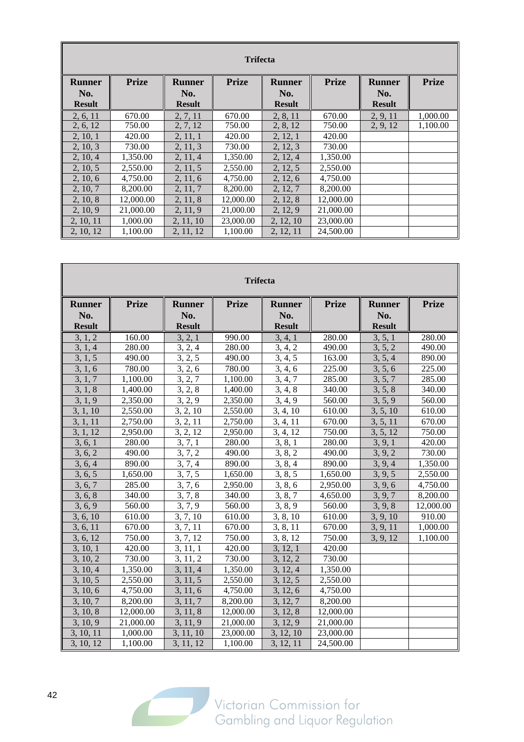| Trifecta | | | | | | | |
|---|---|---|---|---|---|---|---|
| **Runner No. Result** | **Prize** | **Runner No. Result** | **Prize** | **Runner No. Result** | **Prize** | **Runner No. Result** | **Prize** |
| 2, 6, 11 | 670.00 | 2, 7, 11 | 670.00 | 2, 8, 11 | 670.00 | 2, 9, 11 | 1,000.00 |
| 2, 6, 12 | 750.00 | 2, 7, 12 | 750.00 | 2, 8, 12 | 750.00 | 2, 9, 12 | 1,100.00 |
| 2, 10, 1 | 420.00 | 2, 11, 1 | 420.00 | 2, 12, 1 | 420.00 | | |
| 2, 10, 3 | 730.00 | 2, 11, 3 | 730.00 | 2, 12, 3 | 730.00 | | |
| 2, 10, 4 | 1,350.00 | 2, 11, 4 | 1,350.00 | 2, 12, 4 | 1,350.00 | | |
| 2, 10, 5 | 2,550.00 | 2, 11, 5 | 2,550.00 | 2, 12, 5 | 2,550.00 | | |
| 2, 10, 6 | 4,750.00 | 2, 11, 6 | 4,750.00 | 2, 12, 6 | 4,750.00 | | |
| 2, 10, 7 | 8,200.00 | 2, 11, 7 | 8,200.00 | 2, 12, 7 | 8,200.00 | | |
| 2, 10, 8 | 12,000.00 | 2, 11, 8 | 12,000.00 | 2, 12, 8 | 12,000.00 | | |
| 2, 10, 9 | 21,000.00 | 2, 11, 9 | 21,000.00 | 2, 12, 9 | 21,000.00 | | |
| 2, 10, 11 | 1,000.00 | 2, 11, 10 | 23,000.00 | 2, 12, 10 | 23,000.00 | | |
| 2, 10, 12 | 1,100.00 | 2, 11, 12 | 1,100.00 | 2, 12, 11 | 24,500.00 | | |

| Trifecta | | | | | | | |
|---|---|---|---|---|---|---|---|
| **Runner No. Result** | **Prize** | **Runner No. Result** | **Prize** | **Runner No. Result** | **Prize** | **Runner No. Result** | **Prize** |
| 3, 1, 2 | 160.00 | 3, 2, 1 | 990.00 | 3, 4, 1 | 280.00 | 3, 5, 1 | 280.00 |
| 3, 1, 4 | 280.00 | 3, 2, 4 | 280.00 | 3, 4, 2 | 490.00 | 3, 5, 2 | 490.00 |
| 3, 1, 5 | 490.00 | 3, 2, 5 | 490.00 | 3, 4, 5 | 163.00 | 3, 5, 4 | 890.00 |
| 3, 1, 6 | 780.00 | 3, 2, 6 | 780.00 | 3, 4, 6 | 225.00 | 3, 5, 6 | 225.00 |
| 3, 1, 7 | 1,100.00 | 3, 2, 7 | 1,100.00 | 3, 4, 7 | 285.00 | 3, 5, 7 | 285.00 |
| 3, 1, 8 | 1,400.00 | 3, 2, 8 | 1,400.00 | 3, 4, 8 | 340.00 | 3, 5, 8 | 340.00 |
| 3, 1, 9 | 2,350.00 | 3, 2, 9 | 2,350.00 | 3, 4, 9 | 560.00 | 3, 5, 9 | 560.00 |
| 3, 1, 10 | 2,550.00 | 3, 2, 10 | 2,550.00 | 3, 4, 10 | 610.00 | 3, 5, 10 | 610.00 |
| 3, 1, 11 | 2,750.00 | 3, 2, 11 | 2,750.00 | 3, 4, 11 | 670.00 | 3, 5, 11 | 670.00 |
| 3, 1, 12 | 2,950.00 | 3, 2, 12 | 2,950.00 | 3, 4, 12 | 750.00 | 3, 5, 12 | 750.00 |
| 3, 6, 1 | 280.00 | 3, 7, 1 | 280.00 | 3, 8, 1 | 280.00 | 3, 9, 1 | 420.00 |
| 3, 6, 2 | 490.00 | 3, 7, 2 | 490.00 | 3, 8, 2 | 490.00 | 3, 9, 2 | 730.00 |
| 3, 6, 4 | 890.00 | 3, 7, 4 | 890.00 | 3, 8, 4 | 890.00 | 3, 9, 4 | 1,350.00 |
| 3, 6, 5 | 1,650.00 | 3, 7, 5 | 1,650.00 | 3, 8, 5 | 1,650.00 | 3, 9, 5 | 2,550.00 |
| 3, 6, 7 | 285.00 | 3, 7, 6 | 2,950.00 | 3, 8, 6 | 2,950.00 | 3, 9, 6 | 4,750.00 |
| 3, 6, 8 | 340.00 | 3, 7, 8 | 340.00 | 3, 8, 7 | 4,650.00 | 3, 9, 7 | 8,200.00 |
| 3, 6, 9 | 560.00 | 3, 7, 9 | 560.00 | 3, 8, 9 | 560.00 | 3, 9, 8 | 12,000.00 |
| 3, 6, 10 | 610.00 | 3, 7, 10 | 610.00 | 3, 8, 10 | 610.00 | 3, 9, 10 | 910.00 |
| 3, 6, 11 | 670.00 | 3, 7, 11 | 670.00 | 3, 8, 11 | 670.00 | 3, 9, 11 | 1,000.00 |
| 3, 6, 12 | 750.00 | 3, 7, 12 | 750.00 | 3, 8, 12 | 750.00 | 3, 9, 12 | 1,100.00 |
| 3, 10, 1 | 420.00 | 3, 11, 1 | 420.00 | 3, 12, 1 | 420.00 | | |
| 3, 10, 2 | 730.00 | 3, 11, 2 | 730.00 | 3, 12, 2 | 730.00 | | |
| 3, 10, 4 | 1,350.00 | 3, 11, 4 | 1,350.00 | 3, 12, 4 | 1,350.00 | | |
| 3, 10, 5 | 2,550.00 | 3, 11, 5 | 2,550.00 | 3, 12, 5 | 2,550.00 | | |
| 3, 10, 6 | 4,750.00 | 3, 11, 6 | 4,750.00 | 3, 12, 6 | 4,750.00 | | |
| 3, 10, 7 | 8,200.00 | 3, 11, 7 | 8,200.00 | 3, 12, 7 | 8,200.00 | | |
| 3, 10, 8 | 12,000.00 | 3, 11, 8 | 12,000.00 | 3, 12, 8 | 12,000.00 | | |
| 3, 10, 9 | 21,000.00 | 3, 11, 9 | 21,000.00 | 3, 12, 9 | 21,000.00 | | |
| 3, 10, 11 | 1,000.00 | 3, 11, 10 | 23,000.00 | 3, 12, 10 | 23,000.00 | | |
| 3, 10, 12 | 1,100.00 | 3, 11, 12 | 1,100.00 | 3, 12, 11 | 24,500.00 | | |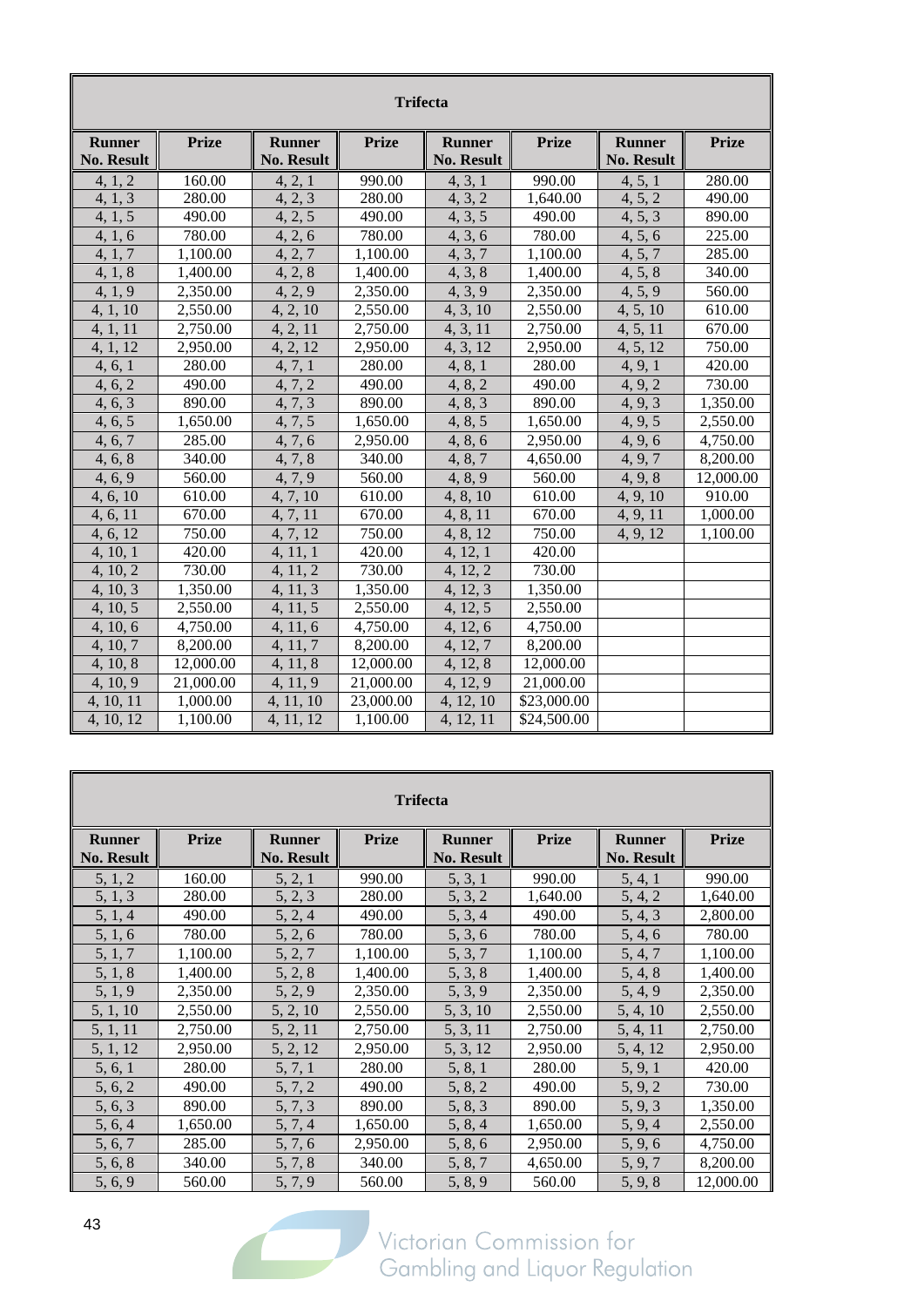| Trifecta | | | | | | | |
|---|---|---|---|---|---|---|---|
| **Runner No. Result** | **Prize** | **Runner No. Result** | **Prize** | **Runner No. Result** | **Prize** | **Runner No. Result** | **Prize** |
| 4, 1, 2 | 160.00 | 4, 2, 1 | 990.00 | 4, 3, 1 | 990.00 | 4, 5, 1 | 280.00 |
| 4, 1, 3 | 280.00 | 4, 2, 3 | 280.00 | 4, 3, 2 | 1,640.00 | 4, 5, 2 | 490.00 |
| 4, 1, 5 | 490.00 | 4, 2, 5 | 490.00 | 4, 3, 5 | 490.00 | 4, 5, 3 | 890.00 |
| 4, 1, 6 | 780.00 | 4, 2, 6 | 780.00 | 4, 3, 6 | 780.00 | 4, 5, 6 | 225.00 |
| 4, 1, 7 | 1,100.00 | 4, 2, 7 | 1,100.00 | 4, 3, 7 | 1,100.00 | 4, 5, 7 | 285.00 |
| 4, 1, 8 | 1,400.00 | 4, 2, 8 | 1,400.00 | 4, 3, 8 | 1,400.00 | 4, 5, 8 | 340.00 |
| 4, 1, 9 | 2,350.00 | 4, 2, 9 | 2,350.00 | 4, 3, 9 | 2,350.00 | 4, 5, 9 | 560.00 |
| 4, 1, 10 | 2,550.00 | 4, 2, 10 | 2,550.00 | 4, 3, 10 | 2,550.00 | 4, 5, 10 | 610.00 |
| 4, 1, 11 | 2,750.00 | 4, 2, 11 | 2,750.00 | 4, 3, 11 | 2,750.00 | 4, 5, 11 | 670.00 |
| 4, 1, 12 | 2,950.00 | 4, 2, 12 | 2,950.00 | 4, 3, 12 | 2,950.00 | 4, 5, 12 | 750.00 |
| 4, 6, 1 | 280.00 | 4, 7, 1 | 280.00 | 4, 8, 1 | 280.00 | 4, 9, 1 | 420.00 |
| 4, 6, 2 | 490.00 | 4, 7, 2 | 490.00 | 4, 8, 2 | 490.00 | 4, 9, 2 | 730.00 |
| 4, 6, 3 | 890.00 | 4, 7, 3 | 890.00 | 4, 8, 3 | 890.00 | 4, 9, 3 | 1,350.00 |
| 4, 6, 5 | 1,650.00 | 4, 7, 5 | 1,650.00 | 4, 8, 5 | 1,650.00 | 4, 9, 5 | 2,550.00 |
| 4, 6, 7 | 285.00 | 4, 7, 6 | 2,950.00 | 4, 8, 6 | 2,950.00 | 4, 9, 6 | 4,750.00 |
| 4, 6, 8 | 340.00 | 4, 7, 8 | 340.00 | 4, 8, 7 | 4,650.00 | 4, 9, 7 | 8,200.00 |
| 4, 6, 9 | 560.00 | 4, 7, 9 | 560.00 | 4, 8, 9 | 560.00 | 4, 9, 8 | 12,000.00 |
| 4, 6, 10 | 610.00 | 4, 7, 10 | 610.00 | 4, 8, 10 | 610.00 | 4, 9, 10 | 910.00 |
| 4, 6, 11 | 670.00 | 4, 7, 11 | 670.00 | 4, 8, 11 | 670.00 | 4, 9, 11 | 1,000.00 |
| 4, 6, 12 | 750.00 | 4, 7, 12 | 750.00 | 4, 8, 12 | 750.00 | 4, 9, 12 | 1,100.00 |
| 4, 10, 1 | 420.00 | 4, 11, 1 | 420.00 | 4, 12, 1 | 420.00 | | |
| 4, 10, 2 | 730.00 | 4, 11, 2 | 730.00 | 4, 12, 2 | 730.00 | | |
| 4, 10, 3 | 1,350.00 | 4, 11, 3 | 1,350.00 | 4, 12, 3 | 1,350.00 | | |
| 4, 10, 5 | 2,550.00 | 4, 11, 5 | 2,550.00 | 4, 12, 5 | 2,550.00 | | |
| 4, 10, 6 | 4,750.00 | 4, 11, 6 | 4,750.00 | 4, 12, 6 | 4,750.00 | | |
| 4, 10, 7 | 8,200.00 | 4, 11, 7 | 8,200.00 | 4, 12, 7 | 8,200.00 | | |
| 4, 10, 8 | 12,000.00 | 4, 11, 8 | 12,000.00 | 4, 12, 8 | 12,000.00 | | |
| 4, 10, 9 | 21,000.00 | 4, 11, 9 | 21,000.00 | 4, 12, 9 | 21,000.00 | | |
| 4, 10, 11 | 1,000.00 | 4, 11, 10 | 23,000.00 | 4, 12, 10 | $23,000.00 | | |
| 4, 10, 12 | 1,100.00 | 4, 11, 12 | 1,100.00 | 4, 12, 11 | $24,500.00 | | |

| Trifecta | | | | | | | |
|---|---|---|---|---|---|---|---|
| **Runner No. Result** | **Prize** | **Runner No. Result** | **Prize** | **Runner No. Result** | **Prize** | **Runner No. Result** | **Prize** |
| 5, 1, 2 | 160.00 | 5, 2, 1 | 990.00 | 5, 3, 1 | 990.00 | 5, 4, 1 | 990.00 |
| 5, 1, 3 | 280.00 | 5, 2, 3 | 280.00 | 5, 3, 2 | 1,640.00 | 5, 4, 2 | 1,640.00 |
| 5, 1, 4 | 490.00 | 5, 2, 4 | 490.00 | 5, 3, 4 | 490.00 | 5, 4, 3 | 2,800.00 |
| 5, 1, 6 | 780.00 | 5, 2, 6 | 780.00 | 5, 3, 6 | 780.00 | 5, 4, 6 | 780.00 |
| 5, 1, 7 | 1,100.00 | 5, 2, 7 | 1,100.00 | 5, 3, 7 | 1,100.00 | 5, 4, 7 | 1,100.00 |
| 5, 1, 8 | 1,400.00 | 5, 2, 8 | 1,400.00 | 5, 3, 8 | 1,400.00 | 5, 4, 8 | 1,400.00 |
| 5, 1, 9 | 2,350.00 | 5, 2, 9 | 2,350.00 | 5, 3, 9 | 2,350.00 | 5, 4, 9 | 2,350.00 |
| 5, 1, 10 | 2,550.00 | 5, 2, 10 | 2,550.00 | 5, 3, 10 | 2,550.00 | 5, 4, 10 | 2,550.00 |
| 5, 1, 11 | 2,750.00 | 5, 2, 11 | 2,750.00 | 5, 3, 11 | 2,750.00 | 5, 4, 11 | 2,750.00 |
| 5, 1, 12 | 2,950.00 | 5, 2, 12 | 2,950.00 | 5, 3, 12 | 2,950.00 | 5, 4, 12 | 2,950.00 |
| 5, 6, 1 | 280.00 | 5, 7, 1 | 280.00 | 5, 8, 1 | 280.00 | 5, 9, 1 | 420.00 |
| 5, 6, 2 | 490.00 | 5, 7, 2 | 490.00 | 5, 8, 2 | 490.00 | 5, 9, 2 | 730.00 |
| 5, 6, 3 | 890.00 | 5, 7, 3 | 890.00 | 5, 8, 3 | 890.00 | 5, 9, 3 | 1,350.00 |
| 5, 6, 4 | 1,650.00 | 5, 7, 4 | 1,650.00 | 5, 8, 4 | 1,650.00 | 5, 9, 4 | 2,550.00 |
| 5, 6, 7 | 285.00 | 5, 7, 6 | 2,950.00 | 5, 8, 6 | 2,950.00 | 5, 9, 6 | 4,750.00 |
| 5, 6, 8 | 340.00 | 5, 7, 8 | 340.00 | 5, 8, 7 | 4,650.00 | 5, 9, 7 | 8,200.00 |
| 5, 6, 9 | 560.00 | 5, 7, 9 | 560.00 | 5, 8, 9 | 560.00 | 5, 9, 8 | 12,000.00 |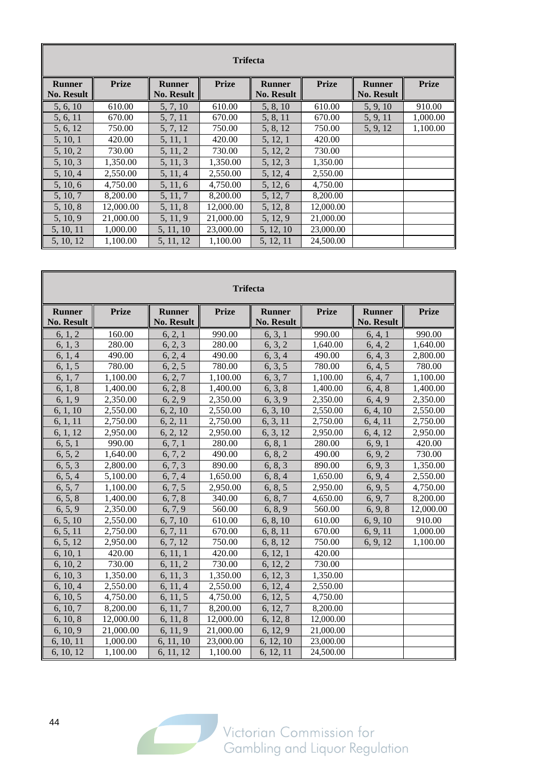| Trifecta | | | | | | | |
|---|---|---|---|---|---|---|---|
| **Runner No. Result** | **Prize** | **Runner No. Result** | **Prize** | **Runner No. Result** | **Prize** | **Runner No. Result** | **Prize** |
| 5, 6, 10 | 610.00 | 5, 7, 10 | 610.00 | 5, 8, 10 | 610.00 | 5, 9, 10 | 910.00 |
| 5, 6, 11 | 670.00 | 5, 7, 11 | 670.00 | 5, 8, 11 | 670.00 | 5, 9, 11 | 1,000.00 |
| 5, 6, 12 | 750.00 | 5, 7, 12 | 750.00 | 5, 8, 12 | 750.00 | 5, 9, 12 | 1,100.00 |
| 5, 10, 1 | 420.00 | 5, 11, 1 | 420.00 | 5, 12, 1 | 420.00 | | |
| 5, 10, 2 | 730.00 | 5, 11, 2 | 730.00 | 5, 12, 2 | 730.00 | | |
| 5, 10, 3 | 1,350.00 | 5, 11, 3 | 1,350.00 | 5, 12, 3 | 1,350.00 | | |
| 5, 10, 4 | 2,550.00 | 5, 11, 4 | 2,550.00 | 5, 12, 4 | 2,550.00 | | |
| 5, 10, 6 | 4,750.00 | 5, 11, 6 | 4,750.00 | 5, 12, 6 | 4,750.00 | | |
| 5, 10, 7 | 8,200.00 | 5, 11, 7 | 8,200.00 | 5, 12, 7 | 8,200.00 | | |
| 5, 10, 8 | 12,000.00 | 5, 11, 8 | 12,000.00 | 5, 12, 8 | 12,000.00 | | |
| 5, 10, 9 | 21,000.00 | 5, 11, 9 | 21,000.00 | 5, 12, 9 | 21,000.00 | | |
| 5, 10, 11 | 1,000.00 | 5, 11, 10 | 23,000.00 | 5, 12, 10 | 23,000.00 | | |
| 5, 10, 12 | 1,100.00 | 5, 11, 12 | 1,100.00 | 5, 12, 11 | 24,500.00 | | |

| Trifecta | | | | | | | |
|---|---|---|---|---|---|---|---|
| **Runner No. Result** | **Prize** | **Runner No. Result** | **Prize** | **Runner No. Result** | **Prize** | **Runner No. Result** | **Prize** |
| 6, 1, 2 | 160.00 | 6, 2, 1 | 990.00 | 6, 3, 1 | 990.00 | 6, 4, 1 | 990.00 |
| 6, 1, 3 | 280.00 | 6, 2, 3 | 280.00 | 6, 3, 2 | 1,640.00 | 6, 4, 2 | 1,640.00 |
| 6, 1, 4 | 490.00 | 6, 2, 4 | 490.00 | 6, 3, 4 | 490.00 | 6, 4, 3 | 2,800.00 |
| 6, 1, 5 | 780.00 | 6, 2, 5 | 780.00 | 6, 3, 5 | 780.00 | 6, 4, 5 | 780.00 |
| 6, 1, 7 | 1,100.00 | 6, 2, 7 | 1,100.00 | 6, 3, 7 | 1,100.00 | 6, 4, 7 | 1,100.00 |
| 6, 1, 8 | 1,400.00 | 6, 2, 8 | 1,400.00 | 6, 3, 8 | 1,400.00 | 6, 4, 8 | 1,400.00 |
| 6, 1, 9 | 2,350.00 | 6, 2, 9 | 2,350.00 | 6, 3, 9 | 2,350.00 | 6, 4, 9 | 2,350.00 |
| 6, 1, 10 | 2,550.00 | 6, 2, 10 | 2,550.00 | 6, 3, 10 | 2,550.00 | 6, 4, 10 | 2,550.00 |
| 6, 1, 11 | 2,750.00 | 6, 2, 11 | 2,750.00 | 6, 3, 11 | 2,750.00 | 6, 4, 11 | 2,750.00 |
| 6, 1, 12 | 2,950.00 | 6, 2, 12 | 2,950.00 | 6, 3, 12 | 2,950.00 | 6, 4, 12 | 2,950.00 |
| 6, 5, 1 | 990.00 | 6, 7, 1 | 280.00 | 6, 8, 1 | 280.00 | 6, 9, 1 | 420.00 |
| 6, 5, 2 | 1,640.00 | 6, 7, 2 | 490.00 | 6, 8, 2 | 490.00 | 6, 9, 2 | 730.00 |
| 6, 5, 3 | 2,800.00 | 6, 7, 3 | 890.00 | 6, 8, 3 | 890.00 | 6, 9, 3 | 1,350.00 |
| 6, 5, 4 | 5,100.00 | 6, 7, 4 | 1,650.00 | 6, 8, 4 | 1,650.00 | 6, 9, 4 | 2,550.00 |
| 6, 5, 7 | 1,100.00 | 6, 7, 5 | 2,950.00 | 6, 8, 5 | 2,950.00 | 6, 9, 5 | 4,750.00 |
| 6, 5, 8 | 1,400.00 | 6, 7, 8 | 340.00 | 6, 8, 7 | 4,650.00 | 6, 9, 7 | 8,200.00 |
| 6, 5, 9 | 2,350.00 | 6, 7, 9 | 560.00 | 6, 8, 9 | 560.00 | 6, 9, 8 | 12,000.00 |
| 6, 5, 10 | 2,550.00 | 6, 7, 10 | 610.00 | 6, 8, 10 | 610.00 | 6, 9, 10 | 910.00 |
| 6, 5, 11 | 2,750.00 | 6, 7, 11 | 670.00 | 6, 8, 11 | 670.00 | 6, 9, 11 | 1,000.00 |
| 6, 5, 12 | 2,950.00 | 6, 7, 12 | 750.00 | 6, 8, 12 | 750.00 | 6, 9, 12 | 1,100.00 |
| 6, 10, 1 | 420.00 | 6, 11, 1 | 420.00 | 6, 12, 1 | 420.00 | | |
| 6, 10, 2 | 730.00 | 6, 11, 2 | 730.00 | 6, 12, 2 | 730.00 | | |
| 6, 10, 3 | 1,350.00 | 6, 11, 3 | 1,350.00 | 6, 12, 3 | 1,350.00 | | |
| 6, 10, 4 | 2,550.00 | 6, 11, 4 | 2,550.00 | 6, 12, 4 | 2,550.00 | | |
| 6, 10, 5 | 4,750.00 | 6, 11, 5 | 4,750.00 | 6, 12, 5 | 4,750.00 | | |
| 6, 10, 7 | 8,200.00 | 6, 11, 7 | 8,200.00 | 6, 12, 7 | 8,200.00 | | |
| 6, 10, 8 | 12,000.00 | 6, 11, 8 | 12,000.00 | 6, 12, 8 | 12,000.00 | | |
| 6, 10, 9 | 21,000.00 | 6, 11, 9 | 21,000.00 | 6, 12, 9 | 21,000.00 | | |
| 6, 10, 11 | 1,000.00 | 6, 11, 10 | 23,000.00 | 6, 12, 10 | 23,000.00 | | |
| 6, 10, 12 | 1,100.00 | 6, 11, 12 | 1,100.00 | 6, 12, 11 | 24,500.00 | | |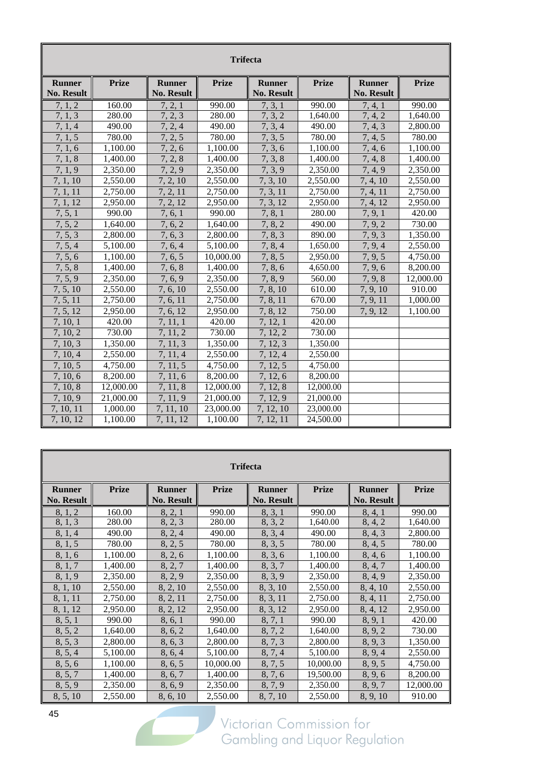| Trifecta | | | | | | | |
|---|---|---|---|---|---|---|---|
| **Runner No. Result** | **Prize** | **Runner No. Result** | **Prize** | **Runner No. Result** | **Prize** | **Runner No. Result** | **Prize** |
| 7, 1, 2 | 160.00 | 7, 2, 1 | 990.00 | 7, 3, 1 | 990.00 | 7, 4, 1 | 990.00 |
| 7, 1, 3 | 280.00 | 7, 2, 3 | 280.00 | 7, 3, 2 | 1,640.00 | 7, 4, 2 | 1,640.00 |
| 7, 1, 4 | 490.00 | 7, 2, 4 | 490.00 | 7, 3, 4 | 490.00 | 7, 4, 3 | 2,800.00 |
| 7, 1, 5 | 780.00 | 7, 2, 5 | 780.00 | 7, 3, 5 | 780.00 | 7, 4, 5 | 780.00 |
| 7, 1, 6 | 1,100.00 | 7, 2, 6 | 1,100.00 | 7, 3, 6 | 1,100.00 | 7, 4, 6 | 1,100.00 |
| 7, 1, 8 | 1,400.00 | 7, 2, 8 | 1,400.00 | 7, 3, 8 | 1,400.00 | 7, 4, 8 | 1,400.00 |
| 7, 1, 9 | 2,350.00 | 7, 2, 9 | 2,350.00 | 7, 3, 9 | 2,350.00 | 7, 4, 9 | 2,350.00 |
| 7, 1, 10 | 2,550.00 | 7, 2, 10 | 2,550.00 | 7, 3, 10 | 2,550.00 | 7, 4, 10 | 2,550.00 |
| 7, 1, 11 | 2,750.00 | 7, 2, 11 | 2,750.00 | 7, 3, 11 | 2,750.00 | 7, 4, 11 | 2,750.00 |
| 7, 1, 12 | 2,950.00 | 7, 2, 12 | 2,950.00 | 7, 3, 12 | 2,950.00 | 7, 4, 12 | 2,950.00 |
| 7, 5, 1 | 990.00 | 7, 6, 1 | 990.00 | 7, 8, 1 | 280.00 | 7, 9, 1 | 420.00 |
| 7, 5, 2 | 1,640.00 | 7, 6, 2 | 1,640.00 | 7, 8, 2 | 490.00 | 7, 9, 2 | 730.00 |
| 7, 5, 3 | 2,800.00 | 7, 6, 3 | 2,800.00 | 7, 8, 3 | 890.00 | 7, 9, 3 | 1,350.00 |
| 7, 5, 4 | 5,100.00 | 7, 6, 4 | 5,100.00 | 7, 8, 4 | 1,650.00 | 7, 9, 4 | 2,550.00 |
| 7, 5, 6 | 1,100.00 | 7, 6, 5 | 10,000.00 | 7, 8, 5 | 2,950.00 | 7, 9, 5 | 4,750.00 |
| 7, 5, 8 | 1,400.00 | 7, 6, 8 | 1,400.00 | 7, 8, 6 | 4,650.00 | 7, 9, 6 | 8,200.00 |
| 7, 5, 9 | 2,350.00 | 7, 6, 9 | 2,350.00 | 7, 8, 9 | 560.00 | 7, 9, 8 | 12,000.00 |
| 7, 5, 10 | 2,550.00 | 7, 6, 10 | 2,550.00 | 7, 8, 10 | 610.00 | 7, 9, 10 | 910.00 |
| 7, 5, 11 | 2,750.00 | 7, 6, 11 | 2,750.00 | 7, 8, 11 | 670.00 | 7, 9, 11 | 1,000.00 |
| 7, 5, 12 | 2,950.00 | 7, 6, 12 | 2,950.00 | 7, 8, 12 | 750.00 | 7, 9, 12 | 1,100.00 |
| 7, 10, 1 | 420.00 | 7, 11, 1 | 420.00 | 7, 12, 1 | 420.00 | | |
| 7, 10, 2 | 730.00 | 7, 11, 2 | 730.00 | 7, 12, 2 | 730.00 | | |
| 7, 10, 3 | 1,350.00 | 7, 11, 3 | 1,350.00 | 7, 12, 3 | 1,350.00 | | |
| 7, 10, 4 | 2,550.00 | 7, 11, 4 | 2,550.00 | 7, 12, 4 | 2,550.00 | | |
| 7, 10, 5 | 4,750.00 | 7, 11, 5 | 4,750.00 | 7, 12, 5 | 4,750.00 | | |
| 7, 10, 6 | 8,200.00 | 7, 11, 6 | 8,200.00 | 7, 12, 6 | 8,200.00 | | |
| 7, 10, 8 | 12,000.00 | 7, 11, 8 | 12,000.00 | 7, 12, 8 | 12,000.00 | | |
| 7, 10, 9 | 21,000.00 | 7, 11, 9 | 21,000.00 | 7, 12, 9 | 21,000.00 | | |
| 7, 10, 11 | 1,000.00 | 7, 11, 10 | 23,000.00 | 7, 12, 10 | 23,000.00 | | |
| 7, 10, 12 | 1,100.00 | 7, 11, 12 | 1,100.00 | 7, 12, 11 | 24,500.00 | | |

| Trifecta | | | | | | | |
|---|---|---|---|---|---|---|---|
| **Runner No. Result** | **Prize** | **Runner No. Result** | **Prize** | **Runner No. Result** | **Prize** | **Runner No. Result** | **Prize** |
| 8, 1, 2 | 160.00 | 8, 2, 1 | 990.00 | 8, 3, 1 | 990.00 | 8, 4, 1 | 990.00 |
| 8, 1, 3 | 280.00 | 8, 2, 3 | 280.00 | 8, 3, 2 | 1,640.00 | 8, 4, 2 | 1,640.00 |
| 8, 1, 4 | 490.00 | 8, 2, 4 | 490.00 | 8, 3, 4 | 490.00 | 8, 4, 3 | 2,800.00 |
| 8, 1, 5 | 780.00 | 8, 2, 5 | 780.00 | 8, 3, 5 | 780.00 | 8, 4, 5 | 780.00 |
| 8, 1, 6 | 1,100.00 | 8, 2, 6 | 1,100.00 | 8, 3, 6 | 1,100.00 | 8, 4, 6 | 1,100.00 |
| 8, 1, 7 | 1,400.00 | 8, 2, 7 | 1,400.00 | 8, 3, 7 | 1,400.00 | 8, 4, 7 | 1,400.00 |
| 8, 1, 9 | 2,350.00 | 8, 2, 9 | 2,350.00 | 8, 3, 9 | 2,350.00 | 8, 4, 9 | 2,350.00 |
| 8, 1, 10 | 2,550.00 | 8, 2, 10 | 2,550.00 | 8, 3, 10 | 2,550.00 | 8, 4, 10 | 2,550.00 |
| 8, 1, 11 | 2,750.00 | 8, 2, 11 | 2,750.00 | 8, 3, 11 | 2,750.00 | 8, 4, 11 | 2,750.00 |
| 8, 1, 12 | 2,950.00 | 8, 2, 12 | 2,950.00 | 8, 3, 12 | 2,950.00 | 8, 4, 12 | 2,950.00 |
| 8, 5, 1 | 990.00 | 8, 6, 1 | 990.00 | 8, 7, 1 | 990.00 | 8, 9, 1 | 420.00 |
| 8, 5, 2 | 1,640.00 | 8, 6, 2 | 1,640.00 | 8, 7, 2 | 1,640.00 | 8, 9, 2 | 730.00 |
| 8, 5, 3 | 2,800.00 | 8, 6, 3 | 2,800.00 | 8, 7, 3 | 2,800.00 | 8, 9, 3 | 1,350.00 |
| 8, 5, 4 | 5,100.00 | 8, 6, 4 | 5,100.00 | 8, 7, 4 | 5,100.00 | 8, 9, 4 | 2,550.00 |
| 8, 5, 6 | 1,100.00 | 8, 6, 5 | 10,000.00 | 8, 7, 5 | 10,000.00 | 8, 9, 5 | 4,750.00 |
| 8, 5, 7 | 1,400.00 | 8, 6, 7 | 1,400.00 | 8, 7, 6 | 19,500.00 | 8, 9, 6 | 8,200.00 |
| 8, 5, 9 | 2,350.00 | 8, 6, 9 | 2,350.00 | 8, 7, 9 | 2,350.00 | 8, 9, 7 | 12,000.00 |
| 8, 5, 10 | 2,550.00 | 8, 6, 10 | 2,550.00 | 8, 7, 10 | 2,550.00 | 8, 9, 10 | 910.00 |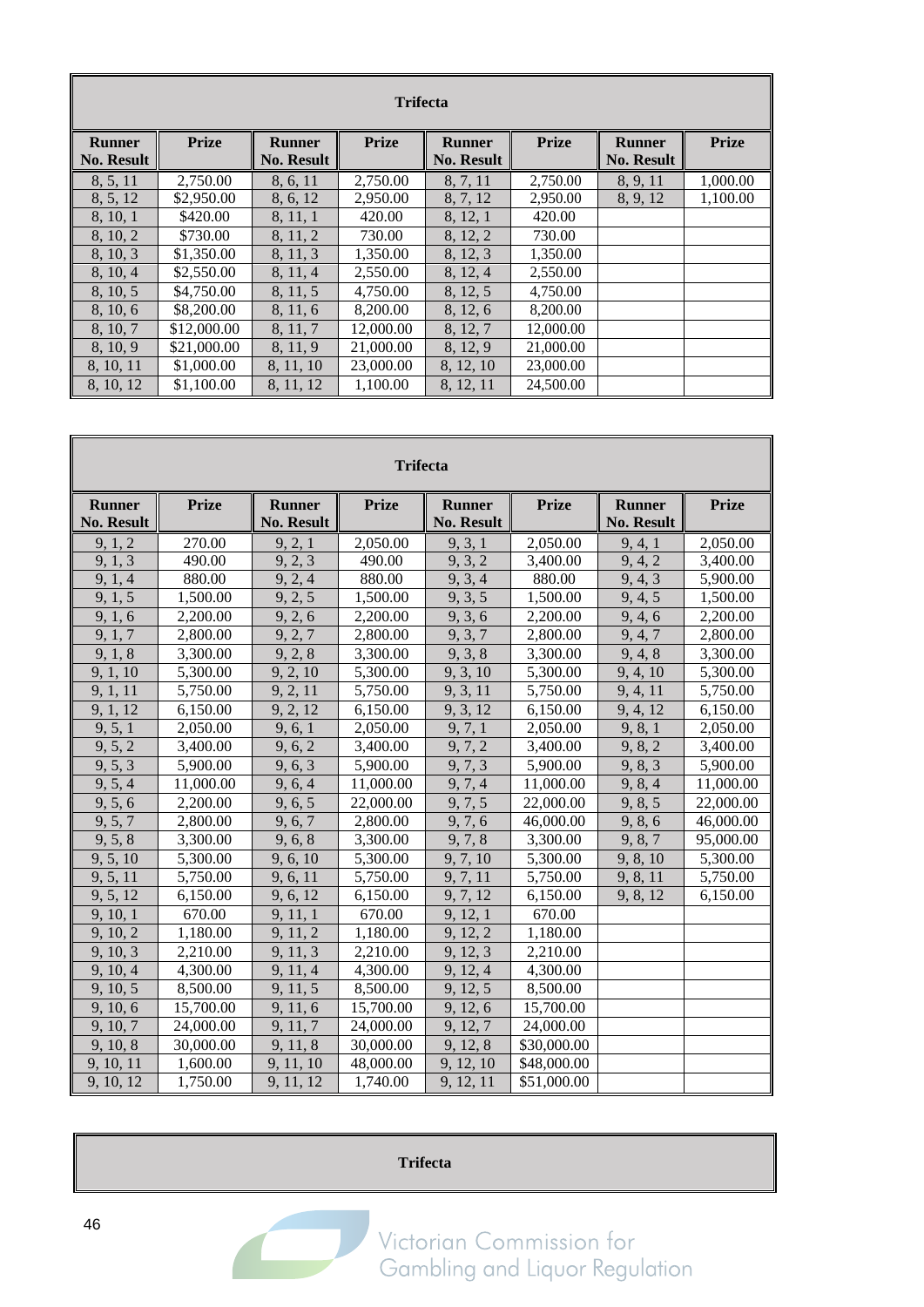| Trifecta | | | | | | | |
|---|---|---|---|---|---|---|---|
| Runner No. Result | Prize | Runner No. Result | Prize | Runner No. Result | Prize | Runner No. Result | Prize |
| 8, 5, 11 | 2,750.00 | 8, 6, 11 | 2,750.00 | 8, 7, 11 | 2,750.00 | 8, 9, 11 | 1,000.00 |
| 8, 5, 12 | $2,950.00 | 8, 6, 12 | 2,950.00 | 8, 7, 12 | 2,950.00 | 8, 9, 12 | 1,100.00 |
| 8, 10, 1 | $420.00 | 8, 11, 1 | 420.00 | 8, 12, 1 | 420.00 | | |
| 8, 10, 2 | $730.00 | 8, 11, 2 | 730.00 | 8, 12, 2 | 730.00 | | |
| 8, 10, 3 | $1,350.00 | 8, 11, 3 | 1,350.00 | 8, 12, 3 | 1,350.00 | | |
| 8, 10, 4 | $2,550.00 | 8, 11, 4 | 2,550.00 | 8, 12, 4 | 2,550.00 | | |
| 8, 10, 5 | $4,750.00 | 8, 11, 5 | 4,750.00 | 8, 12, 5 | 4,750.00 | | |
| 8, 10, 6 | $8,200.00 | 8, 11, 6 | 8,200.00 | 8, 12, 6 | 8,200.00 | | |
| 8, 10, 7 | $12,000.00 | 8, 11, 7 | 12,000.00 | 8, 12, 7 | 12,000.00 | | |
| 8, 10, 9 | $21,000.00 | 8, 11, 9 | 21,000.00 | 8, 12, 9 | 21,000.00 | | |
| 8, 10, 11 | $1,000.00 | 8, 11, 10 | 23,000.00 | 8, 12, 10 | 23,000.00 | | |
| 8, 10, 12 | $1,100.00 | 8, 11, 12 | 1,100.00 | 8, 12, 11 | 24,500.00 | | |

| Trifecta | | | | | | | |
|---|---|---|---|---|---|---|---|
| Runner No. Result | Prize | Runner No. Result | Prize | Runner No. Result | Prize | Runner No. Result | Prize |
| 9, 1, 2 | 270.00 | 9, 2, 1 | 2,050.00 | 9, 3, 1 | 2,050.00 | 9, 4, 1 | 2,050.00 |
| 9, 1, 3 | 490.00 | 9, 2, 3 | 490.00 | 9, 3, 2 | 3,400.00 | 9, 4, 2 | 3,400.00 |
| 9, 1, 4 | 880.00 | 9, 2, 4 | 880.00 | 9, 3, 4 | 880.00 | 9, 4, 3 | 5,900.00 |
| 9, 1, 5 | 1,500.00 | 9, 2, 5 | 1,500.00 | 9, 3, 5 | 1,500.00 | 9, 4, 5 | 1,500.00 |
| 9, 1, 6 | 2,200.00 | 9, 2, 6 | 2,200.00 | 9, 3, 6 | 2,200.00 | 9, 4, 6 | 2,200.00 |
| 9, 1, 7 | 2,800.00 | 9, 2, 7 | 2,800.00 | 9, 3, 7 | 2,800.00 | 9, 4, 7 | 2,800.00 |
| 9, 1, 8 | 3,300.00 | 9, 2, 8 | 3,300.00 | 9, 3, 8 | 3,300.00 | 9, 4, 8 | 3,300.00 |
| 9, 1, 10 | 5,300.00 | 9, 2, 10 | 5,300.00 | 9, 3, 10 | 5,300.00 | 9, 4, 10 | 5,300.00 |
| 9, 1, 11 | 5,750.00 | 9, 2, 11 | 5,750.00 | 9, 3, 11 | 5,750.00 | 9, 4, 11 | 5,750.00 |
| 9, 1, 12 | 6,150.00 | 9, 2, 12 | 6,150.00 | 9, 3, 12 | 6,150.00 | 9, 4, 12 | 6,150.00 |
| 9, 5, 1 | 2,050.00 | 9, 6, 1 | 2,050.00 | 9, 7, 1 | 2,050.00 | 9, 8, 1 | 2,050.00 |
| 9, 5, 2 | 3,400.00 | 9, 6, 2 | 3,400.00 | 9, 7, 2 | 3,400.00 | 9, 8, 2 | 3,400.00 |
| 9, 5, 3 | 5,900.00 | 9, 6, 3 | 5,900.00 | 9, 7, 3 | 5,900.00 | 9, 8, 3 | 5,900.00 |
| 9, 5, 4 | 11,000.00 | 9, 6, 4 | 11,000.00 | 9, 7, 4 | 11,000.00 | 9, 8, 4 | 11,000.00 |
| 9, 5, 6 | 2,200.00 | 9, 6, 5 | 22,000.00 | 9, 7, 5 | 22,000.00 | 9, 8, 5 | 22,000.00 |
| 9, 5, 7 | 2,800.00 | 9, 6, 7 | 2,800.00 | 9, 7, 6 | 46,000.00 | 9, 8, 6 | 46,000.00 |
| 9, 5, 8 | 3,300.00 | 9, 6, 8 | 3,300.00 | 9, 7, 8 | 3,300.00 | 9, 8, 7 | 95,000.00 |
| 9, 5, 10 | 5,300.00 | 9, 6, 10 | 5,300.00 | 9, 7, 10 | 5,300.00 | 9, 8, 10 | 5,300.00 |
| 9, 5, 11 | 5,750.00 | 9, 6, 11 | 5,750.00 | 9, 7, 11 | 5,750.00 | 9, 8, 11 | 5,750.00 |
| 9, 5, 12 | 6,150.00 | 9, 6, 12 | 6,150.00 | 9, 7, 12 | 6,150.00 | 9, 8, 12 | 6,150.00 |
| 9, 10, 1 | 670.00 | 9, 11, 1 | 670.00 | 9, 12, 1 | 670.00 | | |
| 9, 10, 2 | 1,180.00 | 9, 11, 2 | 1,180.00 | 9, 12, 2 | 1,180.00 | | |
| 9, 10, 3 | 2,210.00 | 9, 11, 3 | 2,210.00 | 9, 12, 3 | 2,210.00 | | |
| 9, 10, 4 | 4,300.00 | 9, 11, 4 | 4,300.00 | 9, 12, 4 | 4,300.00 | | |
| 9, 10, 5 | 8,500.00 | 9, 11, 5 | 8,500.00 | 9, 12, 5 | 8,500.00 | | |
| 9, 10, 6 | 15,700.00 | 9, 11, 6 | 15,700.00 | 9, 12, 6 | 15,700.00 | | |
| 9, 10, 7 | 24,000.00 | 9, 11, 7 | 24,000.00 | 9, 12, 7 | 24,000.00 | | |
| 9, 10, 8 | 30,000.00 | 9, 11, 8 | 30,000.00 | 9, 12, 8 | $30,000.00 | | |
| 9, 10, 11 | 1,600.00 | 9, 11, 10 | 48,000.00 | 9, 12, 10 | $48,000.00 | | |
| 9, 10, 12 | 1,750.00 | 9, 11, 12 | 1,740.00 | 9, 12, 11 | $51,000.00 | | |

| Trifecta |
|---|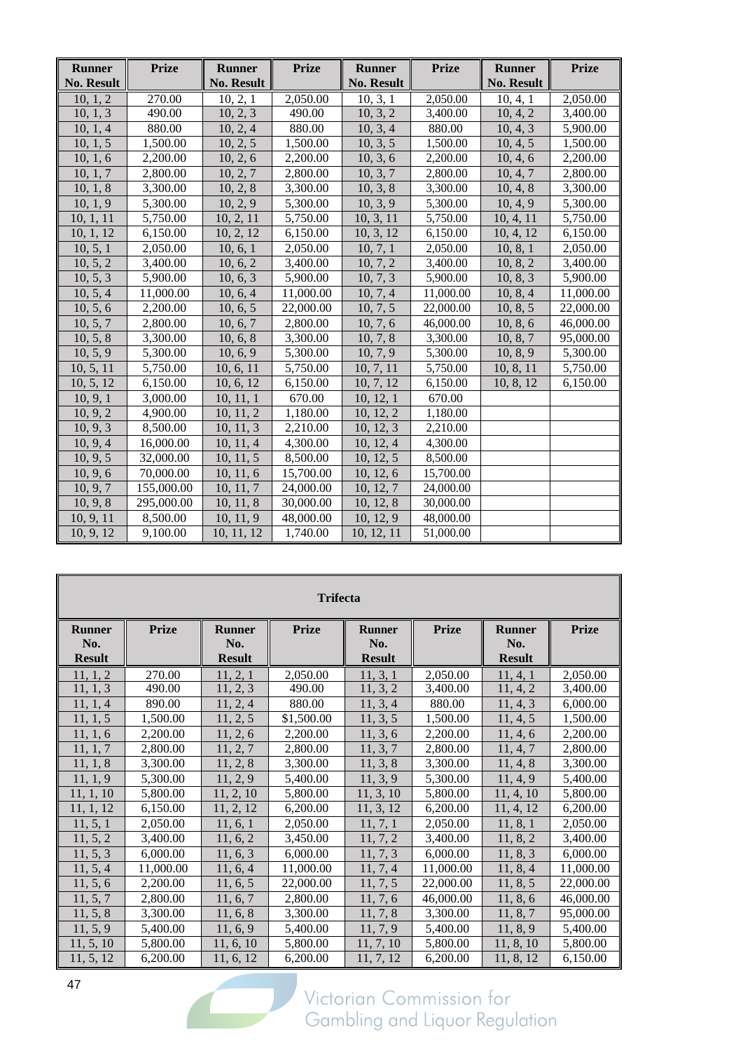| Runner No. Result | Prize | Runner No. Result | Prize | Runner No. Result | Prize | Runner No. Result | Prize |
|---|---|---|---|---|---|---|---|
| 10, 1, 2 | 270.00 | 10, 2, 1 | 2,050.00 | 10, 3, 1 | 2,050.00 | 10, 4, 1 | 2,050.00 |
| 10, 1, 3 | 490.00 | 10, 2, 3 | 490.00 | 10, 3, 2 | 3,400.00 | 10, 4, 2 | 3,400.00 |
| 10, 1, 4 | 880.00 | 10, 2, 4 | 880.00 | 10, 3, 4 | 880.00 | 10, 4, 3 | 5,900.00 |
| 10, 1, 5 | 1,500.00 | 10, 2, 5 | 1,500.00 | 10, 3, 5 | 1,500.00 | 10, 4, 5 | 1,500.00 |
| 10, 1, 6 | 2,200.00 | 10, 2, 6 | 2,200.00 | 10, 3, 6 | 2,200.00 | 10, 4, 6 | 2,200.00 |
| 10, 1, 7 | 2,800.00 | 10, 2, 7 | 2,800.00 | 10, 3, 7 | 2,800.00 | 10, 4, 7 | 2,800.00 |
| 10, 1, 8 | 3,300.00 | 10, 2, 8 | 3,300.00 | 10, 3, 8 | 3,300.00 | 10, 4, 8 | 3,300.00 |
| 10, 1, 9 | 5,300.00 | 10, 2, 9 | 5,300.00 | 10, 3, 9 | 5,300.00 | 10, 4, 9 | 5,300.00 |
| 10, 1, 11 | 5,750.00 | 10, 2, 11 | 5,750.00 | 10, 3, 11 | 5,750.00 | 10, 4, 11 | 5,750.00 |
| 10, 1, 12 | 6,150.00 | 10, 2, 12 | 6,150.00 | 10, 3, 12 | 6,150.00 | 10, 4, 12 | 6,150.00 |
| 10, 5, 1 | 2,050.00 | 10, 6, 1 | 2,050.00 | 10, 7, 1 | 2,050.00 | 10, 8, 1 | 2,050.00 |
| 10, 5, 2 | 3,400.00 | 10, 6, 2 | 3,400.00 | 10, 7, 2 | 3,400.00 | 10, 8, 2 | 3,400.00 |
| 10, 5, 3 | 5,900.00 | 10, 6, 3 | 5,900.00 | 10, 7, 3 | 5,900.00 | 10, 8, 3 | 5,900.00 |
| 10, 5, 4 | 11,000.00 | 10, 6, 4 | 11,000.00 | 10, 7, 4 | 11,000.00 | 10, 8, 4 | 11,000.00 |
| 10, 5, 6 | 2,200.00 | 10, 6, 5 | 22,000.00 | 10, 7, 5 | 22,000.00 | 10, 8, 5 | 22,000.00 |
| 10, 5, 7 | 2,800.00 | 10, 6, 7 | 2,800.00 | 10, 7, 6 | 46,000.00 | 10, 8, 6 | 46,000.00 |
| 10, 5, 8 | 3,300.00 | 10, 6, 8 | 3,300.00 | 10, 7, 8 | 3,300.00 | 10, 8, 7 | 95,000.00 |
| 10, 5, 9 | 5,300.00 | 10, 6, 9 | 5,300.00 | 10, 7, 9 | 5,300.00 | 10, 8, 9 | 5,300.00 |
| 10, 5, 11 | 5,750.00 | 10, 6, 11 | 5,750.00 | 10, 7, 11 | 5,750.00 | 10, 8, 11 | 5,750.00 |
| 10, 5, 12 | 6,150.00 | 10, 6, 12 | 6,150.00 | 10, 7, 12 | 6,150.00 | 10, 8, 12 | 6,150.00 |
| 10, 9, 1 | 3,000.00 | 10, 11, 1 | 670.00 | 10, 12, 1 | 670.00 | | |
| 10, 9, 2 | 4,900.00 | 10, 11, 2 | 1,180.00 | 10, 12, 2 | 1,180.00 | | |
| 10, 9, 3 | 8,500.00 | 10, 11, 3 | 2,210.00 | 10, 12, 3 | 2,210.00 | | |
| 10, 9, 4 | 16,000.00 | 10, 11, 4 | 4,300.00 | 10, 12, 4 | 4,300.00 | | |
| 10, 9, 5 | 32,000.00 | 10, 11, 5 | 8,500.00 | 10, 12, 5 | 8,500.00 | | |
| 10, 9, 6 | 70,000.00 | 10, 11, 6 | 15,700.00 | 10, 12, 6 | 15,700.00 | | |
| 10, 9, 7 | 155,000.00 | 10, 11, 7 | 24,000.00 | 10, 12, 7 | 24,000.00 | | |
| 10, 9, 8 | 295,000.00 | 10, 11, 8 | 30,000.00 | 10, 12, 8 | 30,000.00 | | |
| 10, 9, 11 | 8,500.00 | 10, 11, 9 | 48,000.00 | 10, 12, 9 | 48,000.00 | | |
| 10, 9, 12 | 9,100.00 | 10, 11, 12 | 1,740.00 | 10, 12, 11 | 51,000.00 | | |

| Trifecta | | | | | | | |
|---|---|---|---|---|---|---|---|
| **Runner No. Result** | **Prize** | **Runner No. Result** | **Prize** | **Runner No. Result** | **Prize** | **Runner No. Result** | **Prize** |
| 11, 1, 2 | 270.00 | 11, 2, 1 | 2,050.00 | 11, 3, 1 | 2,050.00 | 11, 4, 1 | 2,050.00 |
| 11, 1, 3 | 490.00 | 11, 2, 3 | 490.00 | 11, 3, 2 | 3,400.00 | 11, 4, 2 | 3,400.00 |
| 11, 1, 4 | 890.00 | 11, 2, 4 | 880.00 | 11, 3, 4 | 880.00 | 11, 4, 3 | 6,000.00 |
| 11, 1, 5 | 1,500.00 | 11, 2, 5 | $1,500.00 | 11, 3, 5 | 1,500.00 | 11, 4, 5 | 1,500.00 |
| 11, 1, 6 | 2,200.00 | 11, 2, 6 | 2,200.00 | 11, 3, 6 | 2,200.00 | 11, 4, 6 | 2,200.00 |
| 11, 1, 7 | 2,800.00 | 11, 2, 7 | 2,800.00 | 11, 3, 7 | 2,800.00 | 11, 4, 7 | 2,800.00 |
| 11, 1, 8 | 3,300.00 | 11, 2, 8 | 3,300.00 | 11, 3, 8 | 3,300.00 | 11, 4, 8 | 3,300.00 |
| 11, 1, 9 | 5,300.00 | 11, 2, 9 | 5,400.00 | 11, 3, 9 | 5,300.00 | 11, 4, 9 | 5,400.00 |
| 11, 1, 10 | 5,800.00 | 11, 2, 10 | 5,800.00 | 11, 3, 10 | 5,800.00 | 11, 4, 10 | 5,800.00 |
| 11, 1, 12 | 6,150.00 | 11, 2, 12 | 6,200.00 | 11, 3, 12 | 6,200.00 | 11, 4, 12 | 6,200.00 |
| 11, 5, 1 | 2,050.00 | 11, 6, 1 | 2,050.00 | 11, 7, 1 | 2,050.00 | 11, 8, 1 | 2,050.00 |
| 11, 5, 2 | 3,400.00 | 11, 6, 2 | 3,450.00 | 11, 7, 2 | 3,400.00 | 11, 8, 2 | 3,400.00 |
| 11, 5, 3 | 6,000.00 | 11, 6, 3 | 6,000.00 | 11, 7, 3 | 6,000.00 | 11, 8, 3 | 6,000.00 |
| 11, 5, 4 | 11,000.00 | 11, 6, 4 | 11,000.00 | 11, 7, 4 | 11,000.00 | 11, 8, 4 | 11,000.00 |
| 11, 5, 6 | 2,200.00 | 11, 6, 5 | 22,000.00 | 11, 7, 5 | 22,000.00 | 11, 8, 5 | 22,000.00 |
| 11, 5, 7 | 2,800.00 | 11, 6, 7 | 2,800.00 | 11, 7, 6 | 46,000.00 | 11, 8, 6 | 46,000.00 |
| 11, 5, 8 | 3,300.00 | 11, 6, 8 | 3,300.00 | 11, 7, 8 | 3,300.00 | 11, 8, 7 | 95,000.00 |
| 11, 5, 9 | 5,400.00 | 11, 6, 9 | 5,400.00 | 11, 7, 9 | 5,400.00 | 11, 8, 9 | 5,400.00 |
| 11, 5, 10 | 5,800.00 | 11, 6, 10 | 5,800.00 | 11, 7, 10 | 5,800.00 | 11, 8, 10 | 5,800.00 |
| 11, 5, 12 | 6,200.00 | 11, 6, 12 | 6,200.00 | 11, 7, 12 | 6,200.00 | 11, 8, 12 | 6,150.00 |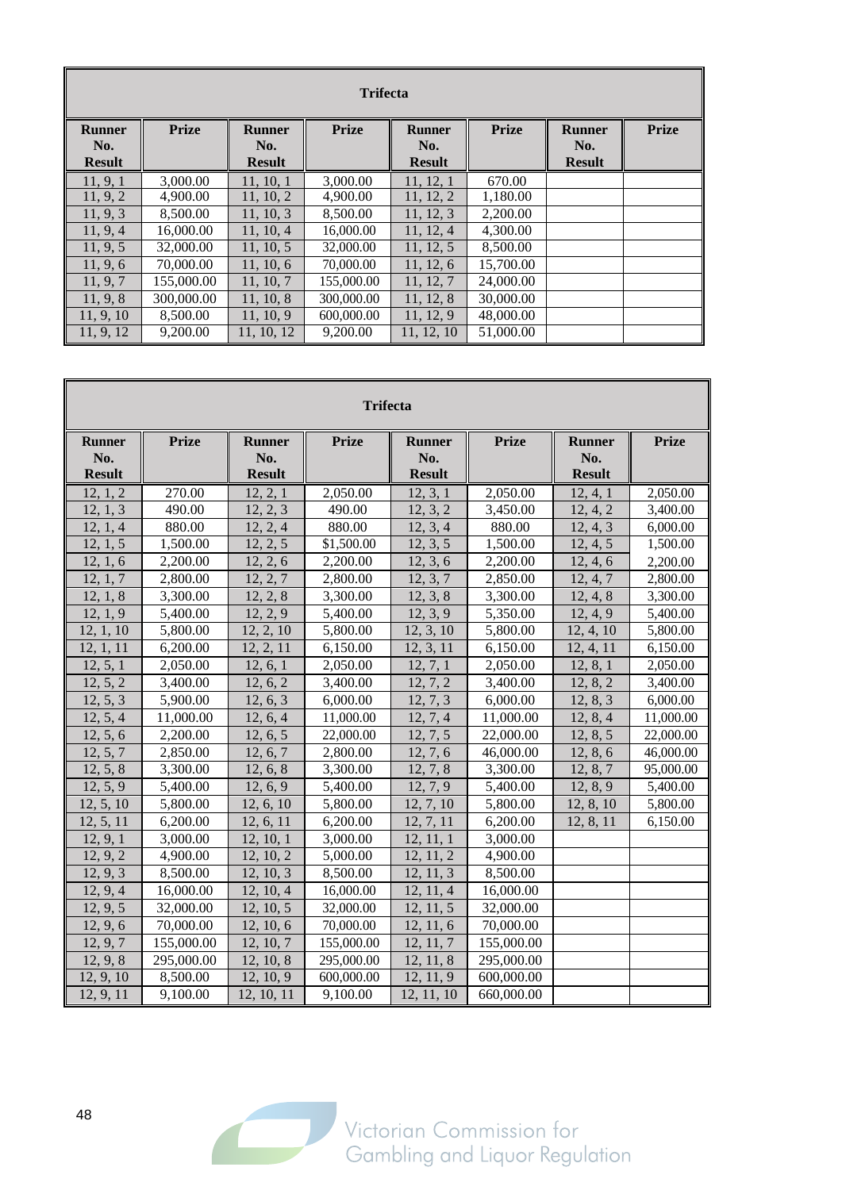| Trifecta | | | | | | | |
|---|---|---|---|---|---|---|---|
| Runner No. Result | Prize | Runner No. Result | Prize | Runner No. Result | Prize | Runner No. Result | Prize |
| 11, 9, 1 | 3,000.00 | 11, 10, 1 | 3,000.00 | 11, 12, 1 | 670.00 | | |
| 11, 9, 2 | 4,900.00 | 11, 10, 2 | 4,900.00 | 11, 12, 2 | 1,180.00 | | |
| 11, 9, 3 | 8,500.00 | 11, 10, 3 | 8,500.00 | 11, 12, 3 | 2,200.00 | | |
| 11, 9, 4 | 16,000.00 | 11, 10, 4 | 16,000.00 | 11, 12, 4 | 4,300.00 | | |
| 11, 9, 5 | 32,000.00 | 11, 10, 5 | 32,000.00 | 11, 12, 5 | 8,500.00 | | |
| 11, 9, 6 | 70,000.00 | 11, 10, 6 | 70,000.00 | 11, 12, 6 | 15,700.00 | | |
| 11, 9, 7 | 155,000.00 | 11, 10, 7 | 155,000.00 | 11, 12, 7 | 24,000.00 | | |
| 11, 9, 8 | 300,000.00 | 11, 10, 8 | 300,000.00 | 11, 12, 8 | 30,000.00 | | |
| 11, 9, 10 | 8,500.00 | 11, 10, 9 | 600,000.00 | 11, 12, 9 | 48,000.00 | | |
| 11, 9, 12 | 9,200.00 | 11, 10, 12 | 9,200.00 | 11, 12, 10 | 51,000.00 | | |

| Trifecta | | | | | | | |
|---|---|---|---|---|---|---|---|
| Runner No. Result | Prize | Runner No. Result | Prize | Runner No. Result | Prize | Runner No. Result | Prize |
| 12, 1, 2 | 270.00 | 12, 2, 1 | 2,050.00 | 12, 3, 1 | 2,050.00 | 12, 4, 1 | 2,050.00 |
| 12, 1, 3 | 490.00 | 12, 2, 3 | 490.00 | 12, 3, 2 | 3,450.00 | 12, 4, 2 | 3,400.00 |
| 12, 1, 4 | 880.00 | 12, 2, 4 | 880.00 | 12, 3, 4 | 880.00 | 12, 4, 3 | 6,000.00 |
| 12, 1, 5 | 1,500.00 | 12, 2, 5 | $1,500.00 | 12, 3, 5 | 1,500.00 | 12, 4, 5 | 1,500.00 |
| 12, 1, 6 | 2,200.00 | 12, 2, 6 | 2,200.00 | 12, 3, 6 | 2,200.00 | 12, 4, 6 | 2,200.00 |
| 12, 1, 7 | 2,800.00 | 12, 2, 7 | 2,800.00 | 12, 3, 7 | 2,850.00 | 12, 4, 7 | 2,800.00 |
| 12, 1, 8 | 3,300.00 | 12, 2, 8 | 3,300.00 | 12, 3, 8 | 3,300.00 | 12, 4, 8 | 3,300.00 |
| 12, 1, 9 | 5,400.00 | 12, 2, 9 | 5,400.00 | 12, 3, 9 | 5,350.00 | 12, 4, 9 | 5,400.00 |
| 12, 1, 10 | 5,800.00 | 12, 2, 10 | 5,800.00 | 12, 3, 10 | 5,800.00 | 12, 4, 10 | 5,800.00 |
| 12, 1, 11 | 6,200.00 | 12, 2, 11 | 6,150.00 | 12, 3, 11 | 6,150.00 | 12, 4, 11 | 6,150.00 |
| 12, 5, 1 | 2,050.00 | 12, 6, 1 | 2,050.00 | 12, 7, 1 | 2,050.00 | 12, 8, 1 | 2,050.00 |
| 12, 5, 2 | 3,400.00 | 12, 6, 2 | 3,400.00 | 12, 7, 2 | 3,400.00 | 12, 8, 2 | 3,400.00 |
| 12, 5, 3 | 5,900.00 | 12, 6, 3 | 6,000.00 | 12, 7, 3 | 6,000.00 | 12, 8, 3 | 6,000.00 |
| 12, 5, 4 | 11,000.00 | 12, 6, 4 | 11,000.00 | 12, 7, 4 | 11,000.00 | 12, 8, 4 | 11,000.00 |
| 12, 5, 6 | 2,200.00 | 12, 6, 5 | 22,000.00 | 12, 7, 5 | 22,000.00 | 12, 8, 5 | 22,000.00 |
| 12, 5, 7 | 2,850.00 | 12, 6, 7 | 2,800.00 | 12, 7, 6 | 46,000.00 | 12, 8, 6 | 46,000.00 |
| 12, 5, 8 | 3,300.00 | 12, 6, 8 | 3,300.00 | 12, 7, 8 | 3,300.00 | 12, 8, 7 | 95,000.00 |
| 12, 5, 9 | 5,400.00 | 12, 6, 9 | 5,400.00 | 12, 7, 9 | 5,400.00 | 12, 8, 9 | 5,400.00 |
| 12, 5, 10 | 5,800.00 | 12, 6, 10 | 5,800.00 | 12, 7, 10 | 5,800.00 | 12, 8, 10 | 5,800.00 |
| 12, 5, 11 | 6,200.00 | 12, 6, 11 | 6,200.00 | 12, 7, 11 | 6,200.00 | 12, 8, 11 | 6,150.00 |
| 12, 9, 1 | 3,000.00 | 12, 10, 1 | 3,000.00 | 12, 11, 1 | 3,000.00 | | |
| 12, 9, 2 | 4,900.00 | 12, 10, 2 | 5,000.00 | 12, 11, 2 | 4,900.00 | | |
| 12, 9, 3 | 8,500.00 | 12, 10, 3 | 8,500.00 | 12, 11, 3 | 8,500.00 | | |
| 12, 9, 4 | 16,000.00 | 12, 10, 4 | 16,000.00 | 12, 11, 4 | 16,000.00 | | |
| 12, 9, 5 | 32,000.00 | 12, 10, 5 | 32,000.00 | 12, 11, 5 | 32,000.00 | | |
| 12, 9, 6 | 70,000.00 | 12, 10, 6 | 70,000.00 | 12, 11, 6 | 70,000.00 | | |
| 12, 9, 7 | 155,000.00 | 12, 10, 7 | 155,000.00 | 12, 11, 7 | 155,000.00 | | |
| 12, 9, 8 | 295,000.00 | 12, 10, 8 | 295,000.00 | 12, 11, 8 | 295,000.00 | | |
| 12, 9, 10 | 8,500.00 | 12, 10, 9 | 600,000.00 | 12, 11, 9 | 600,000.00 | | |
| 12, 9, 11 | 9,100.00 | 12, 10, 11 | 9,100.00 | 12, 11, 10 | 660,000.00 | | |

Victorian Commission for Gambling and Liquor Regulation